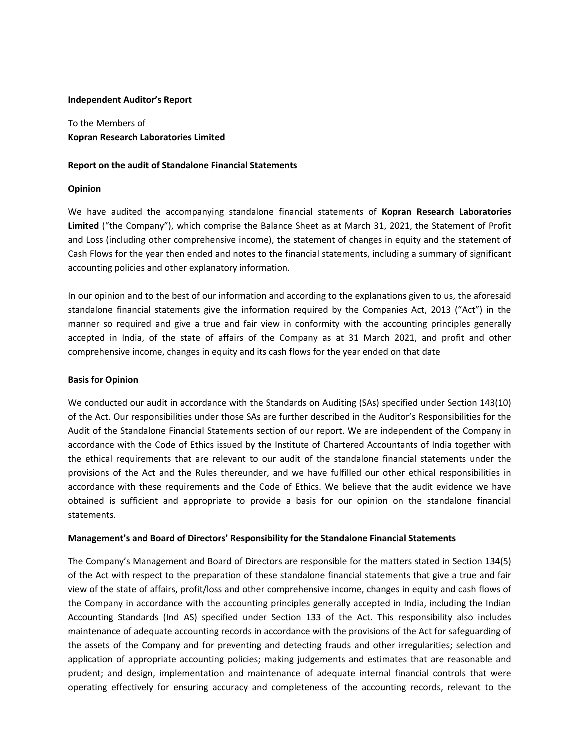**Independent Auditor's Report**

To the Members of
**Kopran Research Laboratories Limited**

**Report on the audit of Standalone Financial Statements**

**Opinion**

We have audited the accompanying standalone financial statements of **Kopran Research Laboratories Limited** ("the Company"), which comprise the Balance Sheet as at March 31, 2021, the Statement of Profit and Loss (including other comprehensive income), the statement of changes in equity and the statement of Cash Flows for the year then ended and notes to the financial statements, including a summary of significant accounting policies and other explanatory information.

In our opinion and to the best of our information and according to the explanations given to us, the aforesaid standalone financial statements give the information required by the Companies Act, 2013 ("Act") in the manner so required and give a true and fair view in conformity with the accounting principles generally accepted in India, of the state of affairs of the Company as at 31 March 2021, and profit and other comprehensive income, changes in equity and its cash flows for the year ended on that date

**Basis for Opinion**

We conducted our audit in accordance with the Standards on Auditing (SAs) specified under Section 143(10) of the Act. Our responsibilities under those SAs are further described in the Auditor's Responsibilities for the Audit of the Standalone Financial Statements section of our report. We are independent of the Company in accordance with the Code of Ethics issued by the Institute of Chartered Accountants of India together with the ethical requirements that are relevant to our audit of the standalone financial statements under the provisions of the Act and the Rules thereunder, and we have fulfilled our other ethical responsibilities in accordance with these requirements and the Code of Ethics. We believe that the audit evidence we have obtained is sufficient and appropriate to provide a basis for our opinion on the standalone financial statements.

**Management's and Board of Directors' Responsibility for the Standalone Financial Statements**

The Company's Management and Board of Directors are responsible for the matters stated in Section 134(5) of the Act with respect to the preparation of these standalone financial statements that give a true and fair view of the state of affairs, profit/loss and other comprehensive income, changes in equity and cash flows of the Company in accordance with the accounting principles generally accepted in India, including the Indian Accounting Standards (Ind AS) specified under Section 133 of the Act. This responsibility also includes maintenance of adequate accounting records in accordance with the provisions of the Act for safeguarding of the assets of the Company and for preventing and detecting frauds and other irregularities; selection and application of appropriate accounting policies; making judgements and estimates that are reasonable and prudent; and design, implementation and maintenance of adequate internal financial controls that were operating effectively for ensuring accuracy and completeness of the accounting records, relevant to the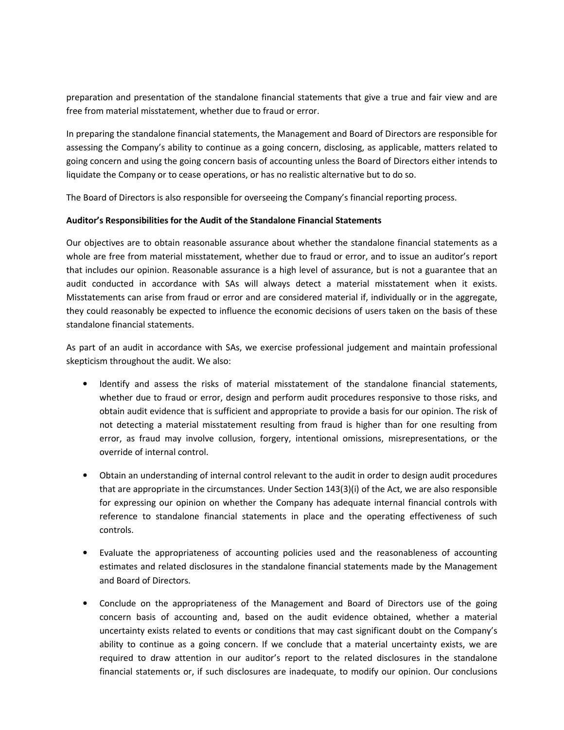preparation and presentation of the standalone financial statements that give a true and fair view and are free from material misstatement, whether due to fraud or error.

In preparing the standalone financial statements, the Management and Board of Directors are responsible for assessing the Company's ability to continue as a going concern, disclosing, as applicable, matters related to going concern and using the going concern basis of accounting unless the Board of Directors either intends to liquidate the Company or to cease operations, or has no realistic alternative but to do so.

The Board of Directors is also responsible for overseeing the Company's financial reporting process.

**Auditor's Responsibilities for the Audit of the Standalone Financial Statements**

Our objectives are to obtain reasonable assurance about whether the standalone financial statements as a whole are free from material misstatement, whether due to fraud or error, and to issue an auditor's report that includes our opinion. Reasonable assurance is a high level of assurance, but is not a guarantee that an audit conducted in accordance with SAs will always detect a material misstatement when it exists. Misstatements can arise from fraud or error and are considered material if, individually or in the aggregate, they could reasonably be expected to influence the economic decisions of users taken on the basis of these standalone financial statements.

As part of an audit in accordance with SAs, we exercise professional judgement and maintain professional skepticism throughout the audit. We also:

- Identify and assess the risks of material misstatement of the standalone financial statements, whether due to fraud or error, design and perform audit procedures responsive to those risks, and obtain audit evidence that is sufficient and appropriate to provide a basis for our opinion. The risk of not detecting a material misstatement resulting from fraud is higher than for one resulting from error, as fraud may involve collusion, forgery, intentional omissions, misrepresentations, or the override of internal control.

- Obtain an understanding of internal control relevant to the audit in order to design audit procedures that are appropriate in the circumstances. Under Section 143(3)(i) of the Act, we are also responsible for expressing our opinion on whether the Company has adequate internal financial controls with reference to standalone financial statements in place and the operating effectiveness of such controls.

- Evaluate the appropriateness of accounting policies used and the reasonableness of accounting estimates and related disclosures in the standalone financial statements made by the Management and Board of Directors.

- Conclude on the appropriateness of the Management and Board of Directors use of the going concern basis of accounting and, based on the audit evidence obtained, whether a material uncertainty exists related to events or conditions that may cast significant doubt on the Company's ability to continue as a going concern. If we conclude that a material uncertainty exists, we are required to draw attention in our auditor's report to the related disclosures in the standalone financial statements or, if such disclosures are inadequate, to modify our opinion. Our conclusions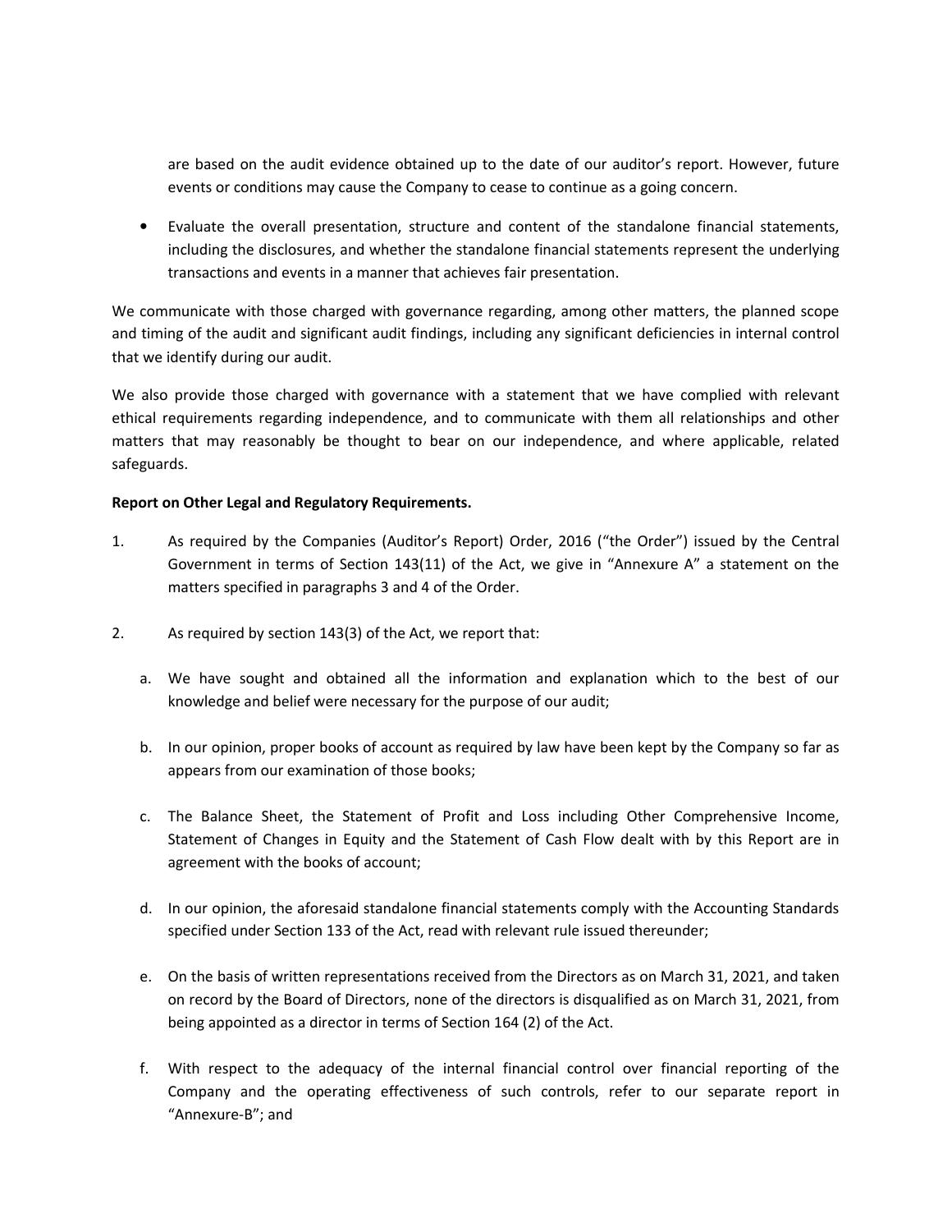are based on the audit evidence obtained up to the date of our auditor's report. However, future events or conditions may cause the Company to cease to continue as a going concern.

- Evaluate the overall presentation, structure and content of the standalone financial statements, including the disclosures, and whether the standalone financial statements represent the underlying transactions and events in a manner that achieves fair presentation.

We communicate with those charged with governance regarding, among other matters, the planned scope and timing of the audit and significant audit findings, including any significant deficiencies in internal control that we identify during our audit.

We also provide those charged with governance with a statement that we have complied with relevant ethical requirements regarding independence, and to communicate with them all relationships and other matters that may reasonably be thought to bear on our independence, and where applicable, related safeguards.

**Report on Other Legal and Regulatory Requirements.**

1. As required by the Companies (Auditor's Report) Order, 2016 ("the Order") issued by the Central Government in terms of Section 143(11) of the Act, we give in "Annexure A" a statement on the matters specified in paragraphs 3 and 4 of the Order.

2. As required by section 143(3) of the Act, we report that:

   a. We have sought and obtained all the information and explanation which to the best of our knowledge and belief were necessary for the purpose of our audit;

   b. In our opinion, proper books of account as required by law have been kept by the Company so far as appears from our examination of those books;

   c. The Balance Sheet, the Statement of Profit and Loss including Other Comprehensive Income, Statement of Changes in Equity and the Statement of Cash Flow dealt with by this Report are in agreement with the books of account;

   d. In our opinion, the aforesaid standalone financial statements comply with the Accounting Standards specified under Section 133 of the Act, read with relevant rule issued thereunder;

   e. On the basis of written representations received from the Directors as on March 31, 2021, and taken on record by the Board of Directors, none of the directors is disqualified as on March 31, 2021, from being appointed as a director in terms of Section 164 (2) of the Act.

   f. With respect to the adequacy of the internal financial control over financial reporting of the Company and the operating effectiveness of such controls, refer to our separate report in "Annexure-B"; and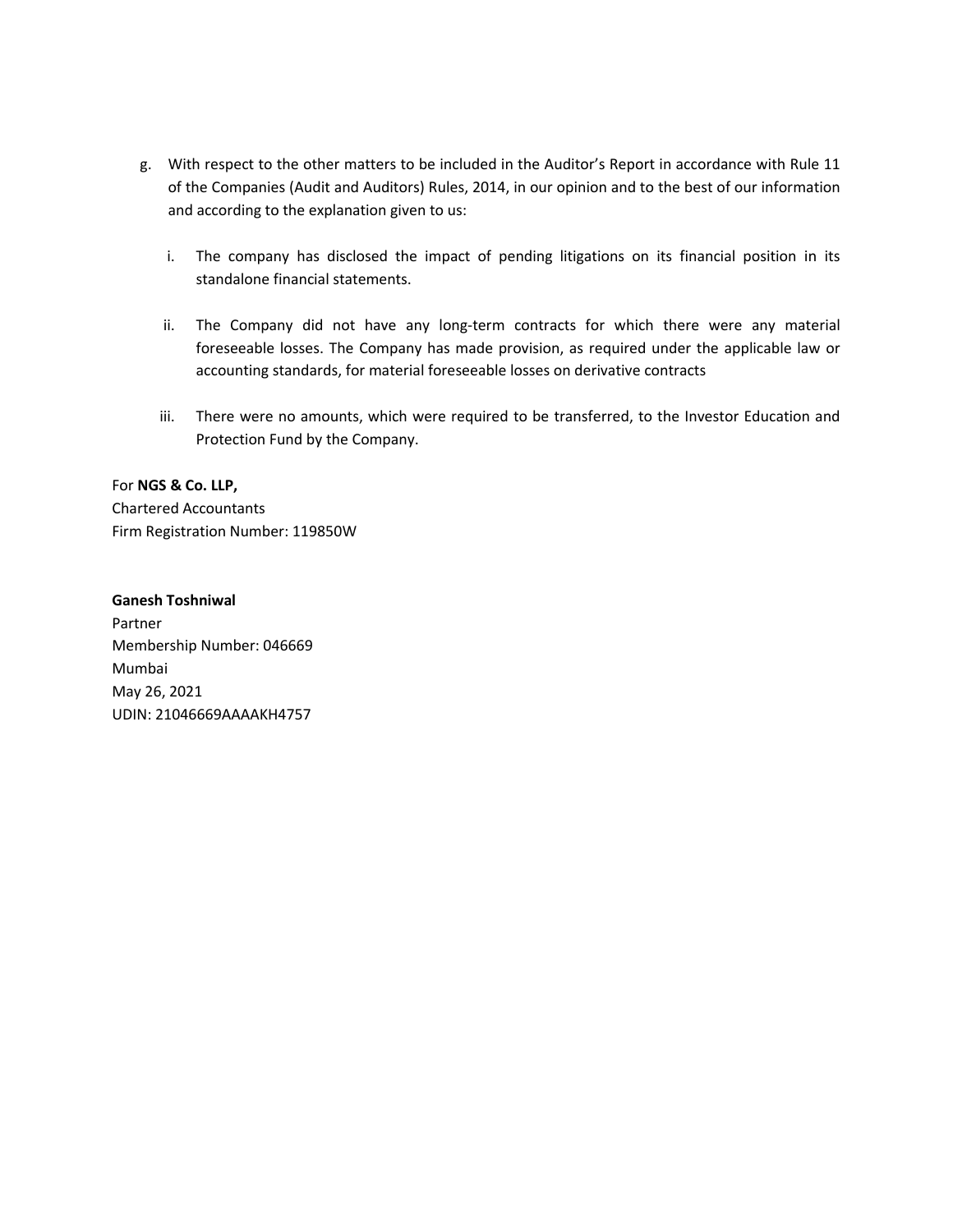g. With respect to the other matters to be included in the Auditor's Report in accordance with Rule 11 of the Companies (Audit and Auditors) Rules, 2014, in our opinion and to the best of our information and according to the explanation given to us:

   i. The company has disclosed the impact of pending litigations on its financial position in its standalone financial statements.

   ii. The Company did not have any long-term contracts for which there were any material foreseeable losses. The Company has made provision, as required under the applicable law or accounting standards, for material foreseeable losses on derivative contracts

   iii. There were no amounts, which were required to be transferred, to the Investor Education and Protection Fund by the Company.

For **NGS & Co. LLP,**
Chartered Accountants
Firm Registration Number: 119850W

**Ganesh Toshniwal**
Partner
Membership Number: 046669
Mumbai
May 26, 2021
UDIN: 21046669AAAAKH4757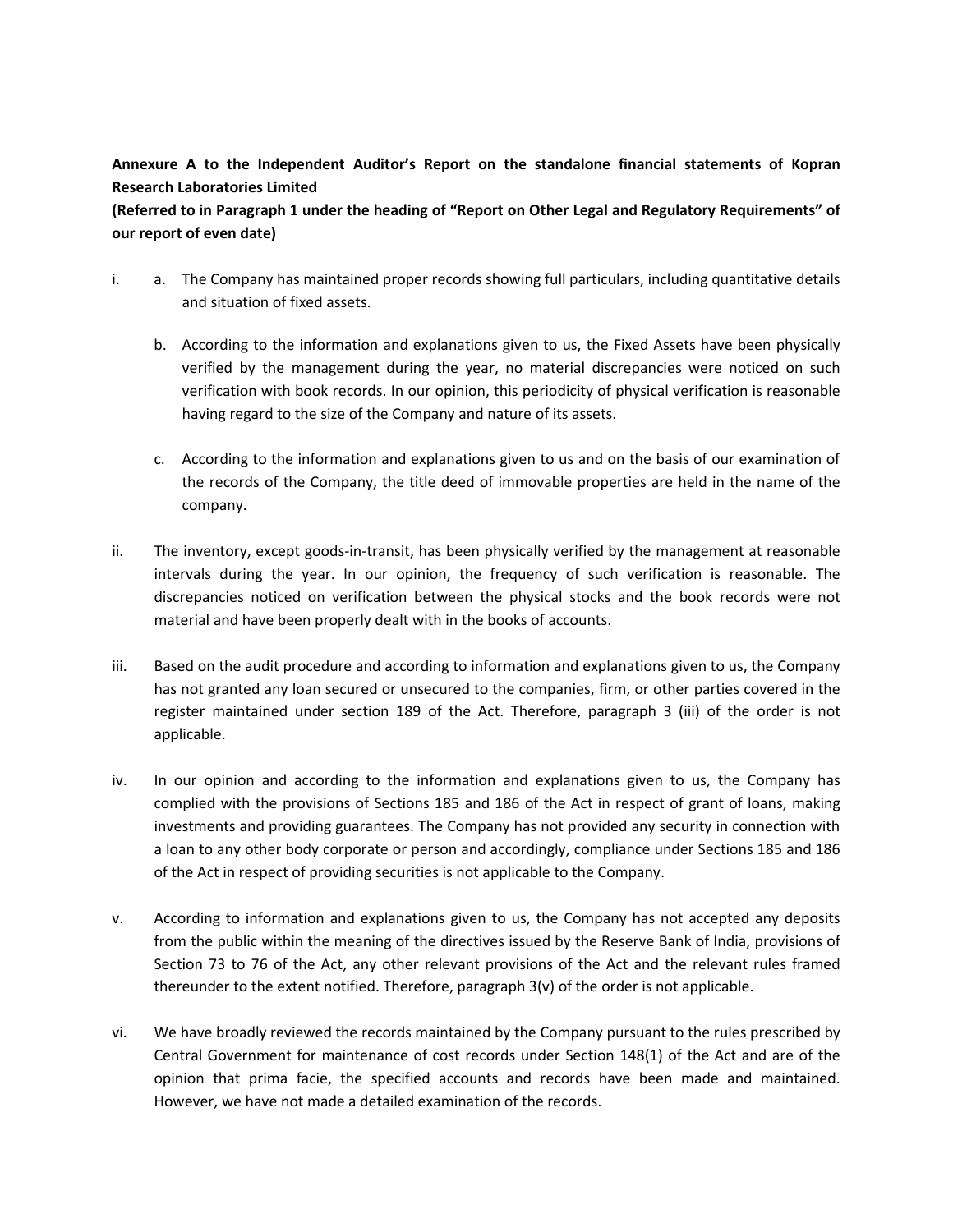**Annexure A to the Independent Auditor's Report on the standalone financial statements of Kopran Research Laboratories Limited**

**(Referred to in Paragraph 1 under the heading of "Report on Other Legal and Regulatory Requirements" of our report of even date)**

i.
   a. The Company has maintained proper records showing full particulars, including quantitative details and situation of fixed assets.

   b. According to the information and explanations given to us, the Fixed Assets have been physically verified by the management during the year, no material discrepancies were noticed on such verification with book records. In our opinion, this periodicity of physical verification is reasonable having regard to the size of the Company and nature of its assets.

   c. According to the information and explanations given to us and on the basis of our examination of the records of the Company, the title deed of immovable properties are held in the name of the company.

ii. The inventory, except goods-in-transit, has been physically verified by the management at reasonable intervals during the year. In our opinion, the frequency of such verification is reasonable. The discrepancies noticed on verification between the physical stocks and the book records were not material and have been properly dealt with in the books of accounts.

iii. Based on the audit procedure and according to information and explanations given to us, the Company has not granted any loan secured or unsecured to the companies, firm, or other parties covered in the register maintained under section 189 of the Act. Therefore, paragraph 3 (iii) of the order is not applicable.

iv. In our opinion and according to the information and explanations given to us, the Company has complied with the provisions of Sections 185 and 186 of the Act in respect of grant of loans, making investments and providing guarantees. The Company has not provided any security in connection with a loan to any other body corporate or person and accordingly, compliance under Sections 185 and 186 of the Act in respect of providing securities is not applicable to the Company.

v. According to information and explanations given to us, the Company has not accepted any deposits from the public within the meaning of the directives issued by the Reserve Bank of India, provisions of Section 73 to 76 of the Act, any other relevant provisions of the Act and the relevant rules framed thereunder to the extent notified. Therefore, paragraph 3(v) of the order is not applicable.

vi. We have broadly reviewed the records maintained by the Company pursuant to the rules prescribed by Central Government for maintenance of cost records under Section 148(1) of the Act and are of the opinion that prima facie, the specified accounts and records have been made and maintained. However, we have not made a detailed examination of the records.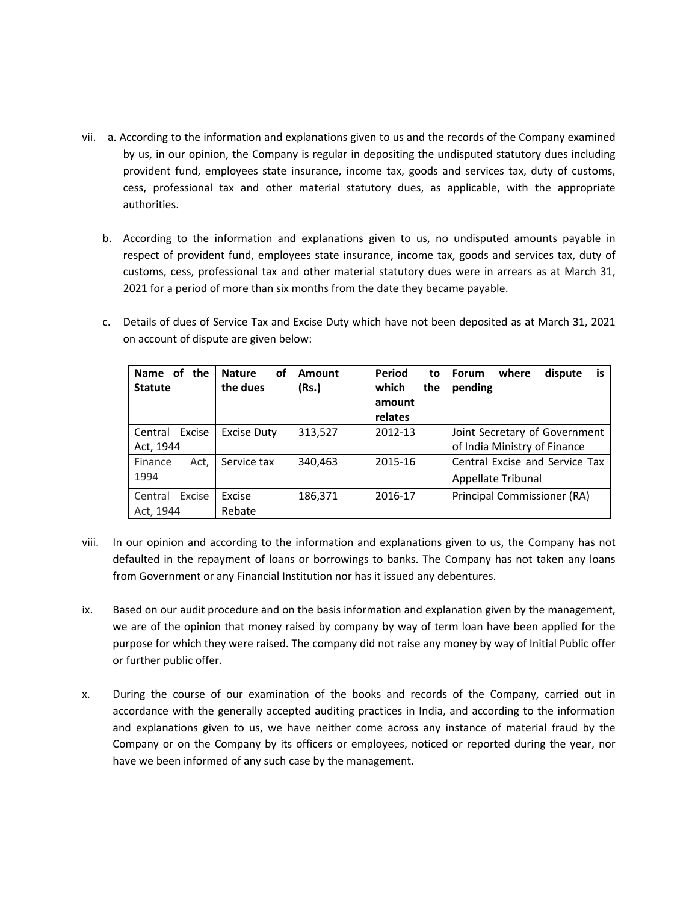vii. a. According to the information and explanations given to us and the records of the Company examined by us, in our opinion, the Company is regular in depositing the undisputed statutory dues including provident fund, employees state insurance, income tax, goods and services tax, duty of customs, cess, professional tax and other material statutory dues, as applicable, with the appropriate authorities.

b. According to the information and explanations given to us, no undisputed amounts payable in respect of provident fund, employees state insurance, income tax, goods and services tax, duty of customs, cess, professional tax and other material statutory dues were in arrears as at March 31, 2021 for a period of more than six months from the date they became payable.

c. Details of dues of Service Tax and Excise Duty which have not been deposited as at March 31, 2021 on account of dispute are given below:

| Name of the Statute | Nature of the dues | Amount (Rs.) | Period to which the amount relates | Forum where dispute is pending |
|---|---|---|---|---|
| Central Excise Act, 1944 | Excise Duty | 313,527 | 2012-13 | Joint Secretary of Government of India Ministry of Finance |
| Finance Act, 1994 | Service tax | 340,463 | 2015-16 | Central Excise and Service Tax Appellate Tribunal |
| Central Excise Act, 1944 | Excise Rebate | 186,371 | 2016-17 | Principal Commissioner (RA) |

viii. In our opinion and according to the information and explanations given to us, the Company has not defaulted in the repayment of loans or borrowings to banks. The Company has not taken any loans from Government or any Financial Institution nor has it issued any debentures.

ix. Based on our audit procedure and on the basis information and explanation given by the management, we are of the opinion that money raised by company by way of term loan have been applied for the purpose for which they were raised. The company did not raise any money by way of Initial Public offer or further public offer.

x. During the course of our examination of the books and records of the Company, carried out in accordance with the generally accepted auditing practices in India, and according to the information and explanations given to us, we have neither come across any instance of material fraud by the Company or on the Company by its officers or employees, noticed or reported during the year, nor have we been informed of any such case by the management.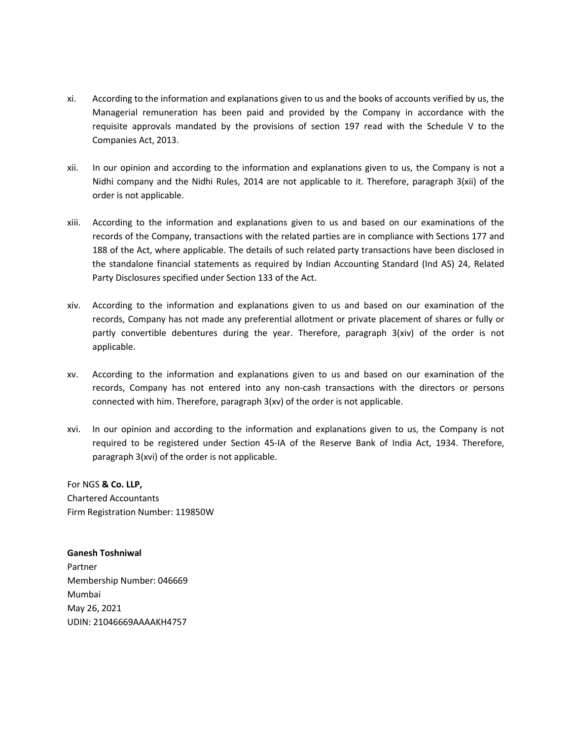xi. According to the information and explanations given to us and the books of accounts verified by us, the Managerial remuneration has been paid and provided by the Company in accordance with the requisite approvals mandated by the provisions of section 197 read with the Schedule V to the Companies Act, 2013.

xii. In our opinion and according to the information and explanations given to us, the Company is not a Nidhi company and the Nidhi Rules, 2014 are not applicable to it. Therefore, paragraph 3(xii) of the order is not applicable.

xiii. According to the information and explanations given to us and based on our examinations of the records of the Company, transactions with the related parties are in compliance with Sections 177 and 188 of the Act, where applicable. The details of such related party transactions have been disclosed in the standalone financial statements as required by Indian Accounting Standard (Ind AS) 24, Related Party Disclosures specified under Section 133 of the Act.

xiv. According to the information and explanations given to us and based on our examination of the records, Company has not made any preferential allotment or private placement of shares or fully or partly convertible debentures during the year. Therefore, paragraph 3(xiv) of the order is not applicable.

xv. According to the information and explanations given to us and based on our examination of the records, Company has not entered into any non-cash transactions with the directors or persons connected with him. Therefore, paragraph 3(xv) of the order is not applicable.

xvi. In our opinion and according to the information and explanations given to us, the Company is not required to be registered under Section 45-IA of the Reserve Bank of India Act, 1934. Therefore, paragraph 3(xvi) of the order is not applicable.

For NGS **& Co. LLP,**
Chartered Accountants
Firm Registration Number: 119850W

**Ganesh Toshniwal**
Partner
Membership Number: 046669
Mumbai
May 26, 2021
UDIN: 21046669AAAAKH4757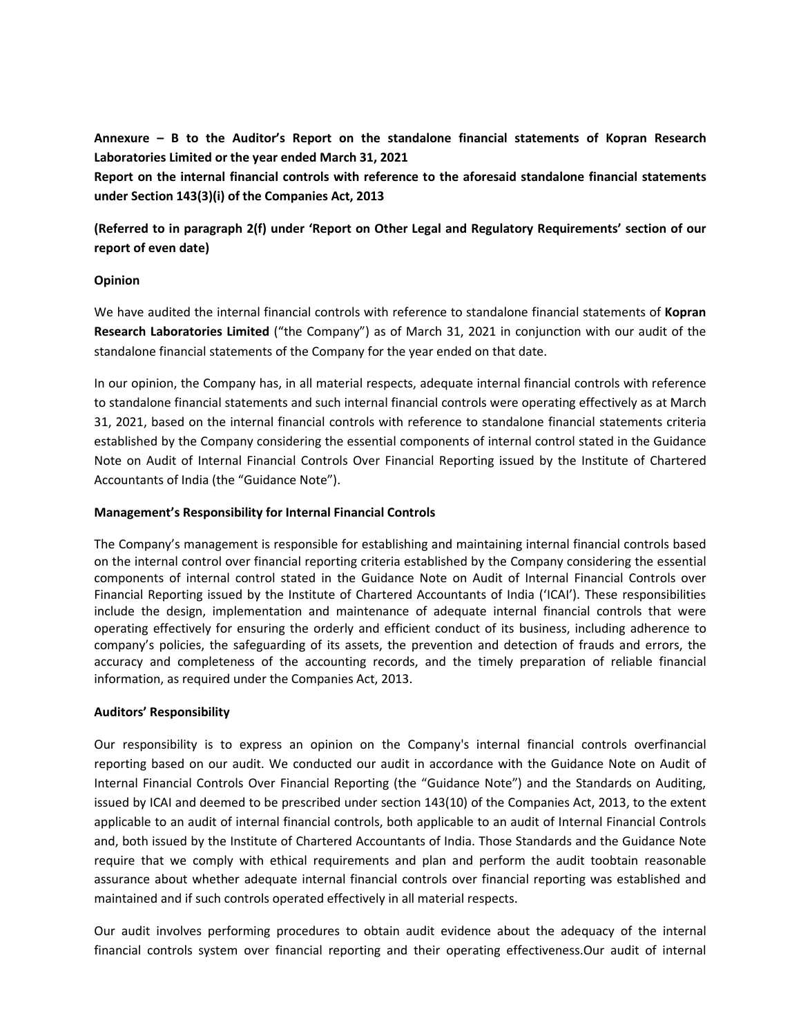**Annexure – B to the Auditor's Report on the standalone financial statements of Kopran Research Laboratories Limited or the year ended March 31, 2021**

**Report on the internal financial controls with reference to the aforesaid standalone financial statements under Section 143(3)(i) of the Companies Act, 2013**

**(Referred to in paragraph 2(f) under 'Report on Other Legal and Regulatory Requirements' section of our report of even date)**

**Opinion**

We have audited the internal financial controls with reference to standalone financial statements of **Kopran Research Laboratories Limited** ("the Company") as of March 31, 2021 in conjunction with our audit of the standalone financial statements of the Company for the year ended on that date.

In our opinion, the Company has, in all material respects, adequate internal financial controls with reference to standalone financial statements and such internal financial controls were operating effectively as at March 31, 2021, based on the internal financial controls with reference to standalone financial statements criteria established by the Company considering the essential components of internal control stated in the Guidance Note on Audit of Internal Financial Controls Over Financial Reporting issued by the Institute of Chartered Accountants of India (the "Guidance Note").

**Management's Responsibility for Internal Financial Controls**

The Company's management is responsible for establishing and maintaining internal financial controls based on the internal control over financial reporting criteria established by the Company considering the essential components of internal control stated in the Guidance Note on Audit of Internal Financial Controls over Financial Reporting issued by the Institute of Chartered Accountants of India ('ICAI'). These responsibilities include the design, implementation and maintenance of adequate internal financial controls that were operating effectively for ensuring the orderly and efficient conduct of its business, including adherence to company's policies, the safeguarding of its assets, the prevention and detection of frauds and errors, the accuracy and completeness of the accounting records, and the timely preparation of reliable financial information, as required under the Companies Act, 2013.

**Auditors' Responsibility**

Our responsibility is to express an opinion on the Company's internal financial controls overfinancial reporting based on our audit. We conducted our audit in accordance with the Guidance Note on Audit of Internal Financial Controls Over Financial Reporting (the "Guidance Note") and the Standards on Auditing, issued by ICAI and deemed to be prescribed under section 143(10) of the Companies Act, 2013, to the extent applicable to an audit of internal financial controls, both applicable to an audit of Internal Financial Controls and, both issued by the Institute of Chartered Accountants of India. Those Standards and the Guidance Note require that we comply with ethical requirements and plan and perform the audit toobtain reasonable assurance about whether adequate internal financial controls over financial reporting was established and maintained and if such controls operated effectively in all material respects.

Our audit involves performing procedures to obtain audit evidence about the adequacy of the internal financial controls system over financial reporting and their operating effectiveness.Our audit of internal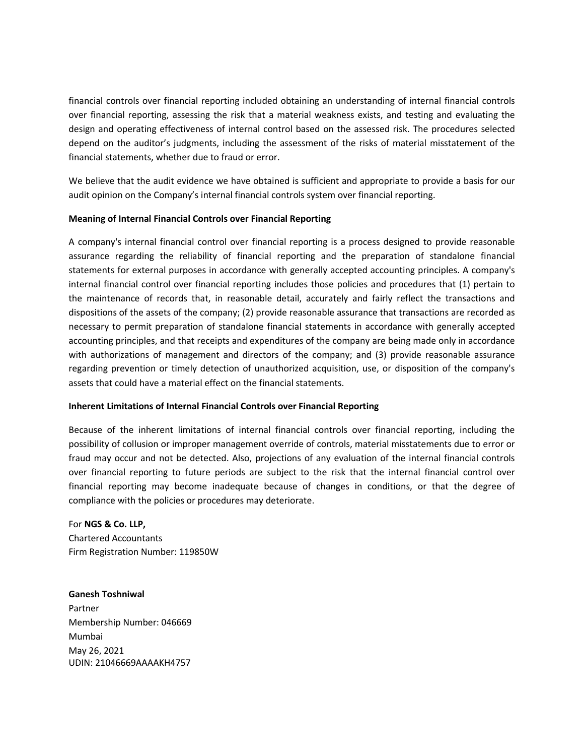financial controls over financial reporting included obtaining an understanding of internal financial controls over financial reporting, assessing the risk that a material weakness exists, and testing and evaluating the design and operating effectiveness of internal control based on the assessed risk. The procedures selected depend on the auditor's judgments, including the assessment of the risks of material misstatement of the financial statements, whether due to fraud or error.

We believe that the audit evidence we have obtained is sufficient and appropriate to provide a basis for our audit opinion on the Company's internal financial controls system over financial reporting.

**Meaning of Internal Financial Controls over Financial Reporting**

A company's internal financial control over financial reporting is a process designed to provide reasonable assurance regarding the reliability of financial reporting and the preparation of standalone financial statements for external purposes in accordance with generally accepted accounting principles. A company's internal financial control over financial reporting includes those policies and procedures that (1) pertain to the maintenance of records that, in reasonable detail, accurately and fairly reflect the transactions and dispositions of the assets of the company; (2) provide reasonable assurance that transactions are recorded as necessary to permit preparation of standalone financial statements in accordance with generally accepted accounting principles, and that receipts and expenditures of the company are being made only in accordance with authorizations of management and directors of the company; and (3) provide reasonable assurance regarding prevention or timely detection of unauthorized acquisition, use, or disposition of the company's assets that could have a material effect on the financial statements.

**Inherent Limitations of Internal Financial Controls over Financial Reporting**

Because of the inherent limitations of internal financial controls over financial reporting, including the possibility of collusion or improper management override of controls, material misstatements due to error or fraud may occur and not be detected. Also, projections of any evaluation of the internal financial controls over financial reporting to future periods are subject to the risk that the internal financial control over financial reporting may become inadequate because of changes in conditions, or that the degree of compliance with the policies or procedures may deteriorate.

For **NGS & Co. LLP,**
Chartered Accountants
Firm Registration Number: 119850W

**Ganesh Toshniwal**
Partner
Membership Number: 046669
Mumbai
May 26, 2021
UDIN: 21046669AAAAKH4757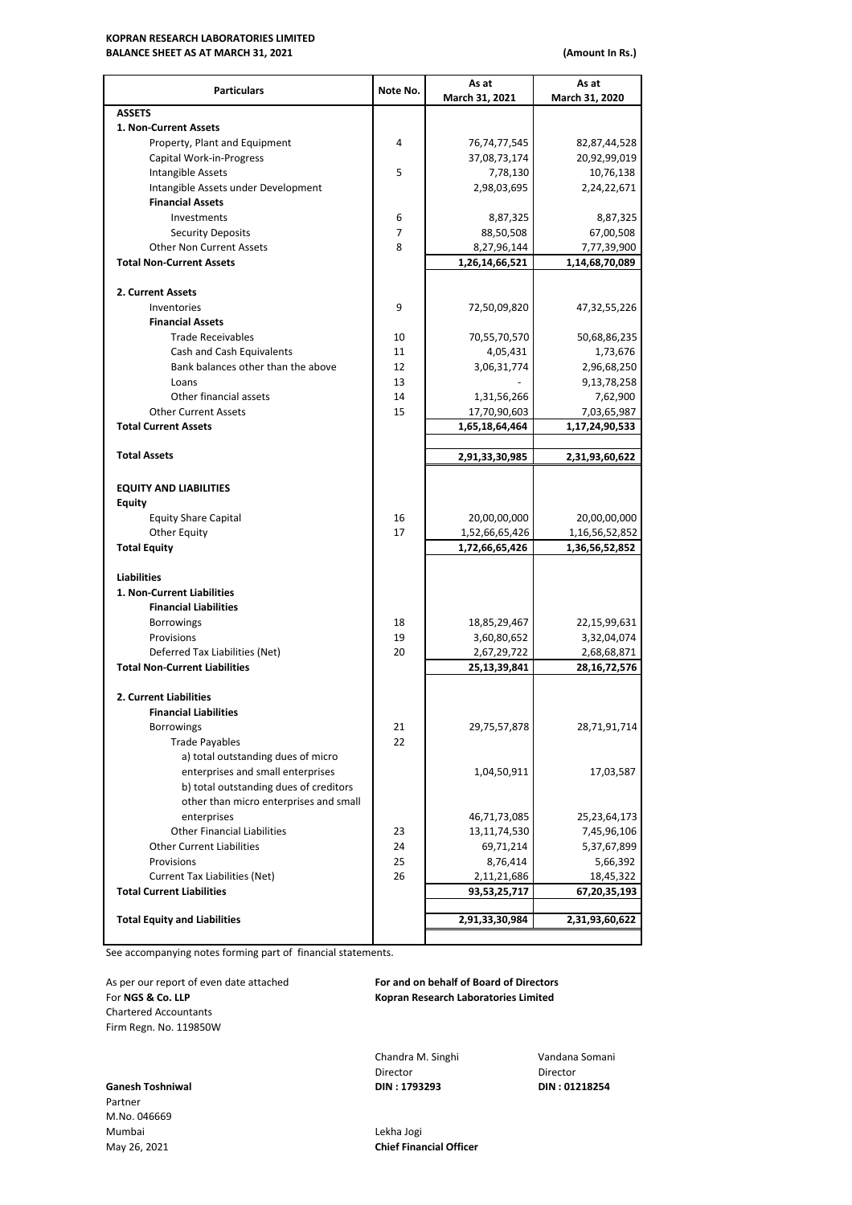**KOPRAN RESEARCH LABORATORIES LIMITED**
**BALANCE SHEET AS AT MARCH 31, 2021**

**(Amount In Rs.)**

| Particulars | Note No. | As at March 31, 2021 | As at March 31, 2020 |
|---|---|---|---|
| **ASSETS** | | | |
| **1. Non-Current Assets** | | | |
| Property, Plant and Equipment | 4 | 76,74,77,545 | 82,87,44,528 |
| Capital Work-in-Progress | | 37,08,73,174 | 20,92,99,019 |
| Intangible Assets | 5 | 7,78,130 | 10,76,138 |
| Intangible Assets under Development | | 2,98,03,695 | 2,24,22,671 |
| **Financial Assets** | | | |
| Investments | 6 | 8,87,325 | 8,87,325 |
| Security Deposits | 7 | 88,50,508 | 67,00,508 |
| Other Non Current Assets | 8 | 8,27,96,144 | 7,77,39,900 |
| **Total Non-Current Assets** | | **1,26,14,66,521** | **1,14,68,70,089** |
| **2. Current Assets** | | | |
| Inventories | 9 | 72,50,09,820 | 47,32,55,226 |
| **Financial Assets** | | | |
| Trade Receivables | 10 | 70,55,70,570 | 50,68,86,235 |
| Cash and Cash Equivalents | 11 | 4,05,431 | 1,73,676 |
| Bank balances other than the above | 12 | 3,06,31,774 | 2,96,68,250 |
| Loans | 13 | - | 9,13,78,258 |
| Other financial assets | 14 | 1,31,56,266 | 7,62,900 |
| Other Current Assets | 15 | 17,70,90,603 | 7,03,65,987 |
| **Total Current Assets** | | **1,65,18,64,464** | **1,17,24,90,533** |
| **Total Assets** | | **2,91,33,30,985** | **2,31,93,60,622** |
| **EQUITY AND LIABILITIES** | | | |
| **Equity** | | | |
| Equity Share Capital | 16 | 20,00,00,000 | 20,00,00,000 |
| Other Equity | 17 | 1,52,66,65,426 | 1,16,56,52,852 |
| **Total Equity** | | **1,72,66,65,426** | **1,36,56,52,852** |
| **Liabilities** | | | |
| **1. Non-Current Liabilities** | | | |
| **Financial Liabilities** | | | |
| Borrowings | 18 | 18,85,29,467 | 22,15,99,631 |
| Provisions | 19 | 3,60,80,652 | 3,32,04,074 |
| Deferred Tax Liabilities (Net) | 20 | 2,67,29,722 | 2,68,68,871 |
| **Total Non-Current Liabilities** | | **25,13,39,841** | **28,16,72,576** |
| **2. Current Liabilities** | | | |
| **Financial Liabilities** | | | |
| Borrowings | 21 | 29,75,57,878 | 28,71,91,714 |
| Trade Payables | 22 | | |
| a) total outstanding dues of micro enterprises and small enterprises | | 1,04,50,911 | 17,03,587 |
| b) total outstanding dues of creditors other than micro enterprises and small enterprises | | 46,71,73,085 | 25,23,64,173 |
| Other Financial Liabilities | 23 | 13,11,74,530 | 7,45,96,106 |
| Other Current Liabilities | 24 | 69,71,214 | 5,37,67,899 |
| Provisions | 25 | 8,76,414 | 5,66,392 |
| Current Tax Liabilities (Net) | 26 | 2,11,21,686 | 18,45,322 |
| **Total Current Liabilities** | | **93,53,25,717** | **67,20,35,193** |
| **Total Equity and Liabilities** | | **2,91,33,30,984** | **2,31,93,60,622** |

See accompanying notes forming part of financial statements.

As per our report of even date attached
For **NGS & Co. LLP**
Chartered Accountants
Firm Regn. No. 119850W

**Ganesh Toshniwal**
Partner
M.No. 046669
Mumbai
May 26, 2021

**For and on behalf of Board of Directors**
**Kopran Research Laboratories Limited**

Chandra M. Singhi
Director
**DIN : 1793293**

Vandana Somani
Director
**DIN : 01218254**

Lekha Jogi
**Chief Financial Officer**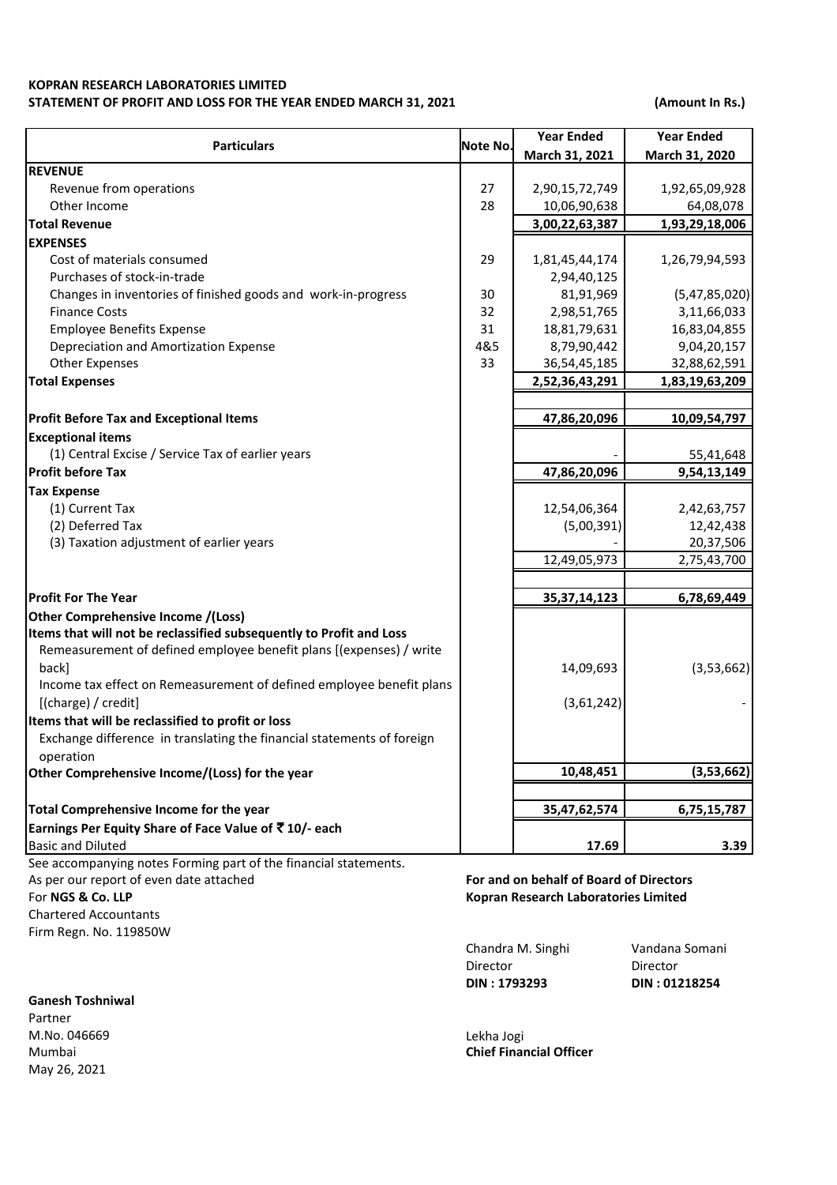**KOPRAN RESEARCH LABORATORIES LIMITED**

**STATEMENT OF PROFIT AND LOSS FOR THE YEAR ENDED MARCH 31, 2021**

**(Amount In Rs.)**

| Particulars | Note No. | Year Ended March 31, 2021 | Year Ended March 31, 2020 |
|---|---|---|---|
| **REVENUE** | | | |
| Revenue from operations | 27 | 2,90,15,72,749 | 1,92,65,09,928 |
| Other Income | 28 | 10,06,90,638 | 64,08,078 |
| **Total Revenue** | | **3,00,22,63,387** | **1,93,29,18,006** |
| **EXPENSES** | | | |
| Cost of materials consumed | 29 | 1,81,45,44,174 | 1,26,79,94,593 |
| Purchases of stock-in-trade | | 2,94,40,125 | |
| Changes in inventories of finished goods and work-in-progress | 30 | 81,91,969 | (5,47,85,020) |
| Finance Costs | 32 | 2,98,51,765 | 3,11,66,033 |
| Employee Benefits Expense | 31 | 18,81,79,631 | 16,83,04,855 |
| Depreciation and Amortization Expense | 4&5 | 8,79,90,442 | 9,04,20,157 |
| Other Expenses | 33 | 36,54,45,185 | 32,88,62,591 |
| **Total Expenses** | | **2,52,36,43,291** | **1,83,19,63,209** |
| **Profit Before Tax and Exceptional Items** | | **47,86,20,096** | **10,09,54,797** |
| **Exceptional items** | | | |
| (1) Central Excise / Service Tax of earlier years | | - | 55,41,648 |
| **Profit before Tax** | | **47,86,20,096** | **9,54,13,149** |
| **Tax Expense** | | | |
| (1) Current Tax | | 12,54,06,364 | 2,42,63,757 |
| (2) Deferred Tax | | (5,00,391) | 12,42,438 |
| (3) Taxation adjustment of earlier years | | - | 20,37,506 |
| | | 12,49,05,973 | 2,75,43,700 |
| **Profit For The Year** | | **35,37,14,123** | **6,78,69,449** |
| **Other Comprehensive Income /(Loss)** | | | |
| **Items that will not be reclassified subsequently to Profit and Loss** | | | |
| Remeasurement of defined employee benefit plans [(expenses) / write back] | | 14,09,693 | (3,53,662) |
| Income tax effect on Remeasurement of defined employee benefit plans [(charge) / credit] | | (3,61,242) | - |
| **Items that will be reclassified to profit or loss** | | | |
| Exchange difference in translating the financial statements of foreign operation | | | |
| **Other Comprehensive Income/(Loss) for the year** | | **10,48,451** | **(3,53,662)** |
| **Total Comprehensive Income for the year** | | **35,47,62,574** | **6,75,15,787** |
| **Earnings Per Equity Share of Face Value of ₹ 10/- each** | | | |
| Basic and Diluted | | **17.69** | **3.39** |

See accompanying notes Forming part of the financial statements.

As per our report of even date attached
For **NGS & Co. LLP**
Chartered Accountants
Firm Regn. No. 119850W

**Ganesh Toshniwal**
Partner
M.No. 046669
Mumbai
May 26, 2021

**For and on behalf of Board of Directors**
**Kopran Research Laboratories Limited**

Chandra M. Singhi
Director
**DIN : 1793293**

Vandana Somani
Director
**DIN : 01218254**

Lekha Jogi
**Chief Financial Officer**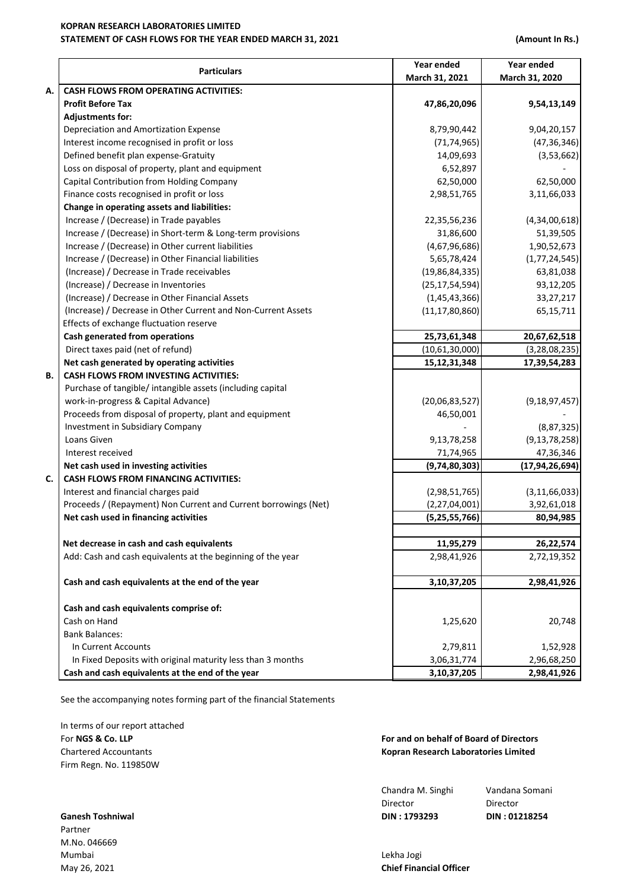**KOPRAN RESEARCH LABORATORIES LIMITED**
**STATEMENT OF CASH FLOWS FOR THE YEAR ENDED MARCH 31, 2021** **(Amount In Rs.)**

| | Particulars | Year ended March 31, 2021 | Year ended March 31, 2020 |
|---|---|---|---|
| **A.** | **CASH FLOWS FROM OPERATING ACTIVITIES:** | | |
| | **Profit Before Tax** | **47,86,20,096** | **9,54,13,149** |
| | **Adjustments for:** | | |
| | Depreciation and Amortization Expense | 8,79,90,442 | 9,04,20,157 |
| | Interest income recognised in profit or loss | (71,74,965) | (47,36,346) |
| | Defined benefit plan expense-Gratuity | 14,09,693 | (3,53,662) |
| | Loss on disposal of property, plant and equipment | 6,52,897 | - |
| | Capital Contribution from Holding Company | 62,50,000 | 62,50,000 |
| | Finance costs recognised in profit or loss | 2,98,51,765 | 3,11,66,033 |
| | **Change in operating assets and liabilities:** | | |
| | Increase / (Decrease) in Trade payables | 22,35,56,236 | (4,34,00,618) |
| | Increase / (Decrease) in Short-term & Long-term provisions | 31,86,600 | 51,39,505 |
| | Increase / (Decrease) in Other current liabilities | (4,67,96,686) | 1,90,52,673 |
| | Increase / (Decrease) in Other Financial liabilities | 5,65,78,424 | (1,77,24,545) |
| | (Increase) / Decrease in Trade receivables | (19,86,84,335) | 63,81,038 |
| | (Increase) / Decrease in Inventories | (25,17,54,594) | 93,12,205 |
| | (Increase) / Decrease in Other Financial Assets | (1,45,43,366) | 33,27,217 |
| | (Increase) / Decrease in Other Current and Non-Current Assets | (11,17,80,860) | 65,15,711 |
| | Effects of exchange fluctuation reserve | | |
| | **Cash generated from operations** | **25,73,61,348** | **20,67,62,518** |
| | Direct taxes paid (net of refund) | (10,61,30,000) | (3,28,08,235) |
| | **Net cash generated by operating activities** | **15,12,31,348** | **17,39,54,283** |
| **B.** | **CASH FLOWS FROM INVESTING ACTIVITIES:** | | |
| | Purchase of tangible/ intangible assets (including capital work-in-progress & Capital Advance) | (20,06,83,527) | (9,18,97,457) |
| | Proceeds from disposal of property, plant and equipment | 46,50,001 | - |
| | Investment in Subsidiary Company | - | (8,87,325) |
| | Loans Given | 9,13,78,258 | (9,13,78,258) |
| | Interest received | 71,74,965 | 47,36,346 |
| | **Net cash used in investing activities** | **(9,74,80,303)** | **(17,94,26,694)** |
| **C.** | **CASH FLOWS FROM FINANCING ACTIVITIES:** | | |
| | Interest and financial charges paid | (2,98,51,765) | (3,11,66,033) |
| | Proceeds / (Repayment) Non Current and Current borrowings (Net) | (2,27,04,001) | 3,92,61,018 |
| | **Net cash used in financing activities** | **(5,25,55,766)** | **80,94,985** |
| | | | |
| | **Net decrease in cash and cash equivalents** | **11,95,279** | **26,22,574** |
| | Add: Cash and cash equivalents at the beginning of the year | 2,98,41,926 | 2,72,19,352 |
| | | | |
| | **Cash and cash equivalents at the end of the year** | **3,10,37,205** | **2,98,41,926** |
| | | | |
| | **Cash and cash equivalents comprise of:** | | |
| | Cash on Hand | 1,25,620 | 20,748 |
| | Bank Balances: | | |
| | In Current Accounts | 2,79,811 | 1,52,928 |
| | In Fixed Deposits with original maturity less than 3 months | 3,06,31,774 | 2,96,68,250 |
| | **Cash and cash equivalents at the end of the year** | **3,10,37,205** | **2,98,41,926** |

See the accompanying notes forming part of the financial Statements

In terms of our report attached
For **NGS & Co. LLP**
Chartered Accountants
Firm Regn. No. 119850W

**Ganesh Toshniwal**
Partner
M.No. 046669
Mumbai
May 26, 2021

**For and on behalf of Board of Directors**
**Kopran Research Laboratories Limited**

Chandra M. Singhi
Director
**DIN : 1793293**

Vandana Somani
Director
**DIN : 01218254**

Lekha Jogi
**Chief Financial Officer**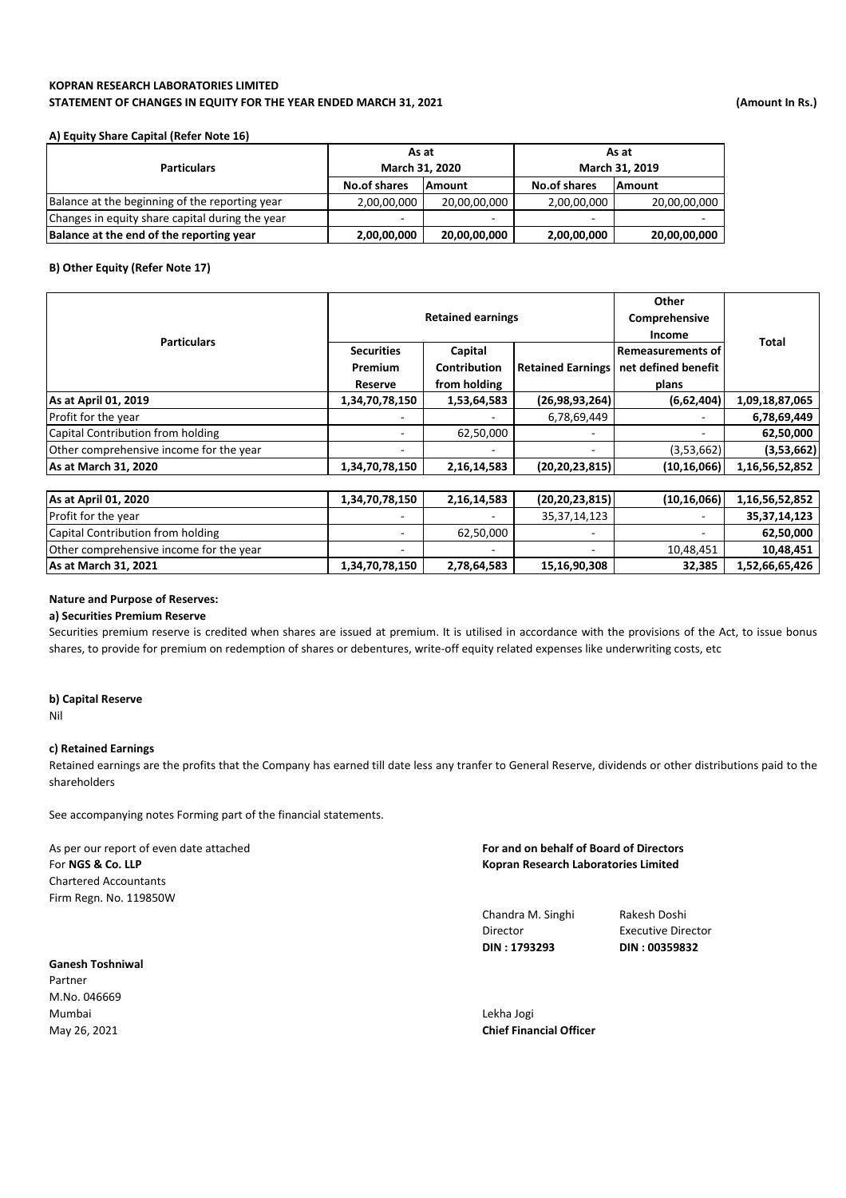**KOPRAN RESEARCH LABORATORIES LIMITED**
**STATEMENT OF CHANGES IN EQUITY FOR THE YEAR ENDED MARCH 31, 2021** **(Amount In Rs.)**

**A) Equity Share Capital (Refer Note 16)**

| Particulars | As at March 31, 2020 | | As at March 31, 2019 | |
|---|---|---|---|---|
| | No.of shares | Amount | No.of shares | Amount |
| Balance at the beginning of the reporting year | 2,00,00,000 | 20,00,00,000 | 2,00,00,000 | 20,00,00,000 |
| Changes in equity share capital during the year | - | - | - | - |
| **Balance at the end of the reporting year** | **2,00,00,000** | **20,00,00,000** | **2,00,00,000** | **20,00,00,000** |

**B) Other Equity (Refer Note 17)**

| Particulars | Retained earnings | | | Other Comprehensive Income | Total |
|---|---|---|---|---|---|
| | Securities Premium Reserve | Capital Contribution from holding | Retained Earnings | Remeasurements of net defined benefit plans | |
| **As at April 01, 2019** | **1,34,70,78,150** | **1,53,64,583** | **(26,98,93,264)** | **(6,62,404)** | **1,09,18,87,065** |
| Profit for the year | - | - | 6,78,69,449 | - | **6,78,69,449** |
| Capital Contribution from holding | - | 62,50,000 | - | - | **62,50,000** |
| Other comprehensive income for the year | - | - | - | (3,53,662) | **(3,53,662)** |
| **As at March 31, 2020** | **1,34,70,78,150** | **2,16,14,583** | **(20,20,23,815)** | **(10,16,066)** | **1,16,56,52,852** |
| | | | | | |
| **As at April 01, 2020** | **1,34,70,78,150** | **2,16,14,583** | **(20,20,23,815)** | **(10,16,066)** | **1,16,56,52,852** |
| Profit for the year | - | - | 35,37,14,123 | - | **35,37,14,123** |
| Capital Contribution from holding | - | 62,50,000 | - | - | **62,50,000** |
| Other comprehensive income for the year | - | - | - | 10,48,451 | **10,48,451** |
| **As at March 31, 2021** | **1,34,70,78,150** | **2,78,64,583** | **15,16,90,308** | **32,385** | **1,52,66,65,426** |

**Nature and Purpose of Reserves:**

**a) Securities Premium Reserve**

Securities premium reserve is credited when shares are issued at premium. It is utilised in accordance with the provisions of the Act, to issue bonus shares, to provide for premium on redemption of shares or debentures, write-off equity related expenses like underwriting costs, etc

**b) Capital Reserve**

Nil

**c) Retained Earnings**

Retained earnings are the profits that the Company has earned till date less any tranfer to General Reserve, dividends or other distributions paid to the shareholders

See accompanying notes Forming part of the financial statements.

As per our report of even date attached
For **NGS & Co. LLP**
Chartered Accountants
Firm Regn. No. 119850W

**Ganesh Toshniwal**
Partner
M.No. 046669
Mumbai
May 26, 2021

**For and on behalf of Board of Directors**
**Kopran Research Laboratories Limited**

Chandra M. Singhi
Director
**DIN : 1793293**

Rakesh Doshi
Executive Director
**DIN : 00359832**

Lekha Jogi
**Chief Financial Officer**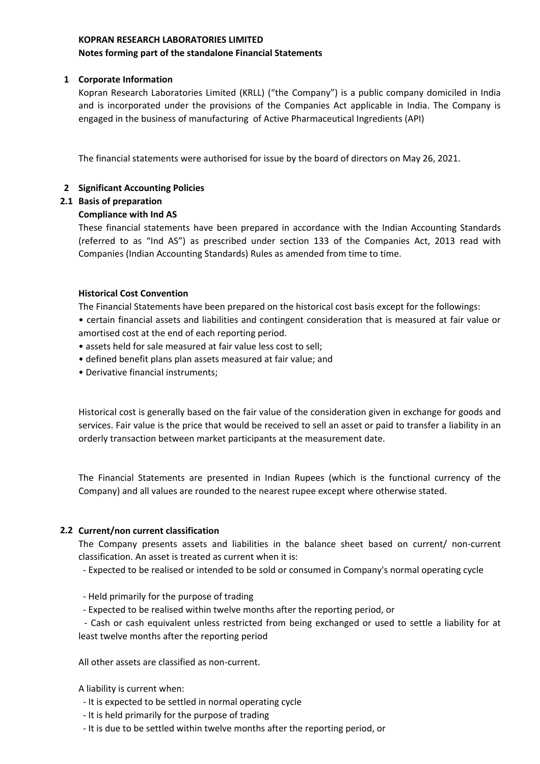**KOPRAN RESEARCH LABORATORIES LIMITED**

**Notes forming part of the standalone Financial Statements**

## 1 Corporate Information

Kopran Research Laboratories Limited (KRLL) ("the Company") is a public company domiciled in India and is incorporated under the provisions of the Companies Act applicable in India. The Company is engaged in the business of manufacturing of Active Pharmaceutical Ingredients (API)

The financial statements were authorised for issue by the board of directors on May 26, 2021.

## 2 Significant Accounting Policies

### 2.1 Basis of preparation

**Compliance with Ind AS**

These financial statements have been prepared in accordance with the Indian Accounting Standards (referred to as "Ind AS") as prescribed under section 133 of the Companies Act, 2013 read with Companies (Indian Accounting Standards) Rules as amended from time to time.

**Historical Cost Convention**

The Financial Statements have been prepared on the historical cost basis except for the followings:

- certain financial assets and liabilities and contingent consideration that is measured at fair value or amortised cost at the end of each reporting period.
- assets held for sale measured at fair value less cost to sell;
- defined benefit plans plan assets measured at fair value; and
- Derivative financial instruments;

Historical cost is generally based on the fair value of the consideration given in exchange for goods and services. Fair value is the price that would be received to sell an asset or paid to transfer a liability in an orderly transaction between market participants at the measurement date.

The Financial Statements are presented in Indian Rupees (which is the functional currency of the Company) and all values are rounded to the nearest rupee except where otherwise stated.

### 2.2 Current/non current classification

The Company presents assets and liabilities in the balance sheet based on current/ non-current classification. An asset is treated as current when it is:

- Expected to be realised or intended to be sold or consumed in Company's normal operating cycle
- Held primarily for the purpose of trading
- Expected to be realised within twelve months after the reporting period, or
- Cash or cash equivalent unless restricted from being exchanged or used to settle a liability for at least twelve months after the reporting period

All other assets are classified as non-current.

A liability is current when:

- It is expected to be settled in normal operating cycle
- It is held primarily for the purpose of trading
- It is due to be settled within twelve months after the reporting period, or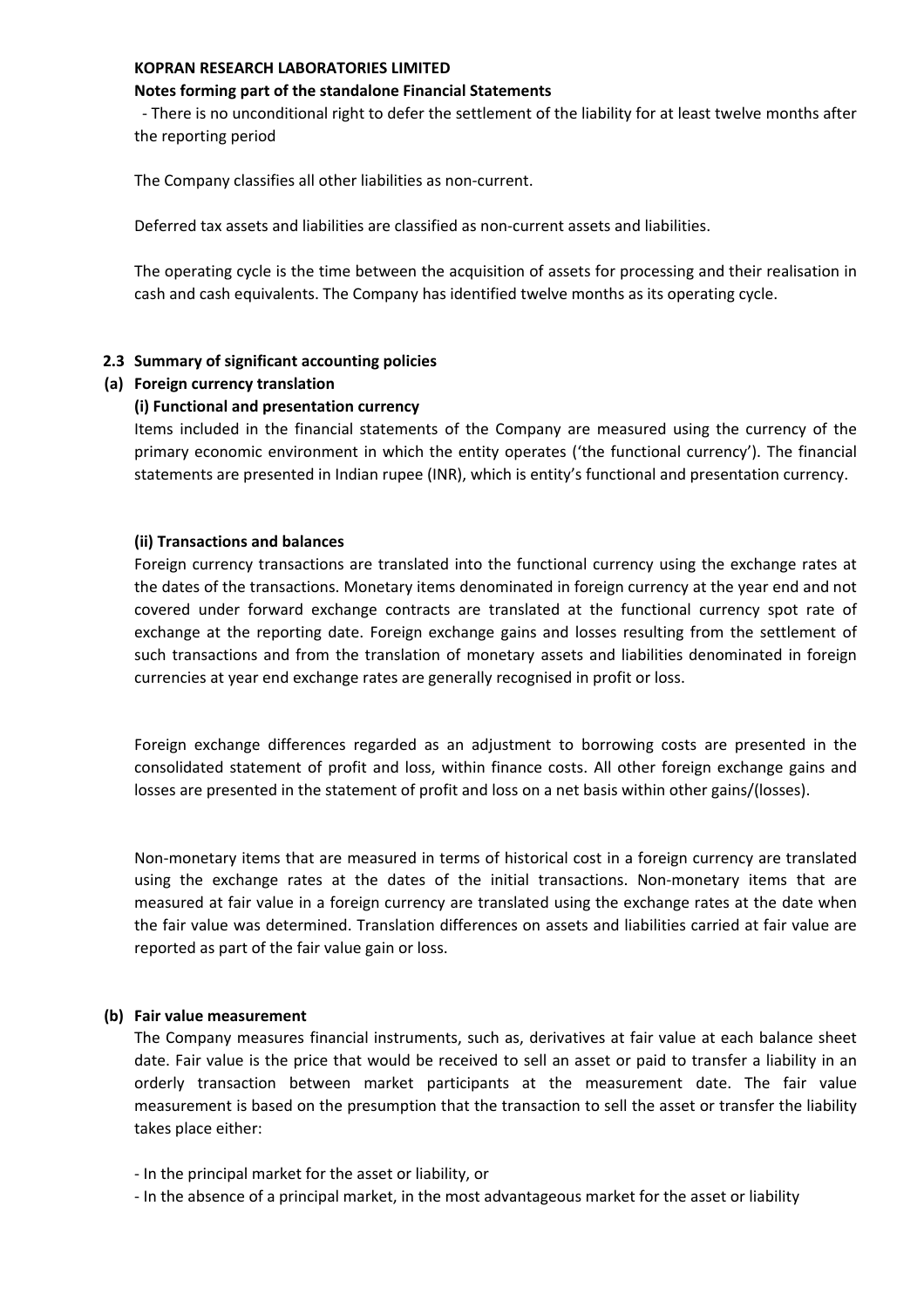**KOPRAN RESEARCH LABORATORIES LIMITED**

**Notes forming part of the standalone Financial Statements**

- There is no unconditional right to defer the settlement of the liability for at least twelve months after the reporting period

The Company classifies all other liabilities as non-current.

Deferred tax assets and liabilities are classified as non-current assets and liabilities.

The operating cycle is the time between the acquisition of assets for processing and their realisation in cash and cash equivalents. The Company has identified twelve months as its operating cycle.

## 2.3 Summary of significant accounting policies

### (a) Foreign currency translation

**(i) Functional and presentation currency**

Items included in the financial statements of the Company are measured using the currency of the primary economic environment in which the entity operates ('the functional currency'). The financial statements are presented in Indian rupee (INR), which is entity's functional and presentation currency.

**(ii) Transactions and balances**

Foreign currency transactions are translated into the functional currency using the exchange rates at the dates of the transactions. Monetary items denominated in foreign currency at the year end and not covered under forward exchange contracts are translated at the functional currency spot rate of exchange at the reporting date. Foreign exchange gains and losses resulting from the settlement of such transactions and from the translation of monetary assets and liabilities denominated in foreign currencies at year end exchange rates are generally recognised in profit or loss.

Foreign exchange differences regarded as an adjustment to borrowing costs are presented in the consolidated statement of profit and loss, within finance costs. All other foreign exchange gains and losses are presented in the statement of profit and loss on a net basis within other gains/(losses).

Non-monetary items that are measured in terms of historical cost in a foreign currency are translated using the exchange rates at the dates of the initial transactions. Non-monetary items that are measured at fair value in a foreign currency are translated using the exchange rates at the date when the fair value was determined. Translation differences on assets and liabilities carried at fair value are reported as part of the fair value gain or loss.

### (b) Fair value measurement

The Company measures financial instruments, such as, derivatives at fair value at each balance sheet date. Fair value is the price that would be received to sell an asset or paid to transfer a liability in an orderly transaction between market participants at the measurement date. The fair value measurement is based on the presumption that the transaction to sell the asset or transfer the liability takes place either:

- In the principal market for the asset or liability, or
- In the absence of a principal market, in the most advantageous market for the asset or liability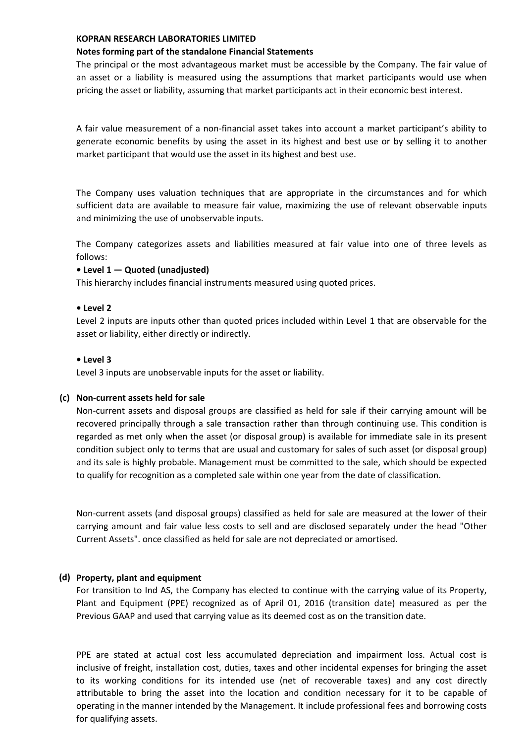**KOPRAN RESEARCH LABORATORIES LIMITED**

**Notes forming part of the standalone Financial Statements**

The principal or the most advantageous market must be accessible by the Company. The fair value of an asset or a liability is measured using the assumptions that market participants would use when pricing the asset or liability, assuming that market participants act in their economic best interest.

A fair value measurement of a non-financial asset takes into account a market participant's ability to generate economic benefits by using the asset in its highest and best use or by selling it to another market participant that would use the asset in its highest and best use.

The Company uses valuation techniques that are appropriate in the circumstances and for which sufficient data are available to measure fair value, maximizing the use of relevant observable inputs and minimizing the use of unobservable inputs.

The Company categorizes assets and liabilities measured at fair value into one of three levels as follows:

**• Level 1 — Quoted (unadjusted)**

This hierarchy includes financial instruments measured using quoted prices.

**• Level 2**

Level 2 inputs are inputs other than quoted prices included within Level 1 that are observable for the asset or liability, either directly or indirectly.

**• Level 3**

Level 3 inputs are unobservable inputs for the asset or liability.

**(c) Non-current assets held for sale**

Non-current assets and disposal groups are classified as held for sale if their carrying amount will be recovered principally through a sale transaction rather than through continuing use. This condition is regarded as met only when the asset (or disposal group) is available for immediate sale in its present condition subject only to terms that are usual and customary for sales of such asset (or disposal group) and its sale is highly probable. Management must be committed to the sale, which should be expected to qualify for recognition as a completed sale within one year from the date of classification.

Non-current assets (and disposal groups) classified as held for sale are measured at the lower of their carrying amount and fair value less costs to sell and are disclosed separately under the head "Other Current Assets". once classified as held for sale are not depreciated or amortised.

**(d) Property, plant and equipment**

For transition to Ind AS, the Company has elected to continue with the carrying value of its Property, Plant and Equipment (PPE) recognized as of April 01, 2016 (transition date) measured as per the Previous GAAP and used that carrying value as its deemed cost as on the transition date.

PPE are stated at actual cost less accumulated depreciation and impairment loss. Actual cost is inclusive of freight, installation cost, duties, taxes and other incidental expenses for bringing the asset to its working conditions for its intended use (net of recoverable taxes) and any cost directly attributable to bring the asset into the location and condition necessary for it to be capable of operating in the manner intended by the Management. It include professional fees and borrowing costs for qualifying assets.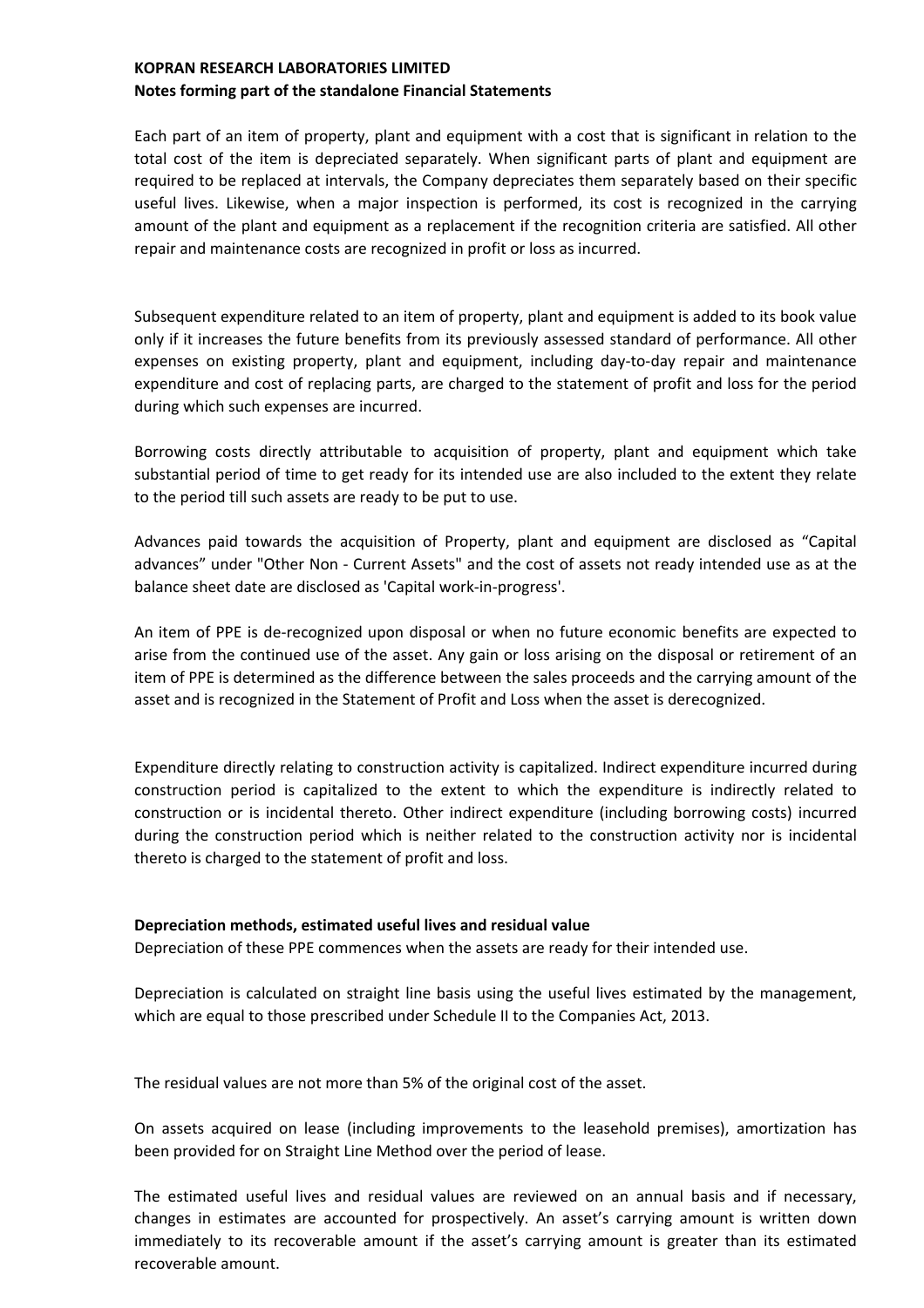Each part of an item of property, plant and equipment with a cost that is significant in relation to the total cost of the item is depreciated separately. When significant parts of plant and equipment are required to be replaced at intervals, the Company depreciates them separately based on their specific useful lives. Likewise, when a major inspection is performed, its cost is recognized in the carrying amount of the plant and equipment as a replacement if the recognition criteria are satisfied. All other repair and maintenance costs are recognized in profit or loss as incurred.

Subsequent expenditure related to an item of property, plant and equipment is added to its book value only if it increases the future benefits from its previously assessed standard of performance. All other expenses on existing property, plant and equipment, including day-to-day repair and maintenance expenditure and cost of replacing parts, are charged to the statement of profit and loss for the period during which such expenses are incurred.

Borrowing costs directly attributable to acquisition of property, plant and equipment which take substantial period of time to get ready for its intended use are also included to the extent they relate to the period till such assets are ready to be put to use.

Advances paid towards the acquisition of Property, plant and equipment are disclosed as "Capital advances" under "Other Non - Current Assets" and the cost of assets not ready intended use as at the balance sheet date are disclosed as 'Capital work-in-progress'.

An item of PPE is de-recognized upon disposal or when no future economic benefits are expected to arise from the continued use of the asset. Any gain or loss arising on the disposal or retirement of an item of PPE is determined as the difference between the sales proceeds and the carrying amount of the asset and is recognized in the Statement of Profit and Loss when the asset is derecognized.

Expenditure directly relating to construction activity is capitalized. Indirect expenditure incurred during construction period is capitalized to the extent to which the expenditure is indirectly related to construction or is incidental thereto. Other indirect expenditure (including borrowing costs) incurred during the construction period which is neither related to the construction activity nor is incidental thereto is charged to the statement of profit and loss.

**Depreciation methods, estimated useful lives and residual value**

Depreciation of these PPE commences when the assets are ready for their intended use.

Depreciation is calculated on straight line basis using the useful lives estimated by the management, which are equal to those prescribed under Schedule II to the Companies Act, 2013.

The residual values are not more than 5% of the original cost of the asset.

On assets acquired on lease (including improvements to the leasehold premises), amortization has been provided for on Straight Line Method over the period of lease.

The estimated useful lives and residual values are reviewed on an annual basis and if necessary, changes in estimates are accounted for prospectively. An asset's carrying amount is written down immediately to its recoverable amount if the asset's carrying amount is greater than its estimated recoverable amount.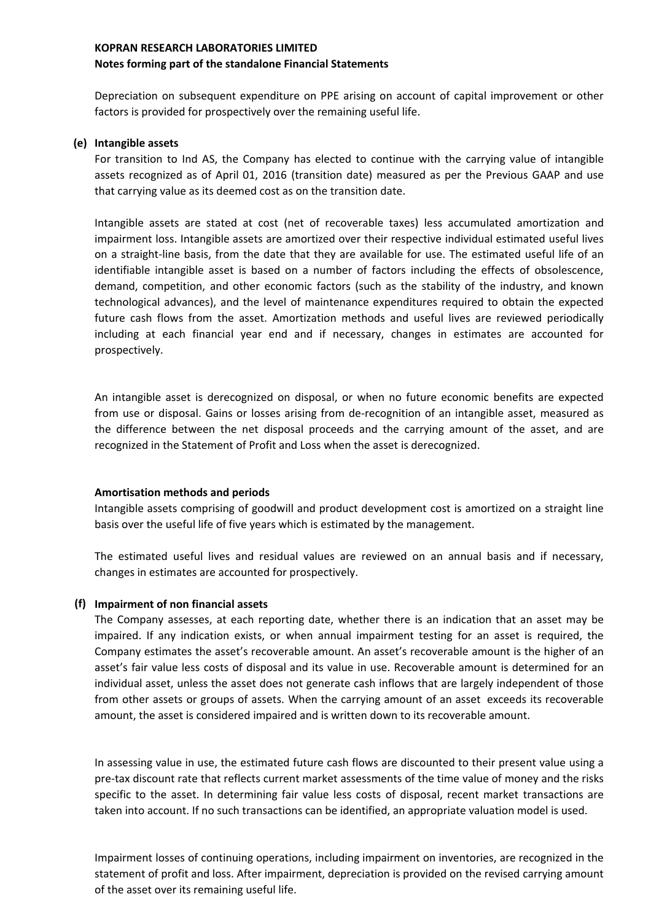Depreciation on subsequent expenditure on PPE arising on account of capital improvement or other factors is provided for prospectively over the remaining useful life.

**(e) Intangible assets**

For transition to Ind AS, the Company has elected to continue with the carrying value of intangible assets recognized as of April 01, 2016 (transition date) measured as per the Previous GAAP and use that carrying value as its deemed cost as on the transition date.

Intangible assets are stated at cost (net of recoverable taxes) less accumulated amortization and impairment loss. Intangible assets are amortized over their respective individual estimated useful lives on a straight-line basis, from the date that they are available for use. The estimated useful life of an identifiable intangible asset is based on a number of factors including the effects of obsolescence, demand, competition, and other economic factors (such as the stability of the industry, and known technological advances), and the level of maintenance expenditures required to obtain the expected future cash flows from the asset. Amortization methods and useful lives are reviewed periodically including at each financial year end and if necessary, changes in estimates are accounted for prospectively.

An intangible asset is derecognized on disposal, or when no future economic benefits are expected from use or disposal. Gains or losses arising from de-recognition of an intangible asset, measured as the difference between the net disposal proceeds and the carrying amount of the asset, and are recognized in the Statement of Profit and Loss when the asset is derecognized.

**Amortisation methods and periods**

Intangible assets comprising of goodwill and product development cost is amortized on a straight line basis over the useful life of five years which is estimated by the management.

The estimated useful lives and residual values are reviewed on an annual basis and if necessary, changes in estimates are accounted for prospectively.

**(f) Impairment of non financial assets**

The Company assesses, at each reporting date, whether there is an indication that an asset may be impaired. If any indication exists, or when annual impairment testing for an asset is required, the Company estimates the asset's recoverable amount. An asset's recoverable amount is the higher of an asset's fair value less costs of disposal and its value in use. Recoverable amount is determined for an individual asset, unless the asset does not generate cash inflows that are largely independent of those from other assets or groups of assets. When the carrying amount of an asset exceeds its recoverable amount, the asset is considered impaired and is written down to its recoverable amount.

In assessing value in use, the estimated future cash flows are discounted to their present value using a pre-tax discount rate that reflects current market assessments of the time value of money and the risks specific to the asset. In determining fair value less costs of disposal, recent market transactions are taken into account. If no such transactions can be identified, an appropriate valuation model is used.

Impairment losses of continuing operations, including impairment on inventories, are recognized in the statement of profit and loss. After impairment, depreciation is provided on the revised carrying amount of the asset over its remaining useful life.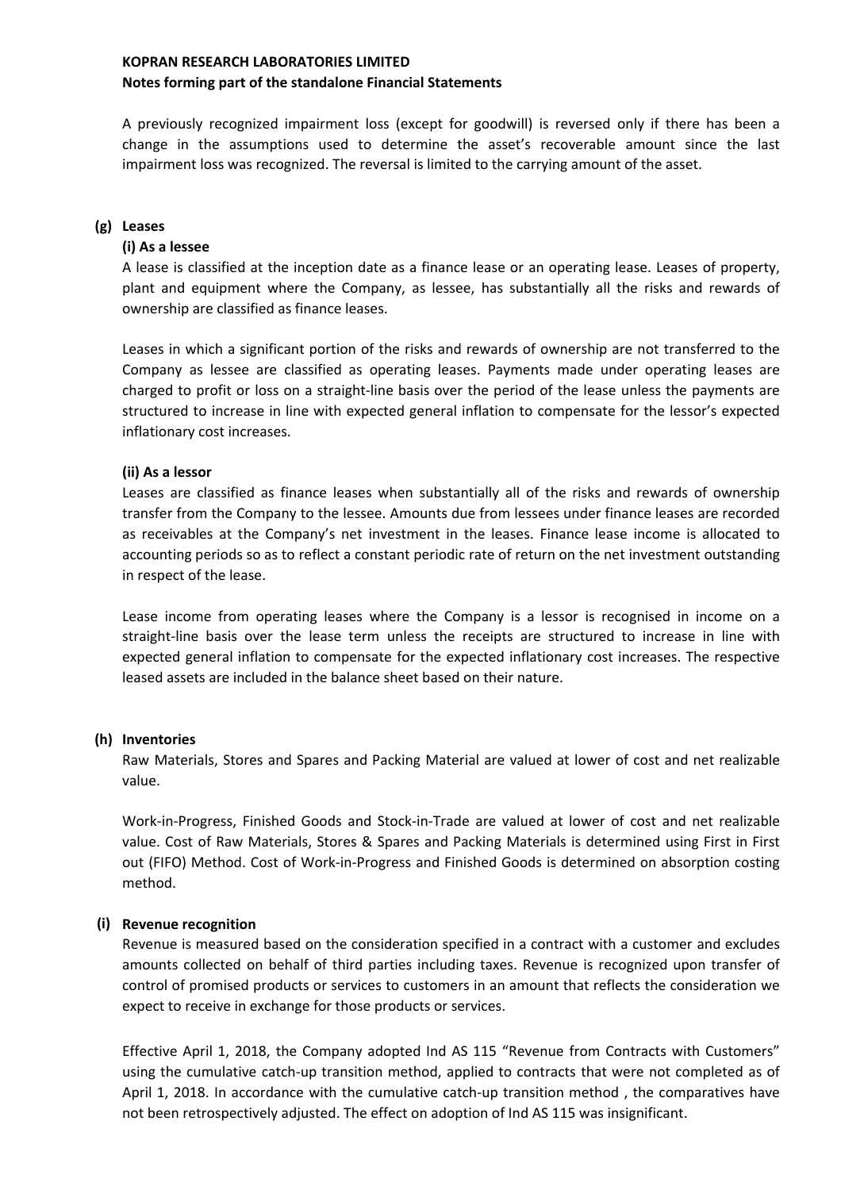A previously recognized impairment loss (except for goodwill) is reversed only if there has been a change in the assumptions used to determine the asset's recoverable amount since the last impairment loss was recognized. The reversal is limited to the carrying amount of the asset.

**(g) Leases**

**(i) As a lessee**

A lease is classified at the inception date as a finance lease or an operating lease. Leases of property, plant and equipment where the Company, as lessee, has substantially all the risks and rewards of ownership are classified as finance leases.

Leases in which a significant portion of the risks and rewards of ownership are not transferred to the Company as lessee are classified as operating leases. Payments made under operating leases are charged to profit or loss on a straight-line basis over the period of the lease unless the payments are structured to increase in line with expected general inflation to compensate for the lessor's expected inflationary cost increases.

**(ii) As a lessor**

Leases are classified as finance leases when substantially all of the risks and rewards of ownership transfer from the Company to the lessee. Amounts due from lessees under finance leases are recorded as receivables at the Company's net investment in the leases. Finance lease income is allocated to accounting periods so as to reflect a constant periodic rate of return on the net investment outstanding in respect of the lease.

Lease income from operating leases where the Company is a lessor is recognised in income on a straight-line basis over the lease term unless the receipts are structured to increase in line with expected general inflation to compensate for the expected inflationary cost increases. The respective leased assets are included in the balance sheet based on their nature.

**(h) Inventories**

Raw Materials, Stores and Spares and Packing Material are valued at lower of cost and net realizable value.

Work-in-Progress, Finished Goods and Stock-in-Trade are valued at lower of cost and net realizable value. Cost of Raw Materials, Stores & Spares and Packing Materials is determined using First in First out (FIFO) Method. Cost of Work-in-Progress and Finished Goods is determined on absorption costing method.

**(i) Revenue recognition**

Revenue is measured based on the consideration specified in a contract with a customer and excludes amounts collected on behalf of third parties including taxes. Revenue is recognized upon transfer of control of promised products or services to customers in an amount that reflects the consideration we expect to receive in exchange for those products or services.

Effective April 1, 2018, the Company adopted Ind AS 115 "Revenue from Contracts with Customers" using the cumulative catch-up transition method, applied to contracts that were not completed as of April 1, 2018. In accordance with the cumulative catch-up transition method , the comparatives have not been retrospectively adjusted. The effect on adoption of Ind AS 115 was insignificant.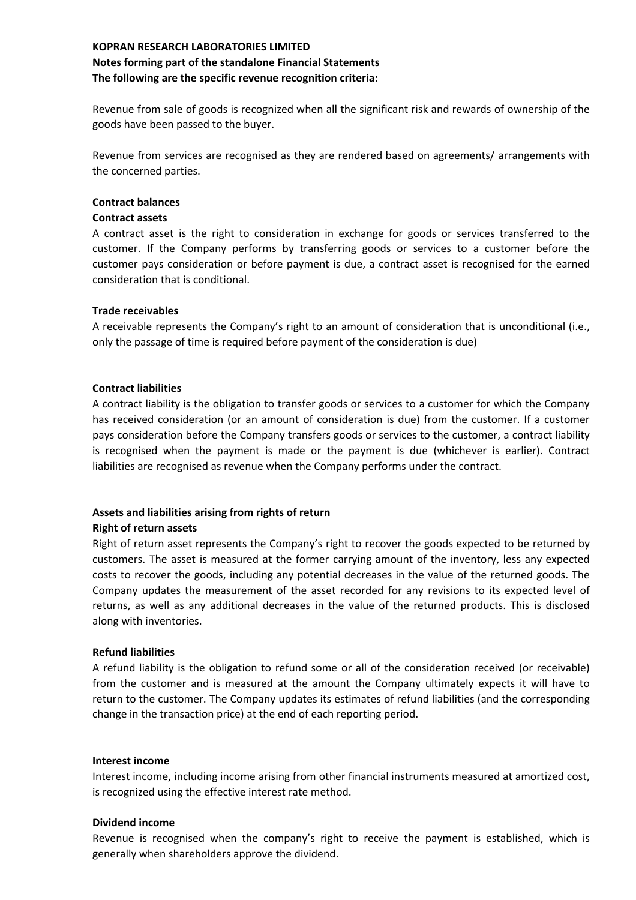**KOPRAN RESEARCH LABORATORIES LIMITED**

**Notes forming part of the standalone Financial Statements**

**The following are the specific revenue recognition criteria:**

Revenue from sale of goods is recognized when all the significant risk and rewards of ownership of the goods have been passed to the buyer.

Revenue from services are recognised as they are rendered based on agreements/ arrangements with the concerned parties.

**Contract balances**

**Contract assets**

A contract asset is the right to consideration in exchange for goods or services transferred to the customer. If the Company performs by transferring goods or services to a customer before the customer pays consideration or before payment is due, a contract asset is recognised for the earned consideration that is conditional.

**Trade receivables**

A receivable represents the Company's right to an amount of consideration that is unconditional (i.e., only the passage of time is required before payment of the consideration is due)

**Contract liabilities**

A contract liability is the obligation to transfer goods or services to a customer for which the Company has received consideration (or an amount of consideration is due) from the customer. If a customer pays consideration before the Company transfers goods or services to the customer, a contract liability is recognised when the payment is made or the payment is due (whichever is earlier). Contract liabilities are recognised as revenue when the Company performs under the contract.

**Assets and liabilities arising from rights of return**

**Right of return assets**

Right of return asset represents the Company's right to recover the goods expected to be returned by customers. The asset is measured at the former carrying amount of the inventory, less any expected costs to recover the goods, including any potential decreases in the value of the returned goods. The Company updates the measurement of the asset recorded for any revisions to its expected level of returns, as well as any additional decreases in the value of the returned products. This is disclosed along with inventories.

**Refund liabilities**

A refund liability is the obligation to refund some or all of the consideration received (or receivable) from the customer and is measured at the amount the Company ultimately expects it will have to return to the customer. The Company updates its estimates of refund liabilities (and the corresponding change in the transaction price) at the end of each reporting period.

**Interest income**

Interest income, including income arising from other financial instruments measured at amortized cost, is recognized using the effective interest rate method.

**Dividend income**

Revenue is recognised when the company's right to receive the payment is established, which is generally when shareholders approve the dividend.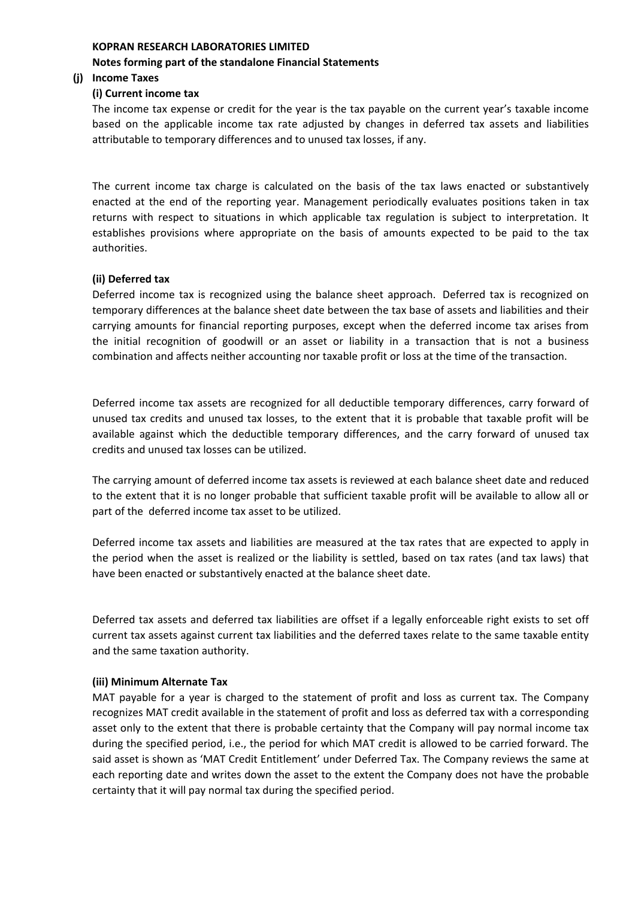**KOPRAN RESEARCH LABORATORIES LIMITED**

**Notes forming part of the standalone Financial Statements**

**(j) Income Taxes**

**(i) Current income tax**

The income tax expense or credit for the year is the tax payable on the current year's taxable income based on the applicable income tax rate adjusted by changes in deferred tax assets and liabilities attributable to temporary differences and to unused tax losses, if any.

The current income tax charge is calculated on the basis of the tax laws enacted or substantively enacted at the end of the reporting year. Management periodically evaluates positions taken in tax returns with respect to situations in which applicable tax regulation is subject to interpretation. It establishes provisions where appropriate on the basis of amounts expected to be paid to the tax authorities.

**(ii) Deferred tax**

Deferred income tax is recognized using the balance sheet approach. Deferred tax is recognized on temporary differences at the balance sheet date between the tax base of assets and liabilities and their carrying amounts for financial reporting purposes, except when the deferred income tax arises from the initial recognition of goodwill or an asset or liability in a transaction that is not a business combination and affects neither accounting nor taxable profit or loss at the time of the transaction.

Deferred income tax assets are recognized for all deductible temporary differences, carry forward of unused tax credits and unused tax losses, to the extent that it is probable that taxable profit will be available against which the deductible temporary differences, and the carry forward of unused tax credits and unused tax losses can be utilized.

The carrying amount of deferred income tax assets is reviewed at each balance sheet date and reduced to the extent that it is no longer probable that sufficient taxable profit will be available to allow all or part of the deferred income tax asset to be utilized.

Deferred income tax assets and liabilities are measured at the tax rates that are expected to apply in the period when the asset is realized or the liability is settled, based on tax rates (and tax laws) that have been enacted or substantively enacted at the balance sheet date.

Deferred tax assets and deferred tax liabilities are offset if a legally enforceable right exists to set off current tax assets against current tax liabilities and the deferred taxes relate to the same taxable entity and the same taxation authority.

**(iii) Minimum Alternate Tax**

MAT payable for a year is charged to the statement of profit and loss as current tax. The Company recognizes MAT credit available in the statement of profit and loss as deferred tax with a corresponding asset only to the extent that there is probable certainty that the Company will pay normal income tax during the specified period, i.e., the period for which MAT credit is allowed to be carried forward. The said asset is shown as 'MAT Credit Entitlement' under Deferred Tax. The Company reviews the same at each reporting date and writes down the asset to the extent the Company does not have the probable certainty that it will pay normal tax during the specified period.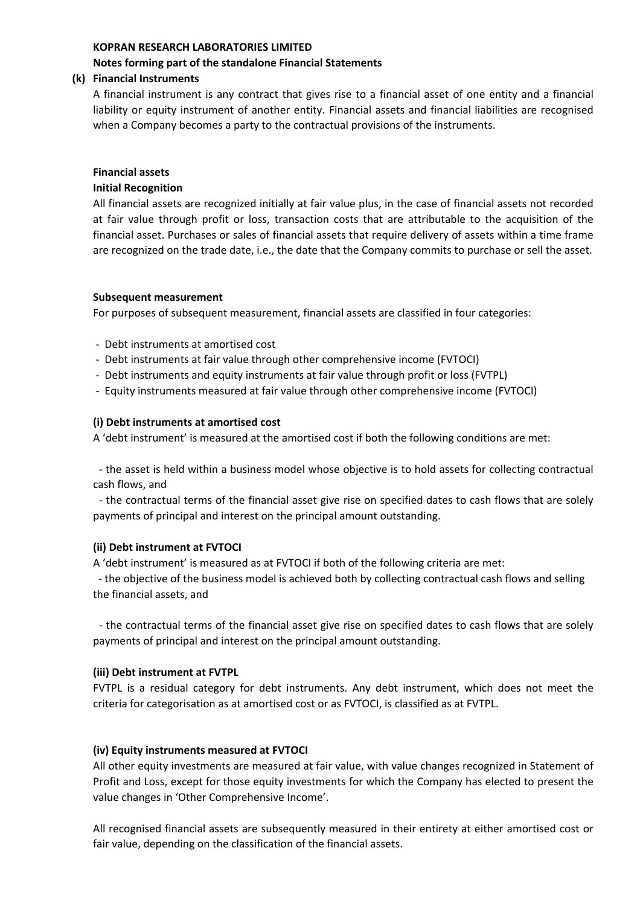**KOPRAN RESEARCH LABORATORIES LIMITED**

**Notes forming part of the standalone Financial Statements**

**(k) Financial Instruments**

A financial instrument is any contract that gives rise to a financial asset of one entity and a financial liability or equity instrument of another entity. Financial assets and financial liabilities are recognised when a Company becomes a party to the contractual provisions of the instruments.

**Financial assets**

**Initial Recognition**

All financial assets are recognized initially at fair value plus, in the case of financial assets not recorded at fair value through profit or loss, transaction costs that are attributable to the acquisition of the financial asset. Purchases or sales of financial assets that require delivery of assets within a time frame are recognized on the trade date, i.e., the date that the Company commits to purchase or sell the asset.

**Subsequent measurement**

For purposes of subsequent measurement, financial assets are classified in four categories:

- Debt instruments at amortised cost
- Debt instruments at fair value through other comprehensive income (FVTOCI)
- Debt instruments and equity instruments at fair value through profit or loss (FVTPL)
- Equity instruments measured at fair value through other comprehensive income (FVTOCI)

**(i) Debt instruments at amortised cost**

A 'debt instrument' is measured at the amortised cost if both the following conditions are met:

- the asset is held within a business model whose objective is to hold assets for collecting contractual cash flows, and
- the contractual terms of the financial asset give rise on specified dates to cash flows that are solely payments of principal and interest on the principal amount outstanding.

**(ii) Debt instrument at FVTOCI**

A 'debt instrument' is measured as at FVTOCI if both of the following criteria are met:

- the objective of the business model is achieved both by collecting contractual cash flows and selling the financial assets, and
- the contractual terms of the financial asset give rise on specified dates to cash flows that are solely payments of principal and interest on the principal amount outstanding.

**(iii) Debt instrument at FVTPL**

FVTPL is a residual category for debt instruments. Any debt instrument, which does not meet the criteria for categorisation as at amortised cost or as FVTOCI, is classified as at FVTPL.

**(iv) Equity instruments measured at FVTOCI**

All other equity investments are measured at fair value, with value changes recognized in Statement of Profit and Loss, except for those equity investments for which the Company has elected to present the value changes in 'Other Comprehensive Income'.

All recognised financial assets are subsequently measured in their entirety at either amortised cost or fair value, depending on the classification of the financial assets.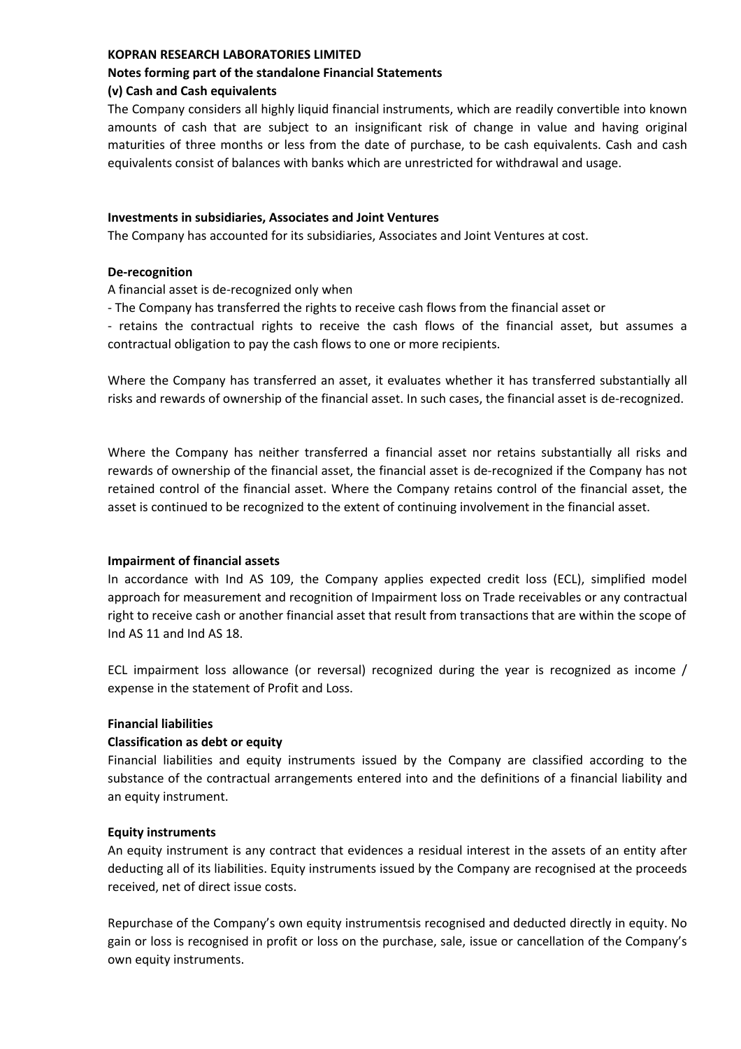**KOPRAN RESEARCH LABORATORIES LIMITED**

**Notes forming part of the standalone Financial Statements**

**(v) Cash and Cash equivalents**

The Company considers all highly liquid financial instruments, which are readily convertible into known amounts of cash that are subject to an insignificant risk of change in value and having original maturities of three months or less from the date of purchase, to be cash equivalents. Cash and cash equivalents consist of balances with banks which are unrestricted for withdrawal and usage.

**Investments in subsidiaries, Associates and Joint Ventures**

The Company has accounted for its subsidiaries, Associates and Joint Ventures at cost.

**De-recognition**

A financial asset is de-recognized only when

- The Company has transferred the rights to receive cash flows from the financial asset or
- retains the contractual rights to receive the cash flows of the financial asset, but assumes a contractual obligation to pay the cash flows to one or more recipients.

Where the Company has transferred an asset, it evaluates whether it has transferred substantially all risks and rewards of ownership of the financial asset. In such cases, the financial asset is de-recognized.

Where the Company has neither transferred a financial asset nor retains substantially all risks and rewards of ownership of the financial asset, the financial asset is de-recognized if the Company has not retained control of the financial asset. Where the Company retains control of the financial asset, the asset is continued to be recognized to the extent of continuing involvement in the financial asset.

**Impairment of financial assets**

In accordance with Ind AS 109, the Company applies expected credit loss (ECL), simplified model approach for measurement and recognition of Impairment loss on Trade receivables or any contractual right to receive cash or another financial asset that result from transactions that are within the scope of Ind AS 11 and Ind AS 18.

ECL impairment loss allowance (or reversal) recognized during the year is recognized as income / expense in the statement of Profit and Loss.

**Financial liabilities**

**Classification as debt or equity**

Financial liabilities and equity instruments issued by the Company are classified according to the substance of the contractual arrangements entered into and the definitions of a financial liability and an equity instrument.

**Equity instruments**

An equity instrument is any contract that evidences a residual interest in the assets of an entity after deducting all of its liabilities. Equity instruments issued by the Company are recognised at the proceeds received, net of direct issue costs.

Repurchase of the Company's own equity instrumentsis recognised and deducted directly in equity. No gain or loss is recognised in profit or loss on the purchase, sale, issue or cancellation of the Company's own equity instruments.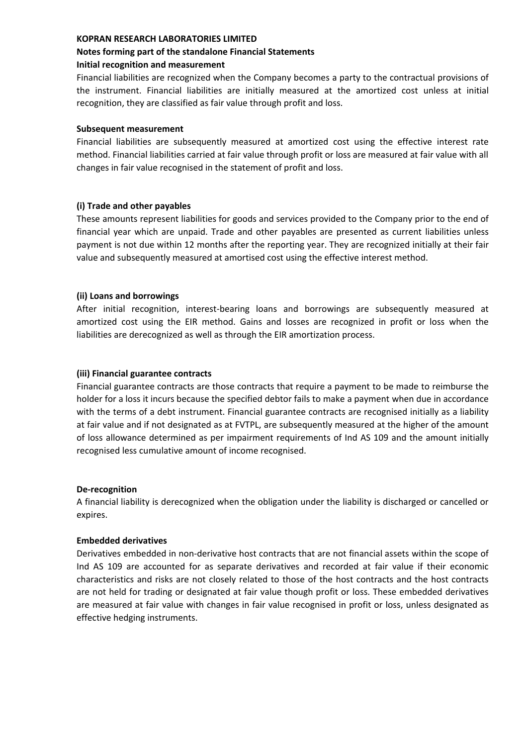**KOPRAN RESEARCH LABORATORIES LIMITED**

**Notes forming part of the standalone Financial Statements**

**Initial recognition and measurement**

Financial liabilities are recognized when the Company becomes a party to the contractual provisions of the instrument. Financial liabilities are initially measured at the amortized cost unless at initial recognition, they are classified as fair value through profit and loss.

**Subsequent measurement**

Financial liabilities are subsequently measured at amortized cost using the effective interest rate method. Financial liabilities carried at fair value through profit or loss are measured at fair value with all changes in fair value recognised in the statement of profit and loss.

**(i) Trade and other payables**

These amounts represent liabilities for goods and services provided to the Company prior to the end of financial year which are unpaid. Trade and other payables are presented as current liabilities unless payment is not due within 12 months after the reporting year. They are recognized initially at their fair value and subsequently measured at amortised cost using the effective interest method.

**(ii) Loans and borrowings**

After initial recognition, interest-bearing loans and borrowings are subsequently measured at amortized cost using the EIR method. Gains and losses are recognized in profit or loss when the liabilities are derecognized as well as through the EIR amortization process.

**(iii) Financial guarantee contracts**

Financial guarantee contracts are those contracts that require a payment to be made to reimburse the holder for a loss it incurs because the specified debtor fails to make a payment when due in accordance with the terms of a debt instrument. Financial guarantee contracts are recognised initially as a liability at fair value and if not designated as at FVTPL, are subsequently measured at the higher of the amount of loss allowance determined as per impairment requirements of Ind AS 109 and the amount initially recognised less cumulative amount of income recognised.

**De-recognition**

A financial liability is derecognized when the obligation under the liability is discharged or cancelled or expires.

**Embedded derivatives**

Derivatives embedded in non-derivative host contracts that are not financial assets within the scope of Ind AS 109 are accounted for as separate derivatives and recorded at fair value if their economic characteristics and risks are not closely related to those of the host contracts and the host contracts are not held for trading or designated at fair value though profit or loss. These embedded derivatives are measured at fair value with changes in fair value recognised in profit or loss, unless designated as effective hedging instruments.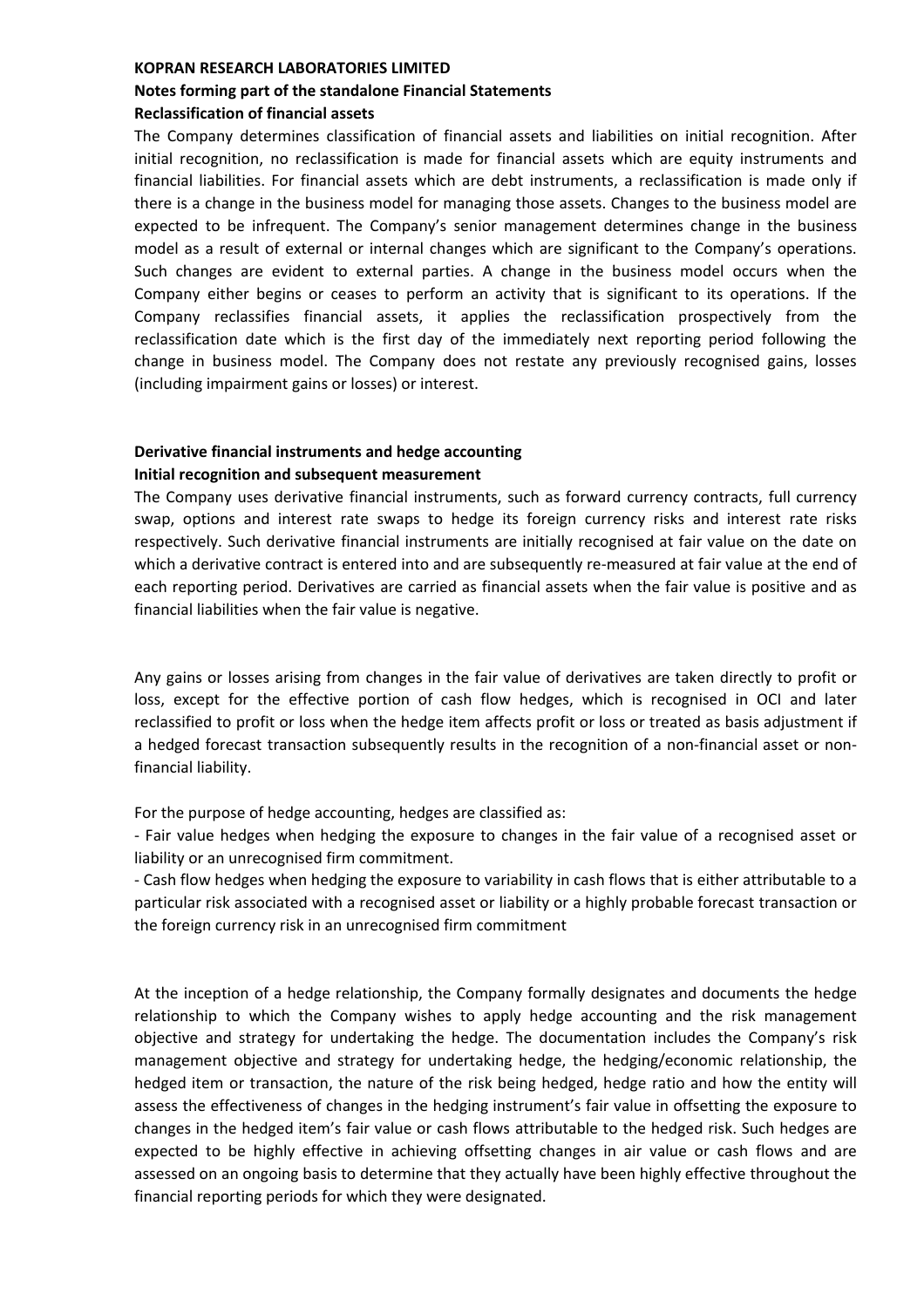**KOPRAN RESEARCH LABORATORIES LIMITED**

**Notes forming part of the standalone Financial Statements**

**Reclassification of financial assets**

The Company determines classification of financial assets and liabilities on initial recognition. After initial recognition, no reclassification is made for financial assets which are equity instruments and financial liabilities. For financial assets which are debt instruments, a reclassification is made only if there is a change in the business model for managing those assets. Changes to the business model are expected to be infrequent. The Company's senior management determines change in the business model as a result of external or internal changes which are significant to the Company's operations. Such changes are evident to external parties. A change in the business model occurs when the Company either begins or ceases to perform an activity that is significant to its operations. If the Company reclassifies financial assets, it applies the reclassification prospectively from the reclassification date which is the first day of the immediately next reporting period following the change in business model. The Company does not restate any previously recognised gains, losses (including impairment gains or losses) or interest.

**Derivative financial instruments and hedge accounting**

**Initial recognition and subsequent measurement**

The Company uses derivative financial instruments, such as forward currency contracts, full currency swap, options and interest rate swaps to hedge its foreign currency risks and interest rate risks respectively. Such derivative financial instruments are initially recognised at fair value on the date on which a derivative contract is entered into and are subsequently re-measured at fair value at the end of each reporting period. Derivatives are carried as financial assets when the fair value is positive and as financial liabilities when the fair value is negative.

Any gains or losses arising from changes in the fair value of derivatives are taken directly to profit or loss, except for the effective portion of cash flow hedges, which is recognised in OCI and later reclassified to profit or loss when the hedge item affects profit or loss or treated as basis adjustment if a hedged forecast transaction subsequently results in the recognition of a non-financial asset or non-financial liability.

For the purpose of hedge accounting, hedges are classified as:

- Fair value hedges when hedging the exposure to changes in the fair value of a recognised asset or liability or an unrecognised firm commitment.
- Cash flow hedges when hedging the exposure to variability in cash flows that is either attributable to a particular risk associated with a recognised asset or liability or a highly probable forecast transaction or the foreign currency risk in an unrecognised firm commitment

At the inception of a hedge relationship, the Company formally designates and documents the hedge relationship to which the Company wishes to apply hedge accounting and the risk management objective and strategy for undertaking the hedge. The documentation includes the Company's risk management objective and strategy for undertaking hedge, the hedging/economic relationship, the hedged item or transaction, the nature of the risk being hedged, hedge ratio and how the entity will assess the effectiveness of changes in the hedging instrument's fair value in offsetting the exposure to changes in the hedged item's fair value or cash flows attributable to the hedged risk. Such hedges are expected to be highly effective in achieving offsetting changes in air value or cash flows and are assessed on an ongoing basis to determine that they actually have been highly effective throughout the financial reporting periods for which they were designated.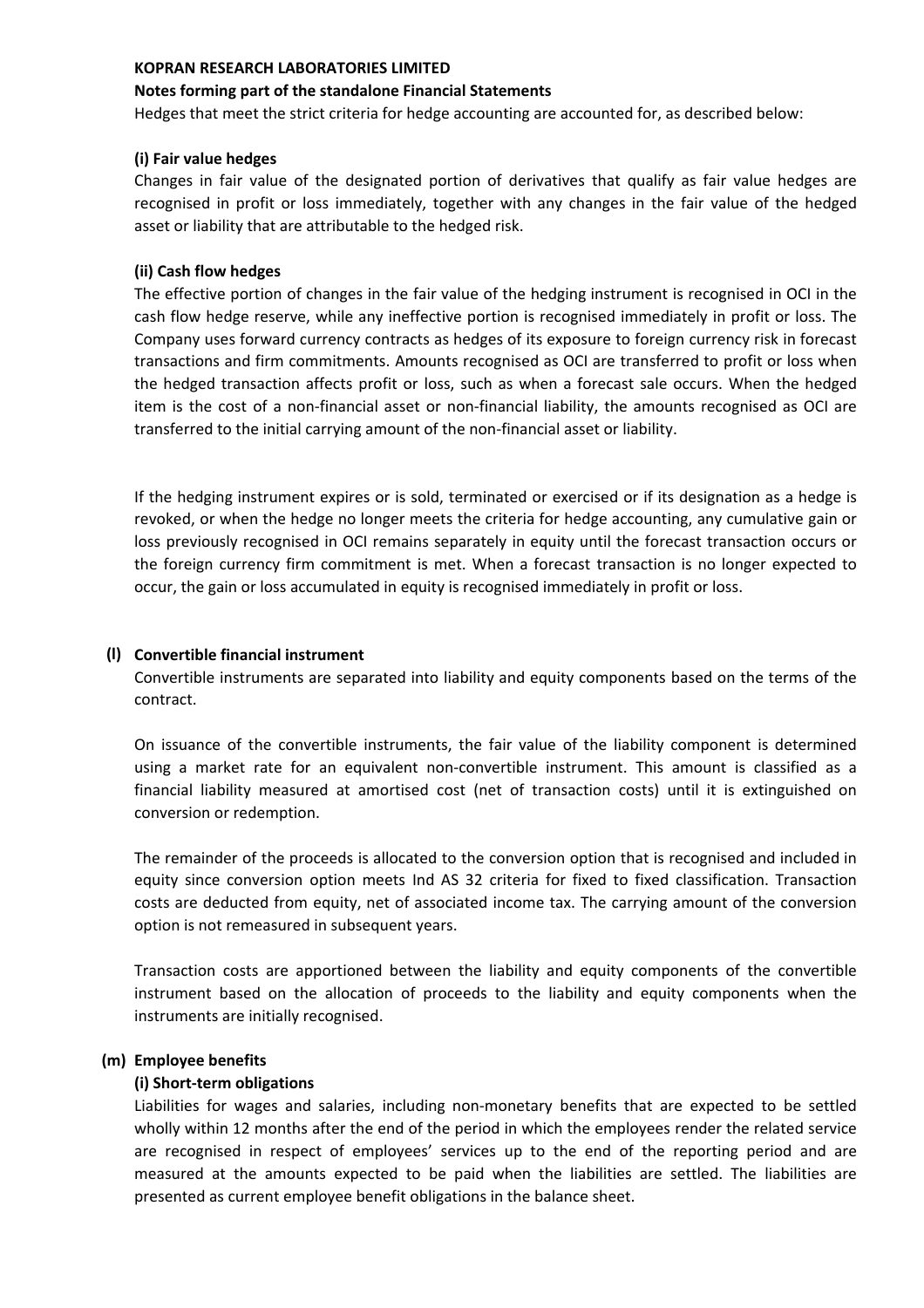**KOPRAN RESEARCH LABORATORIES LIMITED**

**Notes forming part of the standalone Financial Statements**

Hedges that meet the strict criteria for hedge accounting are accounted for, as described below:

**(i) Fair value hedges**

Changes in fair value of the designated portion of derivatives that qualify as fair value hedges are recognised in profit or loss immediately, together with any changes in the fair value of the hedged asset or liability that are attributable to the hedged risk.

**(ii) Cash flow hedges**

The effective portion of changes in the fair value of the hedging instrument is recognised in OCI in the cash flow hedge reserve, while any ineffective portion is recognised immediately in profit or loss. The Company uses forward currency contracts as hedges of its exposure to foreign currency risk in forecast transactions and firm commitments. Amounts recognised as OCI are transferred to profit or loss when the hedged transaction affects profit or loss, such as when a forecast sale occurs. When the hedged item is the cost of a non-financial asset or non-financial liability, the amounts recognised as OCI are transferred to the initial carrying amount of the non-financial asset or liability.

If the hedging instrument expires or is sold, terminated or exercised or if its designation as a hedge is revoked, or when the hedge no longer meets the criteria for hedge accounting, any cumulative gain or loss previously recognised in OCI remains separately in equity until the forecast transaction occurs or the foreign currency firm commitment is met. When a forecast transaction is no longer expected to occur, the gain or loss accumulated in equity is recognised immediately in profit or loss.

**(l) Convertible financial instrument**

Convertible instruments are separated into liability and equity components based on the terms of the contract.

On issuance of the convertible instruments, the fair value of the liability component is determined using a market rate for an equivalent non-convertible instrument. This amount is classified as a financial liability measured at amortised cost (net of transaction costs) until it is extinguished on conversion or redemption.

The remainder of the proceeds is allocated to the conversion option that is recognised and included in equity since conversion option meets Ind AS 32 criteria for fixed to fixed classification. Transaction costs are deducted from equity, net of associated income tax. The carrying amount of the conversion option is not remeasured in subsequent years.

Transaction costs are apportioned between the liability and equity components of the convertible instrument based on the allocation of proceeds to the liability and equity components when the instruments are initially recognised.

**(m) Employee benefits**

**(i) Short-term obligations**

Liabilities for wages and salaries, including non-monetary benefits that are expected to be settled wholly within 12 months after the end of the period in which the employees render the related service are recognised in respect of employees' services up to the end of the reporting period and are measured at the amounts expected to be paid when the liabilities are settled. The liabilities are presented as current employee benefit obligations in the balance sheet.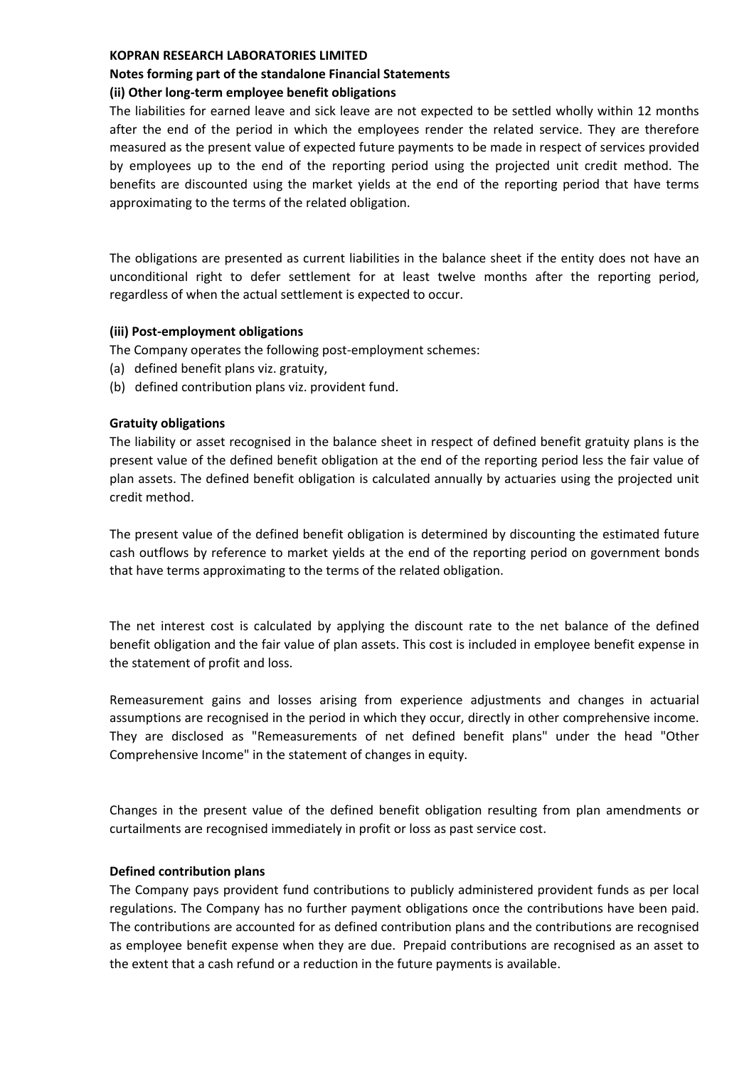**KOPRAN RESEARCH LABORATORIES LIMITED**

**Notes forming part of the standalone Financial Statements**

**(ii) Other long-term employee benefit obligations**

The liabilities for earned leave and sick leave are not expected to be settled wholly within 12 months after the end of the period in which the employees render the related service. They are therefore measured as the present value of expected future payments to be made in respect of services provided by employees up to the end of the reporting period using the projected unit credit method. The benefits are discounted using the market yields at the end of the reporting period that have terms approximating to the terms of the related obligation.

The obligations are presented as current liabilities in the balance sheet if the entity does not have an unconditional right to defer settlement for at least twelve months after the reporting period, regardless of when the actual settlement is expected to occur.

**(iii) Post-employment obligations**

The Company operates the following post-employment schemes:

(a) defined benefit plans viz. gratuity,
(b) defined contribution plans viz. provident fund.

**Gratuity obligations**

The liability or asset recognised in the balance sheet in respect of defined benefit gratuity plans is the present value of the defined benefit obligation at the end of the reporting period less the fair value of plan assets. The defined benefit obligation is calculated annually by actuaries using the projected unit credit method.

The present value of the defined benefit obligation is determined by discounting the estimated future cash outflows by reference to market yields at the end of the reporting period on government bonds that have terms approximating to the terms of the related obligation.

The net interest cost is calculated by applying the discount rate to the net balance of the defined benefit obligation and the fair value of plan assets. This cost is included in employee benefit expense in the statement of profit and loss.

Remeasurement gains and losses arising from experience adjustments and changes in actuarial assumptions are recognised in the period in which they occur, directly in other comprehensive income. They are disclosed as "Remeasurements of net defined benefit plans" under the head "Other Comprehensive Income" in the statement of changes in equity.

Changes in the present value of the defined benefit obligation resulting from plan amendments or curtailments are recognised immediately in profit or loss as past service cost.

**Defined contribution plans**

The Company pays provident fund contributions to publicly administered provident funds as per local regulations. The Company has no further payment obligations once the contributions have been paid. The contributions are accounted for as defined contribution plans and the contributions are recognised as employee benefit expense when they are due. Prepaid contributions are recognised as an asset to the extent that a cash refund or a reduction in the future payments is available.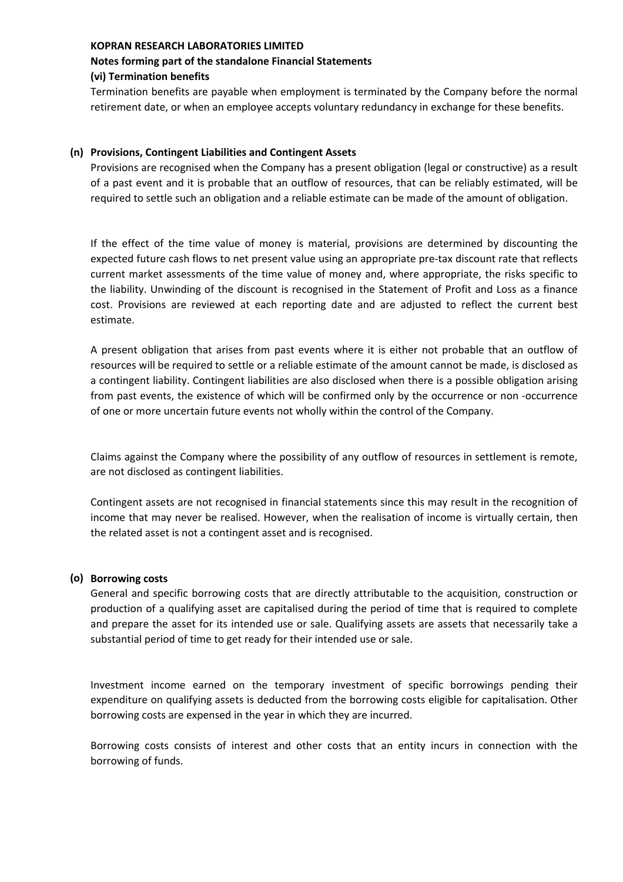**KOPRAN RESEARCH LABORATORIES LIMITED**

**Notes forming part of the standalone Financial Statements**

**(vi) Termination benefits**

Termination benefits are payable when employment is terminated by the Company before the normal retirement date, or when an employee accepts voluntary redundancy in exchange for these benefits.

**(n) Provisions, Contingent Liabilities and Contingent Assets**

Provisions are recognised when the Company has a present obligation (legal or constructive) as a result of a past event and it is probable that an outflow of resources, that can be reliably estimated, will be required to settle such an obligation and a reliable estimate can be made of the amount of obligation.

If the effect of the time value of money is material, provisions are determined by discounting the expected future cash flows to net present value using an appropriate pre-tax discount rate that reflects current market assessments of the time value of money and, where appropriate, the risks specific to the liability. Unwinding of the discount is recognised in the Statement of Profit and Loss as a finance cost. Provisions are reviewed at each reporting date and are adjusted to reflect the current best estimate.

A present obligation that arises from past events where it is either not probable that an outflow of resources will be required to settle or a reliable estimate of the amount cannot be made, is disclosed as a contingent liability. Contingent liabilities are also disclosed when there is a possible obligation arising from past events, the existence of which will be confirmed only by the occurrence or non -occurrence of one or more uncertain future events not wholly within the control of the Company.

Claims against the Company where the possibility of any outflow of resources in settlement is remote, are not disclosed as contingent liabilities.

Contingent assets are not recognised in financial statements since this may result in the recognition of income that may never be realised. However, when the realisation of income is virtually certain, then the related asset is not a contingent asset and is recognised.

**(o) Borrowing costs**

General and specific borrowing costs that are directly attributable to the acquisition, construction or production of a qualifying asset are capitalised during the period of time that is required to complete and prepare the asset for its intended use or sale. Qualifying assets are assets that necessarily take a substantial period of time to get ready for their intended use or sale.

Investment income earned on the temporary investment of specific borrowings pending their expenditure on qualifying assets is deducted from the borrowing costs eligible for capitalisation. Other borrowing costs are expensed in the year in which they are incurred.

Borrowing costs consists of interest and other costs that an entity incurs in connection with the borrowing of funds.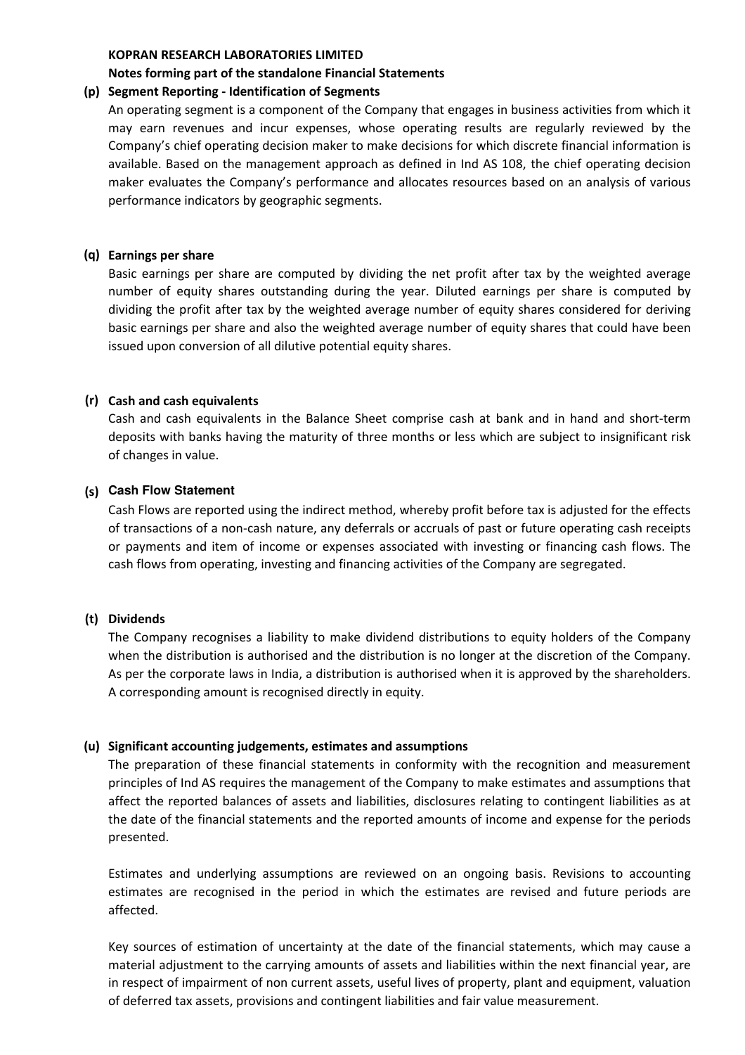**KOPRAN RESEARCH LABORATORIES LIMITED**

**Notes forming part of the standalone Financial Statements**

**(p) Segment Reporting - Identification of Segments**

An operating segment is a component of the Company that engages in business activities from which it may earn revenues and incur expenses, whose operating results are regularly reviewed by the Company's chief operating decision maker to make decisions for which discrete financial information is available. Based on the management approach as defined in Ind AS 108, the chief operating decision maker evaluates the Company's performance and allocates resources based on an analysis of various performance indicators by geographic segments.

**(q) Earnings per share**

Basic earnings per share are computed by dividing the net profit after tax by the weighted average number of equity shares outstanding during the year. Diluted earnings per share is computed by dividing the profit after tax by the weighted average number of equity shares considered for deriving basic earnings per share and also the weighted average number of equity shares that could have been issued upon conversion of all dilutive potential equity shares.

**(r) Cash and cash equivalents**

Cash and cash equivalents in the Balance Sheet comprise cash at bank and in hand and short-term deposits with banks having the maturity of three months or less which are subject to insignificant risk of changes in value.

**(s) Cash Flow Statement**

Cash Flows are reported using the indirect method, whereby profit before tax is adjusted for the effects of transactions of a non-cash nature, any deferrals or accruals of past or future operating cash receipts or payments and item of income or expenses associated with investing or financing cash flows. The cash flows from operating, investing and financing activities of the Company are segregated.

**(t) Dividends**

The Company recognises a liability to make dividend distributions to equity holders of the Company when the distribution is authorised and the distribution is no longer at the discretion of the Company. As per the corporate laws in India, a distribution is authorised when it is approved by the shareholders. A corresponding amount is recognised directly in equity.

**(u) Significant accounting judgements, estimates and assumptions**

The preparation of these financial statements in conformity with the recognition and measurement principles of Ind AS requires the management of the Company to make estimates and assumptions that affect the reported balances of assets and liabilities, disclosures relating to contingent liabilities as at the date of the financial statements and the reported amounts of income and expense for the periods presented.

Estimates and underlying assumptions are reviewed on an ongoing basis. Revisions to accounting estimates are recognised in the period in which the estimates are revised and future periods are affected.

Key sources of estimation of uncertainty at the date of the financial statements, which may cause a material adjustment to the carrying amounts of assets and liabilities within the next financial year, are in respect of impairment of non current assets, useful lives of property, plant and equipment, valuation of deferred tax assets, provisions and contingent liabilities and fair value measurement.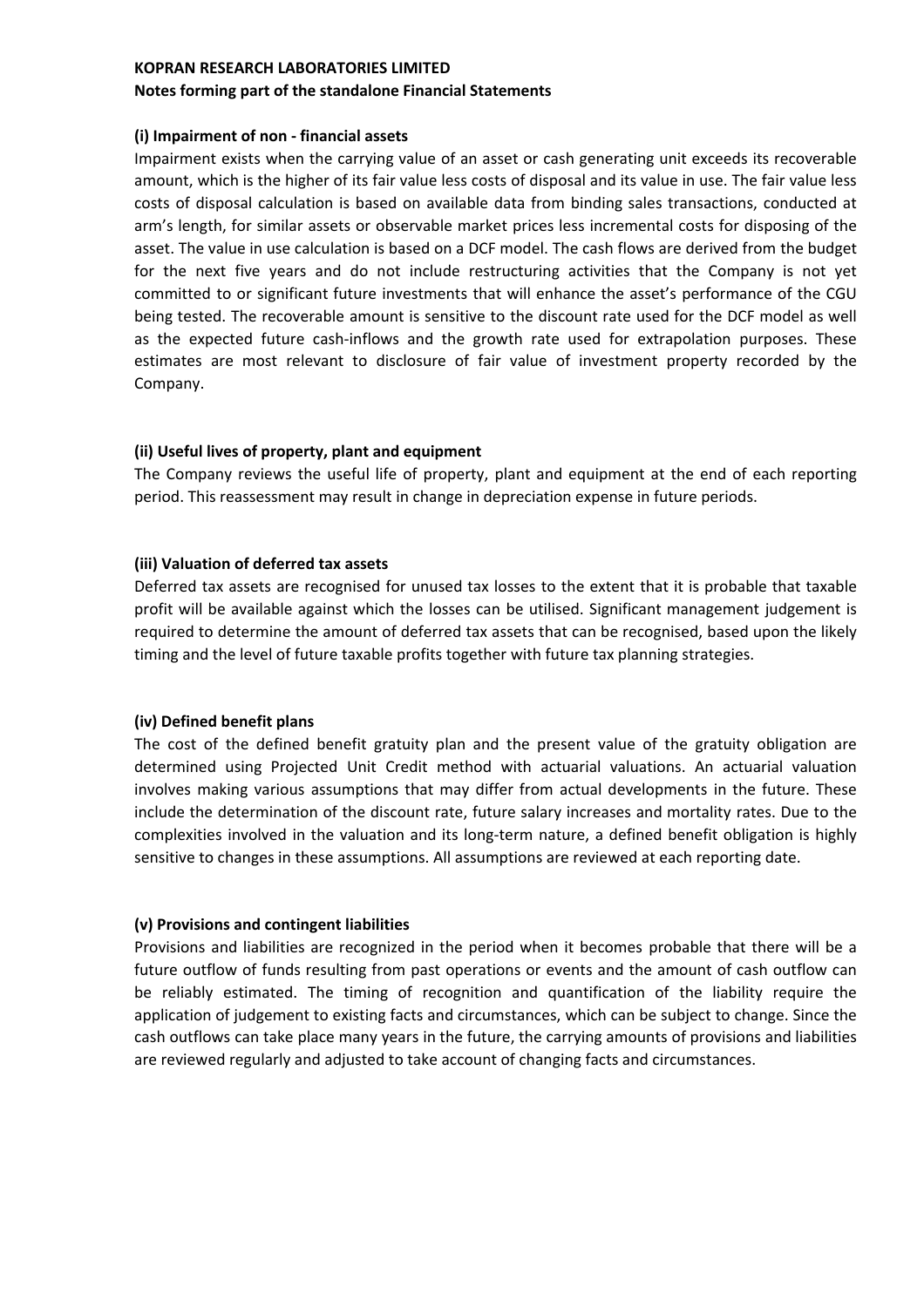**KOPRAN RESEARCH LABORATORIES LIMITED**
**Notes forming part of the standalone Financial Statements**

**(i) Impairment of non - financial assets**

Impairment exists when the carrying value of an asset or cash generating unit exceeds its recoverable amount, which is the higher of its fair value less costs of disposal and its value in use. The fair value less costs of disposal calculation is based on available data from binding sales transactions, conducted at arm's length, for similar assets or observable market prices less incremental costs for disposing of the asset. The value in use calculation is based on a DCF model. The cash flows are derived from the budget for the next five years and do not include restructuring activities that the Company is not yet committed to or significant future investments that will enhance the asset's performance of the CGU being tested. The recoverable amount is sensitive to the discount rate used for the DCF model as well as the expected future cash-inflows and the growth rate used for extrapolation purposes. These estimates are most relevant to disclosure of fair value of investment property recorded by the Company.

**(ii) Useful lives of property, plant and equipment**

The Company reviews the useful life of property, plant and equipment at the end of each reporting period. This reassessment may result in change in depreciation expense in future periods.

**(iii) Valuation of deferred tax assets**

Deferred tax assets are recognised for unused tax losses to the extent that it is probable that taxable profit will be available against which the losses can be utilised. Significant management judgement is required to determine the amount of deferred tax assets that can be recognised, based upon the likely timing and the level of future taxable profits together with future tax planning strategies.

**(iv) Defined benefit plans**

The cost of the defined benefit gratuity plan and the present value of the gratuity obligation are determined using Projected Unit Credit method with actuarial valuations. An actuarial valuation involves making various assumptions that may differ from actual developments in the future. These include the determination of the discount rate, future salary increases and mortality rates. Due to the complexities involved in the valuation and its long-term nature, a defined benefit obligation is highly sensitive to changes in these assumptions. All assumptions are reviewed at each reporting date.

**(v) Provisions and contingent liabilities**

Provisions and liabilities are recognized in the period when it becomes probable that there will be a future outflow of funds resulting from past operations or events and the amount of cash outflow can be reliably estimated. The timing of recognition and quantification of the liability require the application of judgement to existing facts and circumstances, which can be subject to change. Since the cash outflows can take place many years in the future, the carrying amounts of provisions and liabilities are reviewed regularly and adjusted to take account of changing facts and circumstances.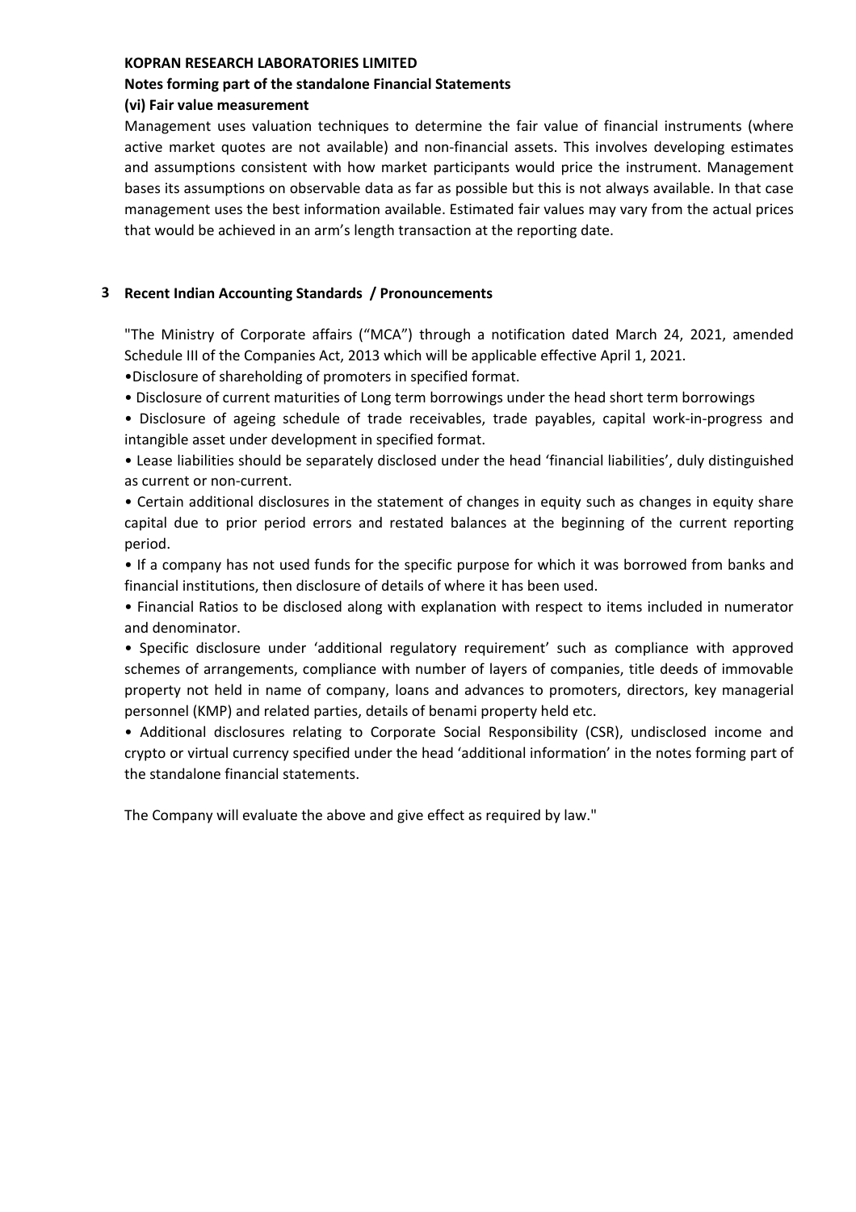**KOPRAN RESEARCH LABORATORIES LIMITED**

**Notes forming part of the standalone Financial Statements**

**(vi) Fair value measurement**

Management uses valuation techniques to determine the fair value of financial instruments (where active market quotes are not available) and non-financial assets. This involves developing estimates and assumptions consistent with how market participants would price the instrument. Management bases its assumptions on observable data as far as possible but this is not always available. In that case management uses the best information available. Estimated fair values may vary from the actual prices that would be achieved in an arm's length transaction at the reporting date.

## 3 Recent Indian Accounting Standards / Pronouncements

"The Ministry of Corporate affairs ("MCA") through a notification dated March 24, 2021, amended Schedule III of the Companies Act, 2013 which will be applicable effective April 1, 2021.

- Disclosure of shareholding of promoters in specified format.
- Disclosure of current maturities of Long term borrowings under the head short term borrowings
- Disclosure of ageing schedule of trade receivables, trade payables, capital work-in-progress and intangible asset under development in specified format.
- Lease liabilities should be separately disclosed under the head 'financial liabilities', duly distinguished as current or non-current.
- Certain additional disclosures in the statement of changes in equity such as changes in equity share capital due to prior period errors and restated balances at the beginning of the current reporting period.
- If a company has not used funds for the specific purpose for which it was borrowed from banks and financial institutions, then disclosure of details of where it has been used.
- Financial Ratios to be disclosed along with explanation with respect to items included in numerator and denominator.
- Specific disclosure under 'additional regulatory requirement' such as compliance with approved schemes of arrangements, compliance with number of layers of companies, title deeds of immovable property not held in name of company, loans and advances to promoters, directors, key managerial personnel (KMP) and related parties, details of benami property held etc.
- Additional disclosures relating to Corporate Social Responsibility (CSR), undisclosed income and crypto or virtual currency specified under the head 'additional information' in the notes forming part of the standalone financial statements.

The Company will evaluate the above and give effect as required by law."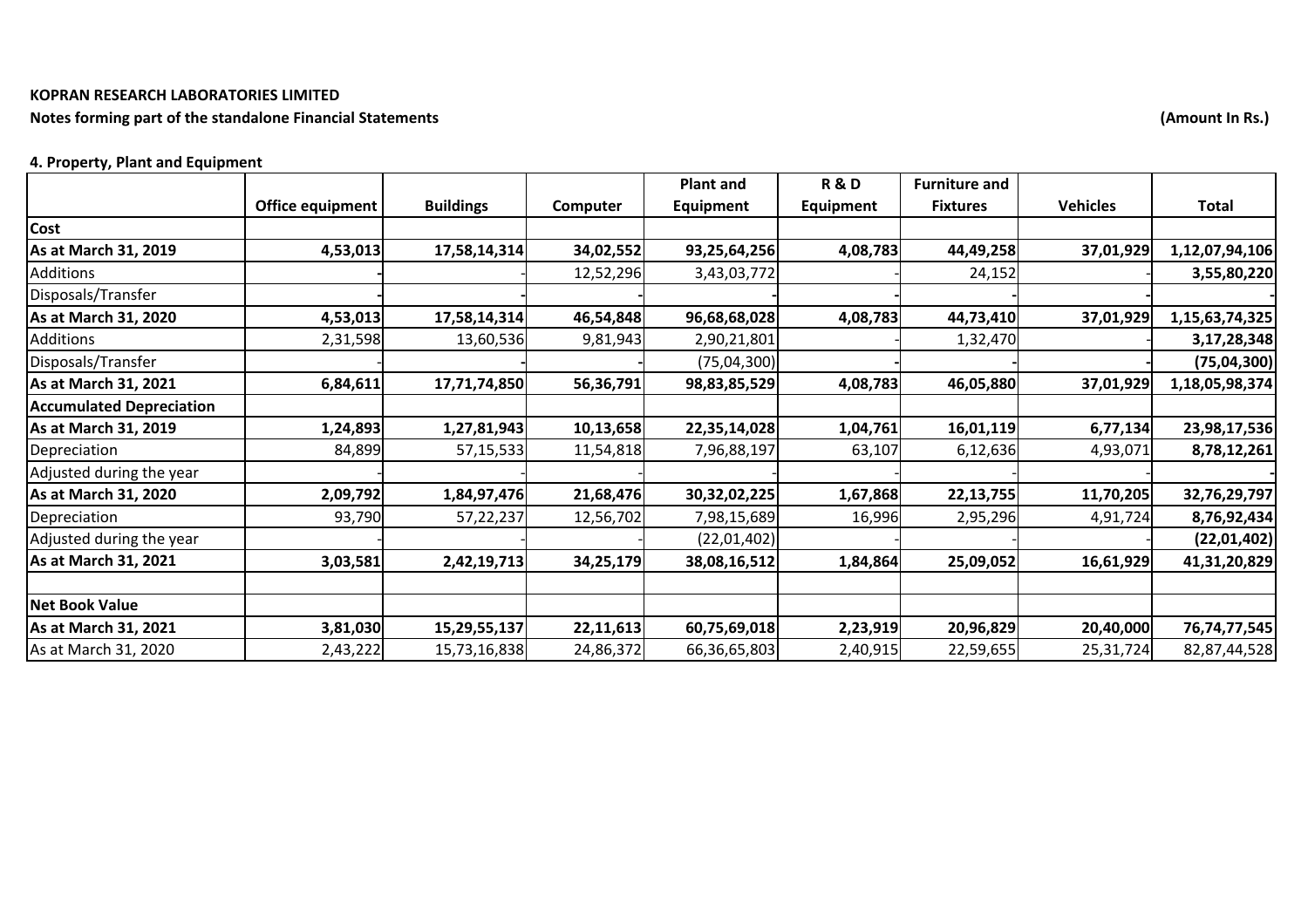**KOPRAN RESEARCH LABORATORIES LIMITED**

**Notes forming part of the standalone Financial Statements**

**(Amount In Rs.)**

**4. Property, Plant and Equipment**

| | Office equipment | Buildings | Computer | Plant and Equipment | R & D Equipment | Furniture and Fixtures | Vehicles | Total |
|---|---|---|---|---|---|---|---|---|
| **Cost** | | | | | | | | |
| **As at March 31, 2019** | **4,53,013** | **17,58,14,314** | **34,02,552** | **93,25,64,256** | **4,08,783** | **44,49,258** | **37,01,929** | **1,12,07,94,106** |
| Additions | - | - | 12,52,296 | 3,43,03,772 | - | 24,152 | - | **3,55,80,220** |
| Disposals/Transfer | - | - | - | - | - | - | - | **-** |
| **As at March 31, 2020** | **4,53,013** | **17,58,14,314** | **46,54,848** | **96,68,68,028** | **4,08,783** | **44,73,410** | **37,01,929** | **1,15,63,74,325** |
| Additions | 2,31,598 | 13,60,536 | 9,81,943 | 2,90,21,801 | - | 1,32,470 | - | **3,17,28,348** |
| Disposals/Transfer | - | - | - | (75,04,300) | - | - | - | **(75,04,300)** |
| **As at March 31, 2021** | **6,84,611** | **17,71,74,850** | **56,36,791** | **98,83,85,529** | **4,08,783** | **46,05,880** | **37,01,929** | **1,18,05,98,374** |
| **Accumulated Depreciation** | | | | | | | | |
| **As at March 31, 2019** | **1,24,893** | **1,27,81,943** | **10,13,658** | **22,35,14,028** | **1,04,761** | **16,01,119** | **6,77,134** | **23,98,17,536** |
| Depreciation | 84,899 | 57,15,533 | 11,54,818 | 7,96,88,197 | 63,107 | 6,12,636 | 4,93,071 | **8,78,12,261** |
| Adjusted during the year | - | - | - | - | - | - | - | **-** |
| **As at March 31, 2020** | **2,09,792** | **1,84,97,476** | **21,68,476** | **30,32,02,225** | **1,67,868** | **22,13,755** | **11,70,205** | **32,76,29,797** |
| Depreciation | 93,790 | 57,22,237 | 12,56,702 | 7,98,15,689 | 16,996 | 2,95,296 | 4,91,724 | **8,76,92,434** |
| Adjusted during the year | - | - | - | (22,01,402) | - | - | - | **(22,01,402)** |
| **As at March 31, 2021** | **3,03,581** | **2,42,19,713** | **34,25,179** | **38,08,16,512** | **1,84,864** | **25,09,052** | **16,61,929** | **41,31,20,829** |
| | | | | | | | | |
| **Net Book Value** | | | | | | | | |
| **As at March 31, 2021** | **3,81,030** | **15,29,55,137** | **22,11,613** | **60,75,69,018** | **2,23,919** | **20,96,829** | **20,40,000** | **76,74,77,545** |
| As at March 31, 2020 | 2,43,222 | 15,73,16,838 | 24,86,372 | 66,36,65,803 | 2,40,915 | 22,59,655 | 25,31,724 | 82,87,44,528 |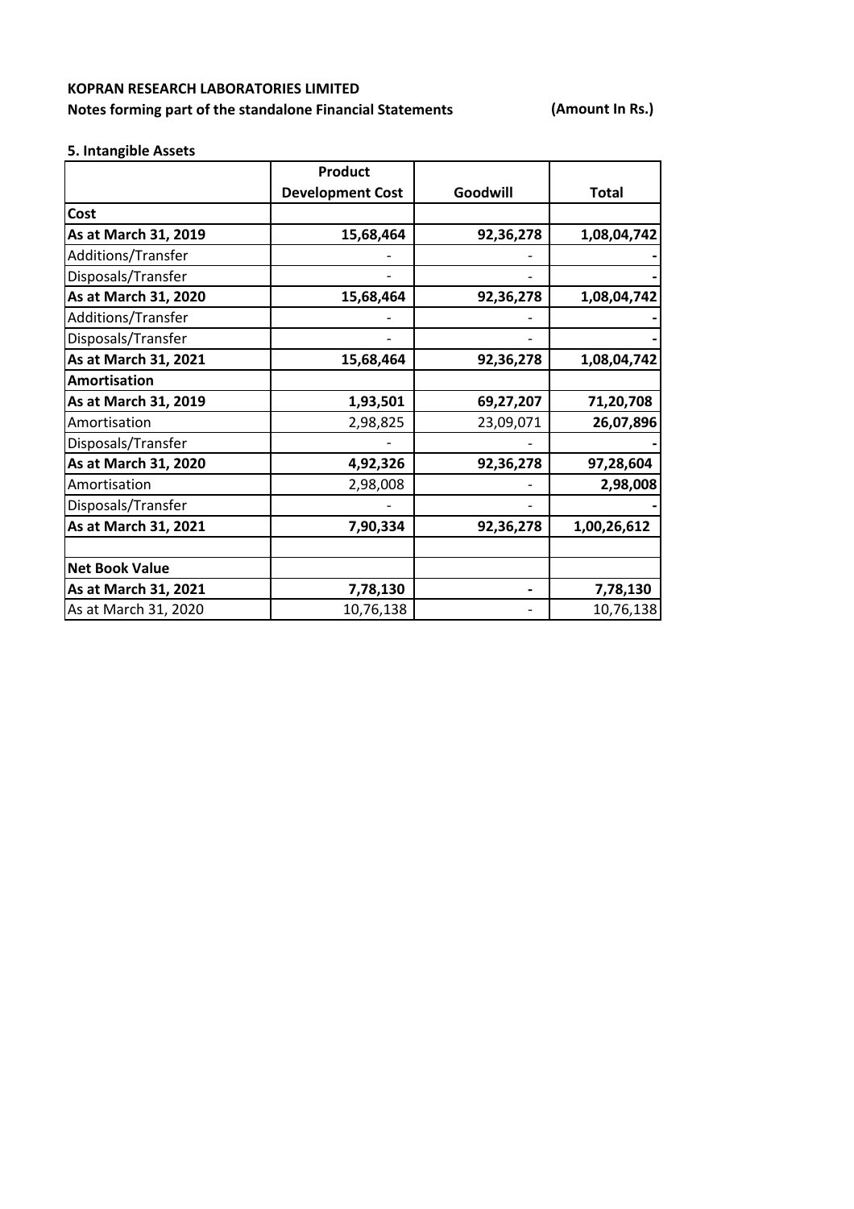**KOPRAN RESEARCH LABORATORIES LIMITED**

**Notes forming part of the standalone Financial Statements** **(Amount In Rs.)**

**5. Intangible Assets**

| | Product Development Cost | Goodwill | Total |
|---|---|---|---|
| **Cost** | | | |
| **As at March 31, 2019** | **15,68,464** | **92,36,278** | **1,08,04,742** |
| Additions/Transfer | - | - | - |
| Disposals/Transfer | - | - | - |
| **As at March 31, 2020** | **15,68,464** | **92,36,278** | **1,08,04,742** |
| Additions/Transfer | - | - | - |
| Disposals/Transfer | - | - | - |
| **As at March 31, 2021** | **15,68,464** | **92,36,278** | **1,08,04,742** |
| **Amortisation** | | | |
| **As at March 31, 2019** | **1,93,501** | **69,27,207** | **71,20,708** |
| Amortisation | 2,98,825 | 23,09,071 | **26,07,896** |
| Disposals/Transfer | - | - | - |
| **As at March 31, 2020** | **4,92,326** | **92,36,278** | **97,28,604** |
| Amortisation | 2,98,008 | - | **2,98,008** |
| Disposals/Transfer | - | - | - |
| **As at March 31, 2021** | **7,90,334** | **92,36,278** | **1,00,26,612** |
| | | | |
| **Net Book Value** | | | |
| **As at March 31, 2021** | **7,78,130** | **-** | **7,78,130** |
| As at March 31, 2020 | 10,76,138 | - | 10,76,138 |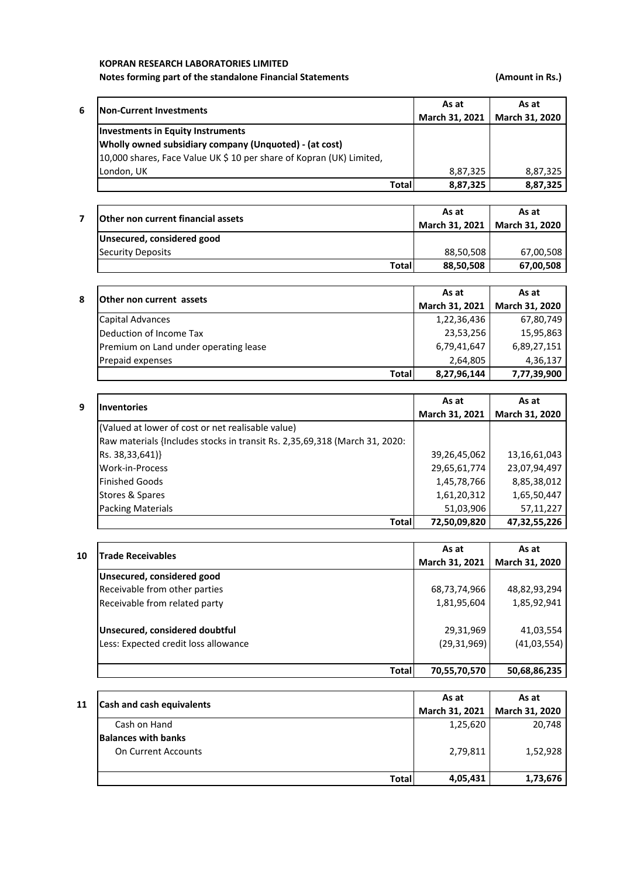**KOPRAN RESEARCH LABORATORIES LIMITED**

**Notes forming part of the standalone Financial Statements** **(Amount in Rs.)**

**6**

| **Non-Current Investments** | **As at March 31, 2021** | **As at March 31, 2020** |
|---|---|---|
| **Investments in Equity Instruments** | | |
| **Wholly owned subsidiary company (Unquoted) - (at cost)** | | |
| 10,000 shares, Face Value UK $ 10 per share of Kopran (UK) Limited, London, UK | 8,87,325 | 8,87,325 |
| **Total** | **8,87,325** | **8,87,325** |

**7**

| **Other non current financial assets** | **As at March 31, 2021** | **As at March 31, 2020** |
|---|---|---|
| **Unsecured, considered good** | | |
| Security Deposits | 88,50,508 | 67,00,508 |
| **Total** | **88,50,508** | **67,00,508** |

**8**

| **Other non current assets** | **As at March 31, 2021** | **As at March 31, 2020** |
|---|---|---|
| Capital Advances | 1,22,36,436 | 67,80,749 |
| Deduction of Income Tax | 23,53,256 | 15,95,863 |
| Premium on Land under operating lease | 6,79,41,647 | 6,89,27,151 |
| Prepaid expenses | 2,64,805 | 4,36,137 |
| **Total** | **8,27,96,144** | **7,77,39,900** |

**9**

| **Inventories** | **As at March 31, 2021** | **As at March 31, 2020** |
|---|---|---|
| (Valued at lower of cost or net realisable value) | | |
| Raw materials {Includes stocks in transit Rs. 2,35,69,318 (March 31, 2020: Rs. 38,33,641)} | 39,26,45,062 | 13,16,61,043 |
| Work-in-Process | 29,65,61,774 | 23,07,94,497 |
| Finished Goods | 1,45,78,766 | 8,85,38,012 |
| Stores & Spares | 1,61,20,312 | 1,65,50,447 |
| Packing Materials | 51,03,906 | 57,11,227 |
| **Total** | **72,50,09,820** | **47,32,55,226** |

**10**

| **Trade Receivables** | **As at March 31, 2021** | **As at March 31, 2020** |
|---|---|---|
| **Unsecured, considered good** | | |
| Receivable from other parties | 68,73,74,966 | 48,82,93,294 |
| Receivable from related party | 1,81,95,604 | 1,85,92,941 |
| **Unsecured, considered doubtful** | 29,31,969 | 41,03,554 |
| Less: Expected credit loss allowance | (29,31,969) | (41,03,554) |
| **Total** | **70,55,70,570** | **50,68,86,235** |

**11**

| **Cash and cash equivalents** | **As at March 31, 2021** | **As at March 31, 2020** |
|---|---|---|
| Cash on Hand | 1,25,620 | 20,748 |
| **Balances with banks** | | |
| On Current Accounts | 2,79,811 | 1,52,928 |
| **Total** | **4,05,431** | **1,73,676** |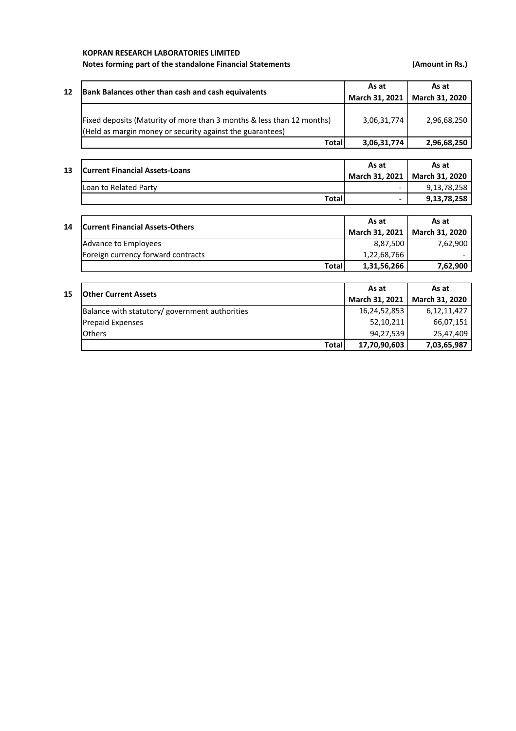**KOPRAN RESEARCH LABORATORIES LIMITED**

**Notes forming part of the standalone Financial Statements** **(Amount in Rs.)**

| 12 | Bank Balances other than cash and cash equivalents | As at March 31, 2021 | As at March 31, 2020 |
|---|---|---|---|
| | Fixed deposits (Maturity of more than 3 months & less than 12 months) (Held as margin money or security against the guarantees) | 3,06,31,774 | 2,96,68,250 |
| | **Total** | **3,06,31,774** | **2,96,68,250** |

| 13 | Current Financial Assets-Loans | As at March 31, 2021 | As at March 31, 2020 |
|---|---|---|---|
| | Loan to Related Party | - | 9,13,78,258 |
| | **Total** | **-** | **9,13,78,258** |

| 14 | Current Financial Assets-Others | As at March 31, 2021 | As at March 31, 2020 |
|---|---|---|---|
| | Advance to Employees | 8,87,500 | 7,62,900 |
| | Foreign currency forward contracts | 1,22,68,766 | - |
| | **Total** | **1,31,56,266** | **7,62,900** |

| 15 | Other Current Assets | As at March 31, 2021 | As at March 31, 2020 |
|---|---|---|---|
| | Balance with statutory/ government authorities | 16,24,52,853 | 6,12,11,427 |
| | Prepaid Expenses | 52,10,211 | 66,07,151 |
| | Others | 94,27,539 | 25,47,409 |
| | **Total** | **17,70,90,603** | **7,03,65,987** |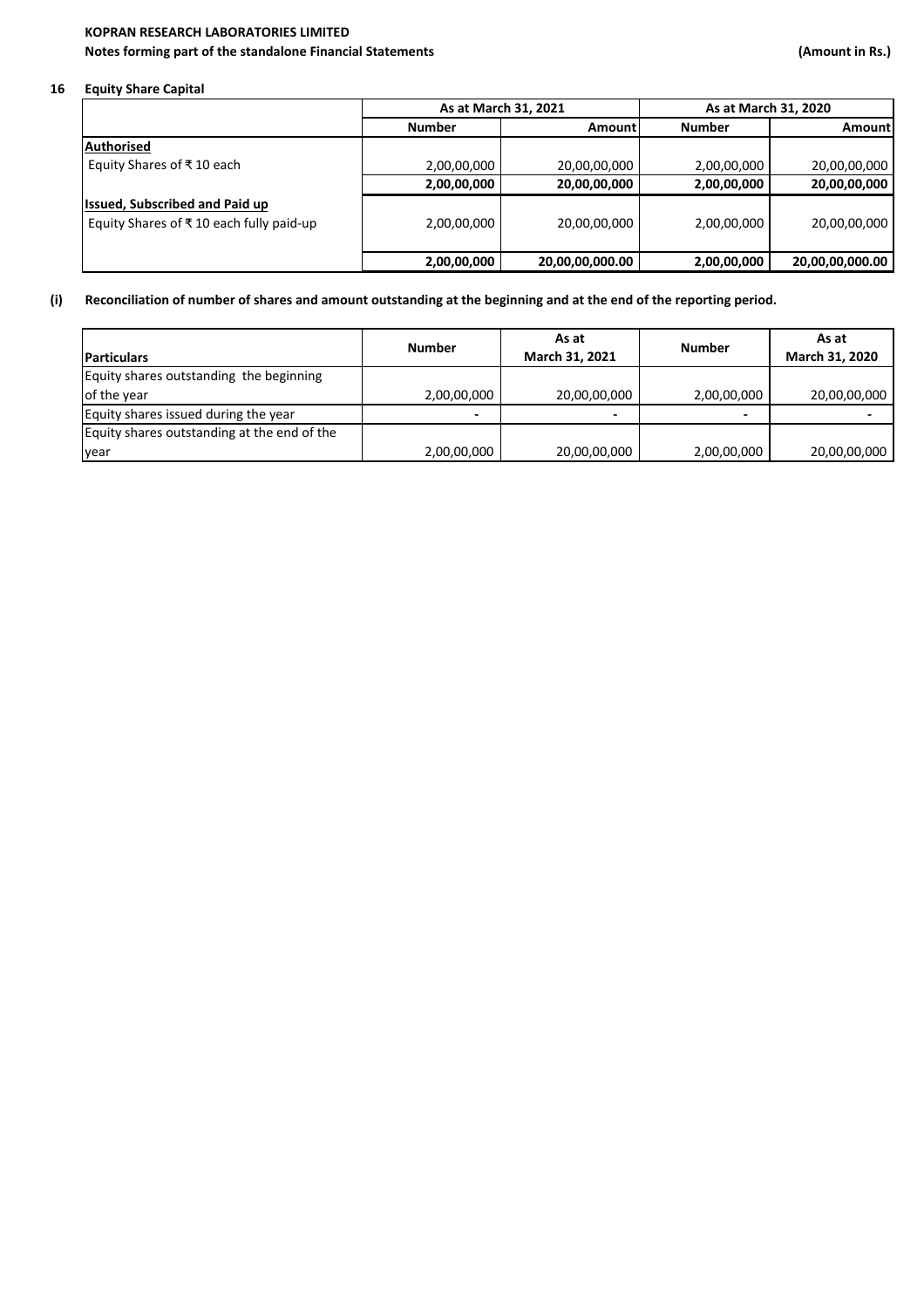**KOPRAN RESEARCH LABORATORIES LIMITED**
**Notes forming part of the standalone Financial Statements** **(Amount in Rs.)**

## 16 Equity Share Capital

| | As at March 31, 2021 | | As at March 31, 2020 | |
|---|---|---|---|---|
| | **Number** | **Amount** | **Number** | **Amount** |
| **Authorised** | | | | |
| Equity Shares of ₹ 10 each | 2,00,00,000 | 20,00,00,000 | 2,00,00,000 | 20,00,00,000 |
| | **2,00,00,000** | **20,00,00,000** | **2,00,00,000** | **20,00,00,000** |
| **Issued, Subscribed and Paid up** | | | | |
| Equity Shares of ₹ 10 each fully paid-up | 2,00,00,000 | 20,00,00,000 | 2,00,00,000 | 20,00,00,000 |
| | **2,00,00,000** | **20,00,00,000.00** | **2,00,00,000** | **20,00,00,000.00** |

**(i) Reconciliation of number of shares and amount outstanding at the beginning and at the end of the reporting period.**

| Particulars | Number | As at March 31, 2021 | Number | As at March 31, 2020 |
|---|---|---|---|---|
| Equity shares outstanding the beginning of the year | 2,00,00,000 | 20,00,00,000 | 2,00,00,000 | 20,00,00,000 |
| Equity shares issued during the year | - | - | - | - |
| Equity shares outstanding at the end of the year | 2,00,00,000 | 20,00,00,000 | 2,00,00,000 | 20,00,00,000 |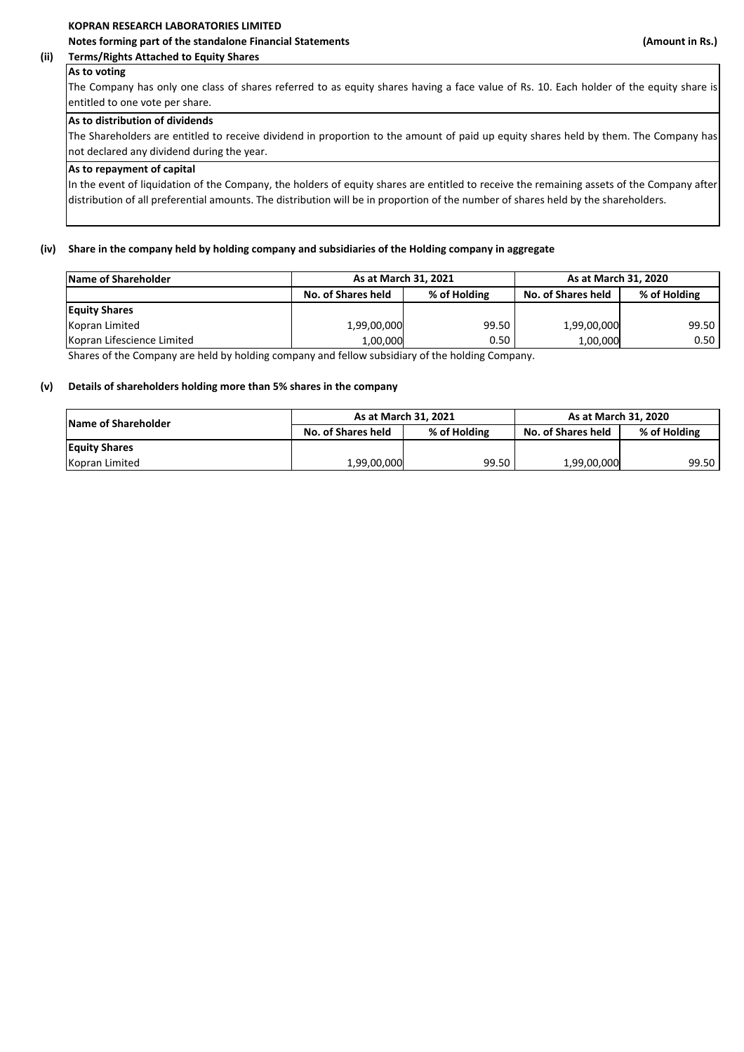**KOPRAN RESEARCH LABORATORIES LIMITED**

**Notes forming part of the standalone Financial Statements** **(Amount in Rs.)**

**(ii) Terms/Rights Attached to Equity Shares**

**As to voting**

The Company has only one class of shares referred to as equity shares having a face value of Rs. 10. Each holder of the equity share is entitled to one vote per share.

**As to distribution of dividends**

The Shareholders are entitled to receive dividend in proportion to the amount of paid up equity shares held by them. The Company has not declared any dividend during the year.

**As to repayment of capital**

In the event of liquidation of the Company, the holders of equity shares are entitled to receive the remaining assets of the Company after distribution of all preferential amounts. The distribution will be in proportion of the number of shares held by the shareholders.

**(iv) Share in the company held by holding company and subsidiaries of the Holding company in aggregate**

| Name of Shareholder | As at March 31, 2021 | | As at March 31, 2020 | |
|---|---|---|---|---|
| | No. of Shares held | % of Holding | No. of Shares held | % of Holding |
| **Equity Shares** | | | | |
| Kopran Limited | 1,99,00,000 | 99.50 | 1,99,00,000 | 99.50 |
| Kopran Lifescience Limited | 1,00,000 | 0.50 | 1,00,000 | 0.50 |

Shares of the Company are held by holding company and fellow subsidiary of the holding Company.

**(v) Details of shareholders holding more than 5% shares in the company**

| Name of Shareholder | As at March 31, 2021 | | As at March 31, 2020 | |
|---|---|---|---|---|
| | No. of Shares held | % of Holding | No. of Shares held | % of Holding |
| **Equity Shares** | | | | |
| Kopran Limited | 1,99,00,000 | 99.50 | 1,99,00,000 | 99.50 |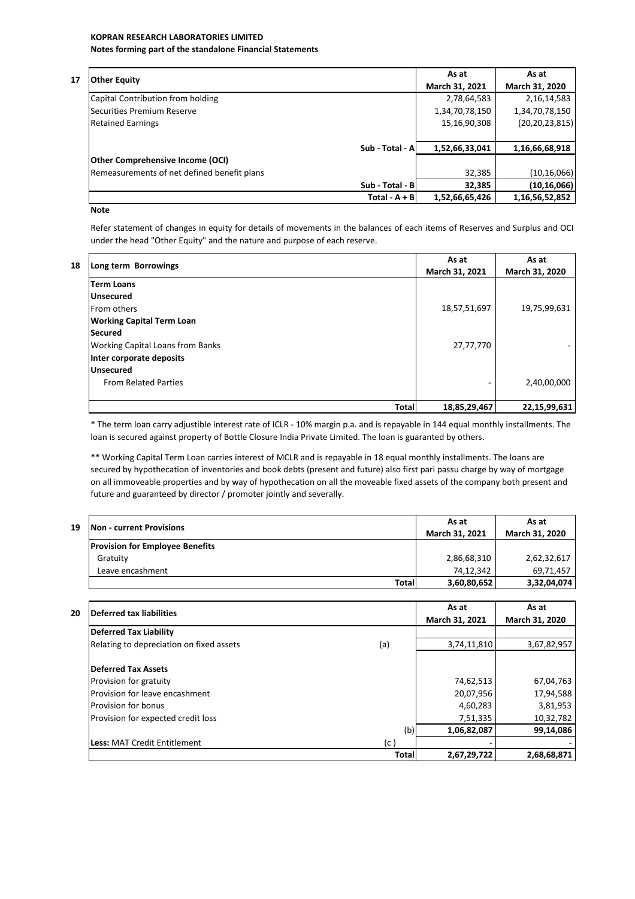**KOPRAN RESEARCH LABORATORIES LIMITED**
**Notes forming part of the standalone Financial Statements**

| 17 Other Equity | As at March 31, 2021 | As at March 31, 2020 |
|---|---|---|
| Capital Contribution from holding | 2,78,64,583 | 2,16,14,583 |
| Securities Premium Reserve | 1,34,70,78,150 | 1,34,70,78,150 |
| Retained Earnings | 15,16,90,308 | (20,20,23,815) |
| **Sub - Total - A** | **1,52,66,33,041** | **1,16,66,68,918** |
| **Other Comprehensive Income (OCI)** | | |
| Remeasurements of net defined benefit plans | 32,385 | (10,16,066) |
| **Sub - Total - B** | **32,385** | **(10,16,066)** |
| **Total - A + B** | **1,52,66,65,426** | **1,16,56,52,852** |

**Note**

Refer statement of changes in equity for details of movements in the balances of each items of Reserves and Surplus and OCI under the head "Other Equity" and the nature and purpose of each reserve.

| 18 Long term Borrowings | As at March 31, 2021 | As at March 31, 2020 |
|---|---|---|
| **Term Loans** | | |
| **Unsecured** | | |
| From others | 18,57,51,697 | 19,75,99,631 |
| **Working Capital Term Loan** | | |
| **Secured** | | |
| Working Capital Loans from Banks | 27,77,770 | - |
| **Inter corporate deposits** | | |
| **Unsecured** | | |
| From Related Parties | - | 2,40,00,000 |
| **Total** | **18,85,29,467** | **22,15,99,631** |

* The term loan carry adjustible interest rate of ICLR - 10% margin p.a. and is repayable in 144 equal monthly installments. The loan is secured against property of Bottle Closure India Private Limited. The loan is guaranted by others.

** Working Capital Term Loan carries interest of MCLR and is repayable in 18 equal monthly installments. The loans are secured by hypothecation of inventories and book debts (present and future) also first pari passu charge by way of mortgage on all immoveable properties and by way of hypothecation on all the moveable fixed assets of the company both present and future and guaranteed by director / promoter jointly and severally.

| 19 Non - current Provisions | As at March 31, 2021 | As at March 31, 2020 |
|---|---|---|
| **Provision for Employee Benefits** | | |
| Gratuity | 2,86,68,310 | 2,62,32,617 |
| Leave encashment | 74,12,342 | 69,71,457 |
| **Total** | **3,60,80,652** | **3,32,04,074** |

| 20 Deferred tax liabilities | | As at March 31, 2021 | As at March 31, 2020 |
|---|---|---|---|
| **Deferred Tax Liability** | | | |
| Relating to depreciation on fixed assets | (a) | 3,74,11,810 | 3,67,82,957 |
| **Deferred Tax Assets** | | | |
| Provision for gratuity | | 74,62,513 | 67,04,763 |
| Provision for leave encashment | | 20,07,956 | 17,94,588 |
| Provision for bonus | | 4,60,283 | 3,81,953 |
| Provision for expected credit loss | | 7,51,335 | 10,32,782 |
| | (b) | **1,06,82,087** | **99,14,086** |
| **Less:** MAT Credit Entitlement | (c ) | - | - |
| | **Total** | **2,67,29,722** | **2,68,68,871** |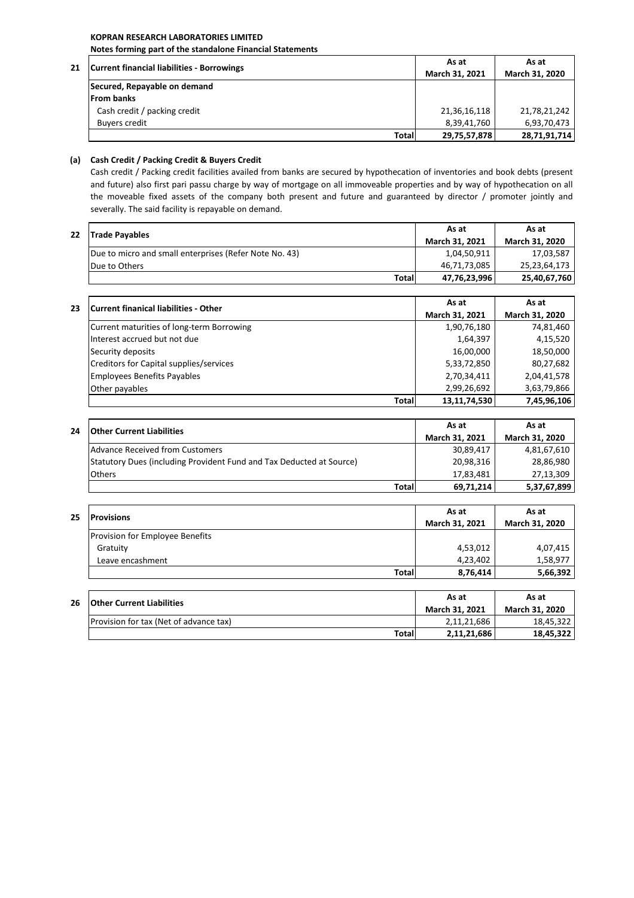**KOPRAN RESEARCH LABORATORIES LIMITED**

**Notes forming part of the standalone Financial Statements**

| 21 | Current financial liabilities - Borrowings | As at March 31, 2021 | As at March 31, 2020 |
|---|---|---|---|
| | **Secured, Repayable on demand** | | |
| | **From banks** | | |
| | Cash credit / packing credit | 21,36,16,118 | 21,78,21,242 |
| | Buyers credit | 8,39,41,760 | 6,93,70,473 |
| | **Total** | **29,75,57,878** | **28,71,91,714** |

**(a) Cash Credit / Packing Credit & Buyers Credit**

Cash credit / Packing credit facilities availed from banks are secured by hypothecation of inventories and book debts (present and future) also first pari passu charge by way of mortgage on all immoveable properties and by way of hypothecation on all the moveable fixed assets of the company both present and future and guaranteed by director / promoter jointly and severally. The said facility is repayable on demand.

| 22 | Trade Payables | As at March 31, 2021 | As at March 31, 2020 |
|---|---|---|---|
| | Due to micro and small enterprises (Refer Note No. 43) | 1,04,50,911 | 17,03,587 |
| | Due to Others | 46,71,73,085 | 25,23,64,173 |
| | **Total** | **47,76,23,996** | **25,40,67,760** |

| 23 | Current finanical liabilities - Other | As at March 31, 2021 | As at March 31, 2020 |
|---|---|---|---|
| | Current maturities of long-term Borrowing | 1,90,76,180 | 74,81,460 |
| | Interest accrued but not due | 1,64,397 | 4,15,520 |
| | Security deposits | 16,00,000 | 18,50,000 |
| | Creditors for Capital supplies/services | 5,33,72,850 | 80,27,682 |
| | Employees Benefits Payables | 2,70,34,411 | 2,04,41,578 |
| | Other payables | 2,99,26,692 | 3,63,79,866 |
| | **Total** | **13,11,74,530** | **7,45,96,106** |

| 24 | Other Current Liabilities | As at March 31, 2021 | As at March 31, 2020 |
|---|---|---|---|
| | Advance Received from Customers | 30,89,417 | 4,81,67,610 |
| | Statutory Dues (including Provident Fund and Tax Deducted at Source) | 20,98,316 | 28,86,980 |
| | Others | 17,83,481 | 27,13,309 |
| | **Total** | **69,71,214** | **5,37,67,899** |

| 25 | Provisions | As at March 31, 2021 | As at March 31, 2020 |
|---|---|---|---|
| | Provision for Employee Benefits | | |
| | Gratuity | 4,53,012 | 4,07,415 |
| | Leave encashment | 4,23,402 | 1,58,977 |
| | **Total** | **8,76,414** | **5,66,392** |

| 26 | Other Current Liabilities | As at March 31, 2021 | As at March 31, 2020 |
|---|---|---|---|
| | Provision for tax (Net of advance tax) | 2,11,21,686 | 18,45,322 |
| | **Total** | **2,11,21,686** | **18,45,322** |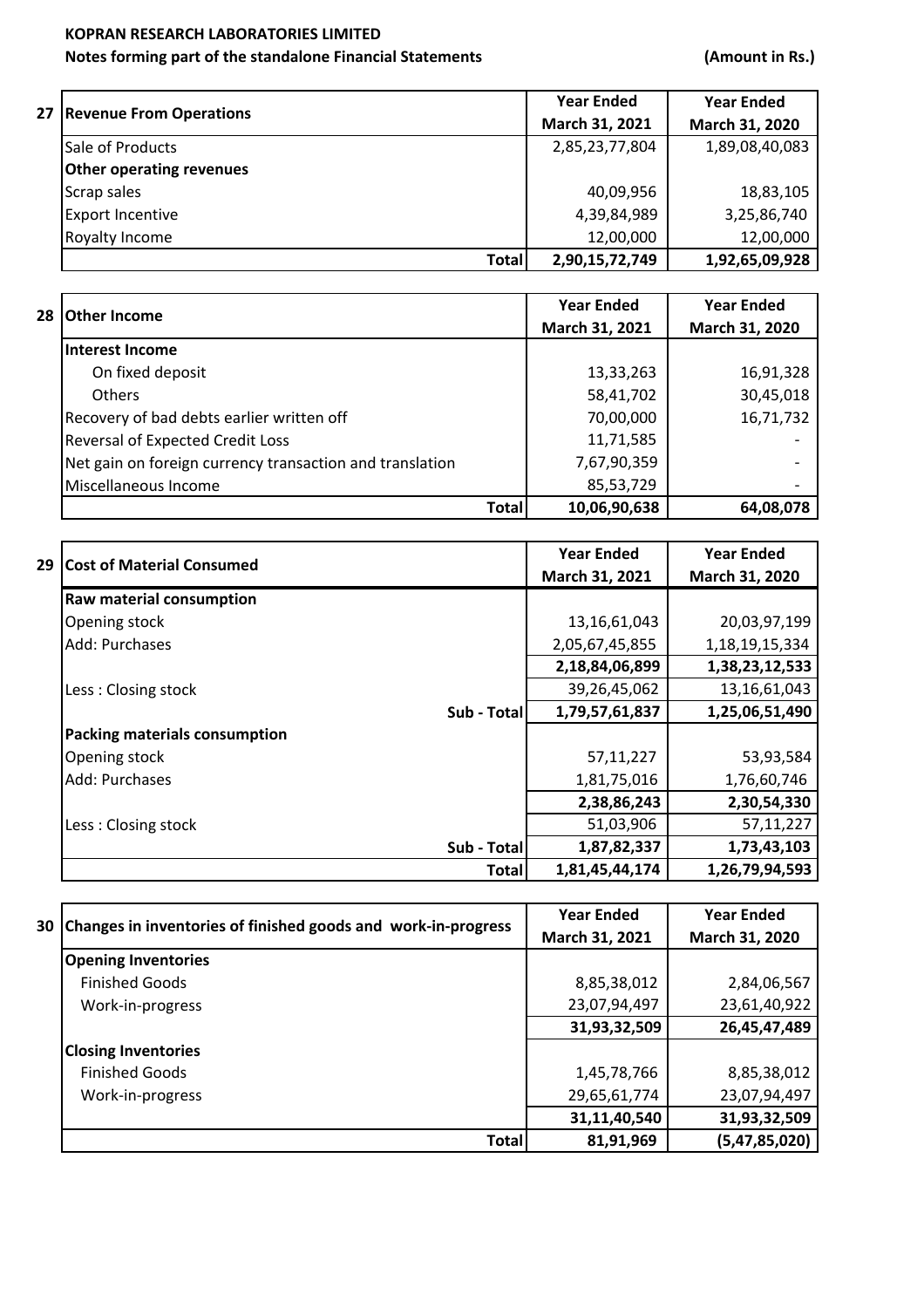**KOPRAN RESEARCH LABORATORIES LIMITED**

**Notes forming part of the standalone Financial Statements**

**(Amount in Rs.)**

| 27 Revenue From Operations | Year Ended March 31, 2021 | Year Ended March 31, 2020 |
|---|---|---|
| Sale of Products | 2,85,23,77,804 | 1,89,08,40,083 |
| **Other operating revenues** | | |
| Scrap sales | 40,09,956 | 18,83,105 |
| Export Incentive | 4,39,84,989 | 3,25,86,740 |
| Royalty Income | 12,00,000 | 12,00,000 |
| **Total** | **2,90,15,72,749** | **1,92,65,09,928** |

| 28 Other Income | Year Ended March 31, 2021 | Year Ended March 31, 2020 |
|---|---|---|
| **Interest Income** | | |
| On fixed deposit | 13,33,263 | 16,91,328 |
| Others | 58,41,702 | 30,45,018 |
| Recovery of bad debts earlier written off | 70,00,000 | 16,71,732 |
| Reversal of Expected Credit Loss | 11,71,585 | - |
| Net gain on foreign currency transaction and translation | 7,67,90,359 | - |
| Miscellaneous Income | 85,53,729 | - |
| **Total** | **10,06,90,638** | **64,08,078** |

| 29 Cost of Material Consumed | Year Ended March 31, 2021 | Year Ended March 31, 2020 |
|---|---|---|
| **Raw material consumption** | | |
| Opening stock | 13,16,61,043 | 20,03,97,199 |
| Add: Purchases | 2,05,67,45,855 | 1,18,19,15,334 |
| | **2,18,84,06,899** | **1,38,23,12,533** |
| Less : Closing stock | 39,26,45,062 | 13,16,61,043 |
| **Sub - Total** | **1,79,57,61,837** | **1,25,06,51,490** |
| **Packing materials consumption** | | |
| Opening stock | 57,11,227 | 53,93,584 |
| Add: Purchases | 1,81,75,016 | 1,76,60,746 |
| | **2,38,86,243** | **2,30,54,330** |
| Less : Closing stock | 51,03,906 | 57,11,227 |
| **Sub - Total** | **1,87,82,337** | **1,73,43,103** |
| **Total** | **1,81,45,44,174** | **1,26,79,94,593** |

| 30 Changes in inventories of finished goods and work-in-progress | Year Ended March 31, 2021 | Year Ended March 31, 2020 |
|---|---|---|
| **Opening Inventories** | | |
| Finished Goods | 8,85,38,012 | 2,84,06,567 |
| Work-in-progress | 23,07,94,497 | 23,61,40,922 |
| | **31,93,32,509** | **26,45,47,489** |
| **Closing Inventories** | | |
| Finished Goods | 1,45,78,766 | 8,85,38,012 |
| Work-in-progress | 29,65,61,774 | 23,07,94,497 |
| | **31,11,40,540** | **31,93,32,509** |
| **Total** | **81,91,969** | **(5,47,85,020)** |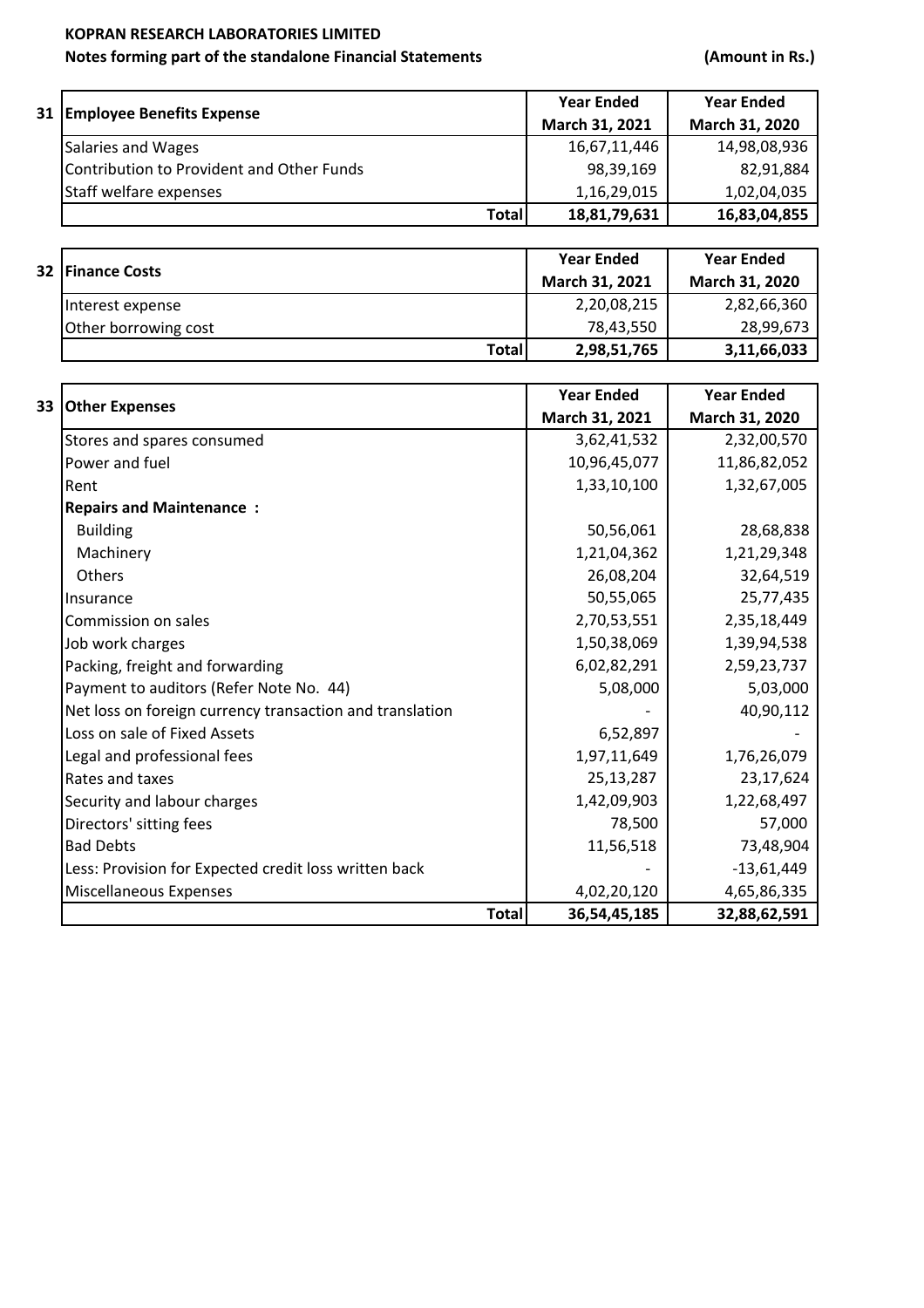**KOPRAN RESEARCH LABORATORIES LIMITED**

**Notes forming part of the standalone Financial Statements** **(Amount in Rs.)**

| 31 | Employee Benefits Expense | Year Ended March 31, 2021 | Year Ended March 31, 2020 |
|---|---|---|---|
| | Salaries and Wages | 16,67,11,446 | 14,98,08,936 |
| | Contribution to Provident and Other Funds | 98,39,169 | 82,91,884 |
| | Staff welfare expenses | 1,16,29,015 | 1,02,04,035 |
| | **Total** | **18,81,79,631** | **16,83,04,855** |

| 32 | Finance Costs | Year Ended March 31, 2021 | Year Ended March 31, 2020 |
|---|---|---|---|
| | Interest expense | 2,20,08,215 | 2,82,66,360 |
| | Other borrowing cost | 78,43,550 | 28,99,673 |
| | **Total** | **2,98,51,765** | **3,11,66,033** |

| 33 | Other Expenses | Year Ended March 31, 2021 | Year Ended March 31, 2020 |
|---|---|---|---|
| | Stores and spares consumed | 3,62,41,532 | 2,32,00,570 |
| | Power and fuel | 10,96,45,077 | 11,86,82,052 |
| | Rent | 1,33,10,100 | 1,32,67,005 |
| | **Repairs and Maintenance :** | | |
| | Building | 50,56,061 | 28,68,838 |
| | Machinery | 1,21,04,362 | 1,21,29,348 |
| | Others | 26,08,204 | 32,64,519 |
| | Insurance | 50,55,065 | 25,77,435 |
| | Commission on sales | 2,70,53,551 | 2,35,18,449 |
| | Job work charges | 1,50,38,069 | 1,39,94,538 |
| | Packing, freight and forwarding | 6,02,82,291 | 2,59,23,737 |
| | Payment to auditors (Refer Note No. 44) | 5,08,000 | 5,03,000 |
| | Net loss on foreign currency transaction and translation | - | 40,90,112 |
| | Loss on sale of Fixed Assets | 6,52,897 | - |
| | Legal and professional fees | 1,97,11,649 | 1,76,26,079 |
| | Rates and taxes | 25,13,287 | 23,17,624 |
| | Security and labour charges | 1,42,09,903 | 1,22,68,497 |
| | Directors' sitting fees | 78,500 | 57,000 |
| | Bad Debts | 11,56,518 | 73,48,904 |
| | Less: Provision for Expected credit loss written back | - | -13,61,449 |
| | Miscellaneous Expenses | 4,02,20,120 | 4,65,86,335 |
| | **Total** | **36,54,45,185** | **32,88,62,591** |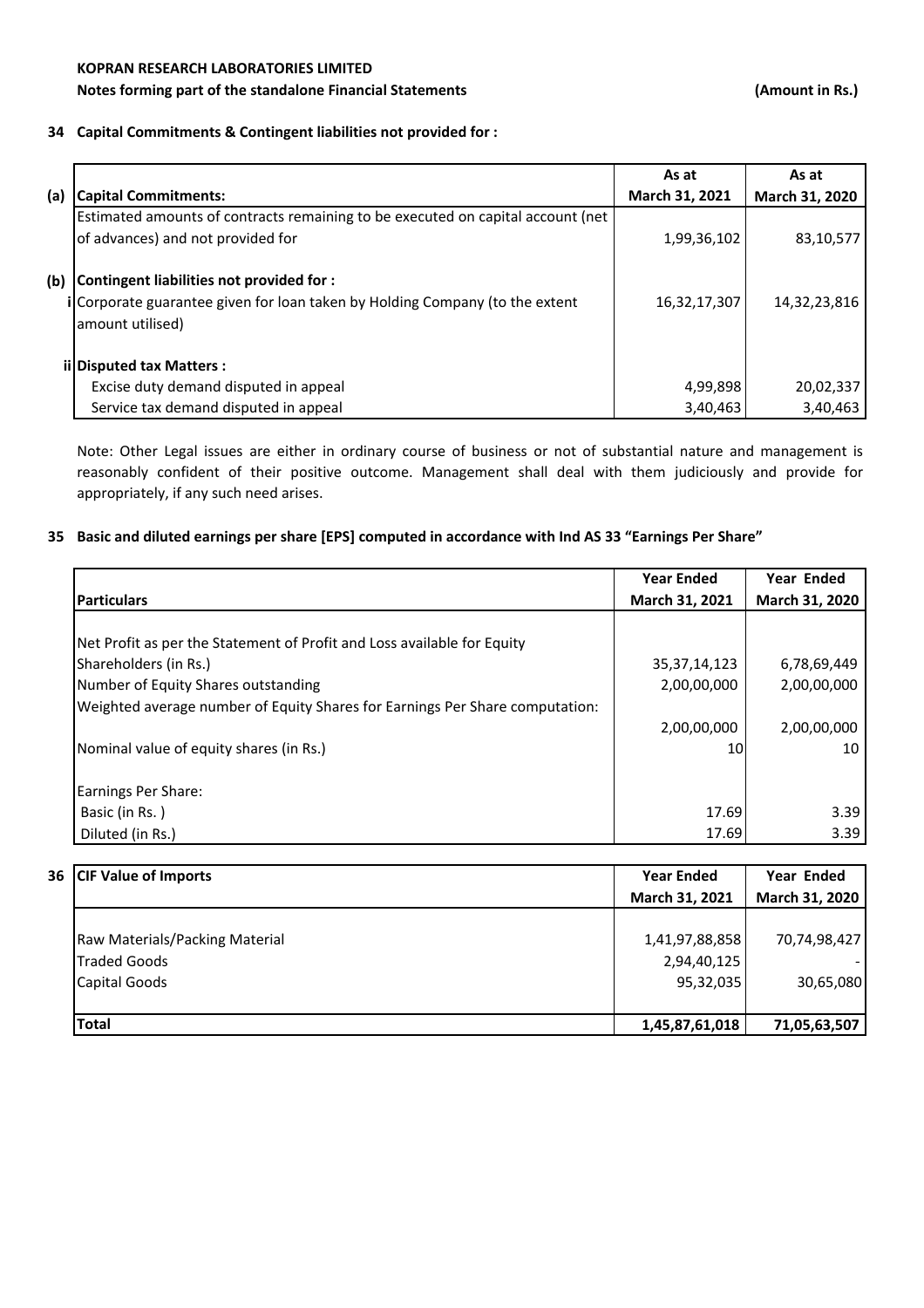**KOPRAN RESEARCH LABORATORIES LIMITED**

**Notes forming part of the standalone Financial Statements** **(Amount in Rs.)**

## 34 Capital Commitments & Contingent liabilities not provided for :

| | | As at March 31, 2021 | As at March 31, 2020 |
|---|---|---|---|
| **(a)** | **Capital Commitments:** | | |
| | Estimated amounts of contracts remaining to be executed on capital account (net of advances) and not provided for | 1,99,36,102 | 83,10,577 |
| **(b)** | **Contingent liabilities not provided for :** | | |
| i | Corporate guarantee given for loan taken by Holding Company (to the extent amount utilised) | 16,32,17,307 | 14,32,23,816 |
| ii | **Disputed tax Matters :** | | |
| | Excise duty demand disputed in appeal | 4,99,898 | 20,02,337 |
| | Service tax demand disputed in appeal | 3,40,463 | 3,40,463 |

Note: Other Legal issues are either in ordinary course of business or not of substantial nature and management is reasonably confident of their positive outcome. Management shall deal with them judiciously and provide for appropriately, if any such need arises.

## 35 Basic and diluted earnings per share [EPS] computed in accordance with Ind AS 33 "Earnings Per Share"

| Particulars | Year Ended March 31, 2021 | Year Ended March 31, 2020 |
|---|---|---|
| Net Profit as per the Statement of Profit and Loss available for Equity Shareholders (in Rs.) | 35,37,14,123 | 6,78,69,449 |
| Number of Equity Shares outstanding | 2,00,00,000 | 2,00,00,000 |
| Weighted average number of Equity Shares for Earnings Per Share computation: | 2,00,00,000 | 2,00,00,000 |
| Nominal value of equity shares (in Rs.) | 10 | 10 |
| Earnings Per Share: | | |
| Basic (in Rs. ) | 17.69 | 3.39 |
| Diluted (in Rs.) | 17.69 | 3.39 |

## 36 CIF Value of Imports

| CIF Value of Imports | Year Ended March 31, 2021 | Year Ended March 31, 2020 |
|---|---|---|
| Raw Materials/Packing Material | 1,41,97,88,858 | 70,74,98,427 |
| Traded Goods | 2,94,40,125 | - |
| Capital Goods | 95,32,035 | 30,65,080 |
| **Total** | **1,45,87,61,018** | **71,05,63,507** |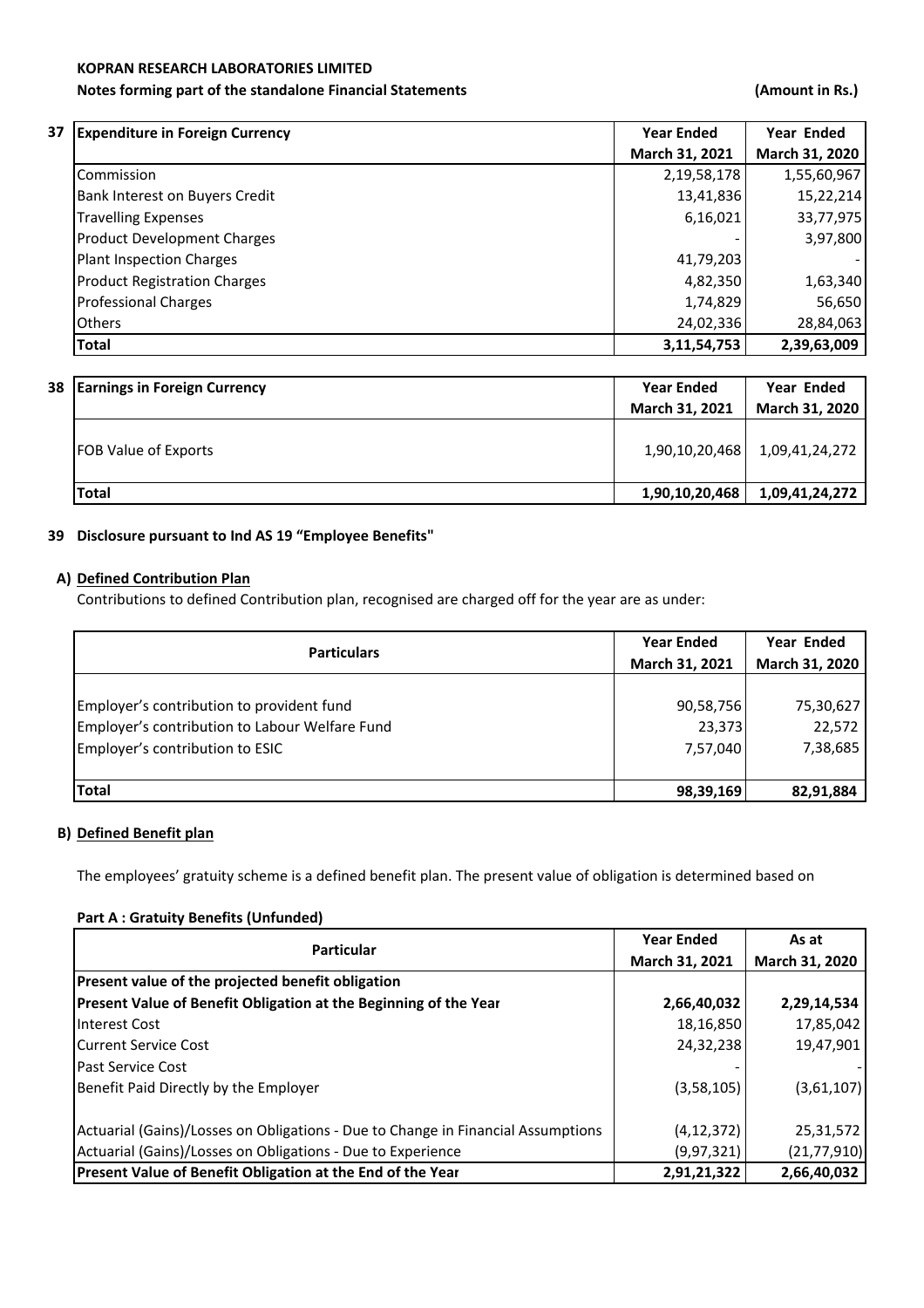**KOPRAN RESEARCH LABORATORIES LIMITED**

**Notes forming part of the standalone Financial Statements** **(Amount in Rs.)**

**37 Expenditure in Foreign Currency**

| Expenditure in Foreign Currency | Year Ended March 31, 2021 | Year Ended March 31, 2020 |
|---|---|---|
| Commission | 2,19,58,178 | 1,55,60,967 |
| Bank Interest on Buyers Credit | 13,41,836 | 15,22,214 |
| Travelling Expenses | 6,16,021 | 33,77,975 |
| Product Development Charges | - | 3,97,800 |
| Plant Inspection Charges | 41,79,203 | - |
| Product Registration Charges | 4,82,350 | 1,63,340 |
| Professional Charges | 1,74,829 | 56,650 |
| Others | 24,02,336 | 28,84,063 |
| **Total** | **3,11,54,753** | **2,39,63,009** |

**38 Earnings in Foreign Currency**

| Earnings in Foreign Currency | Year Ended March 31, 2021 | Year Ended March 31, 2020 |
|---|---|---|
| FOB Value of Exports | 1,90,10,20,468 | 1,09,41,24,272 |
| **Total** | **1,90,10,20,468** | **1,09,41,24,272** |

**39 Disclosure pursuant to Ind AS 19 "Employee Benefits"**

**A) Defined Contribution Plan**

Contributions to defined Contribution plan, recognised are charged off for the year are as under:

| Particulars | Year Ended March 31, 2021 | Year Ended March 31, 2020 |
|---|---|---|
| Employer's contribution to provident fund | 90,58,756 | 75,30,627 |
| Employer's contribution to Labour Welfare Fund | 23,373 | 22,572 |
| Employer's contribution to ESIC | 7,57,040 | 7,38,685 |
| **Total** | **98,39,169** | **82,91,884** |

**B) Defined Benefit plan**

The employees' gratuity scheme is a defined benefit plan. The present value of obligation is determined based on

**Part A : Gratuity Benefits (Unfunded)**

| Particular | Year Ended March 31, 2021 | As at March 31, 2020 |
|---|---|---|
| **Present value of the projected benefit obligation** | | |
| **Present Value of Benefit Obligation at the Beginning of the Year** | **2,66,40,032** | **2,29,14,534** |
| Interest Cost | 18,16,850 | 17,85,042 |
| Current Service Cost | 24,32,238 | 19,47,901 |
| Past Service Cost | - | - |
| Benefit Paid Directly by the Employer | (3,58,105) | (3,61,107) |
| Actuarial (Gains)/Losses on Obligations - Due to Change in Financial Assumptions | (4,12,372) | 25,31,572 |
| Actuarial (Gains)/Losses on Obligations - Due to Experience | (9,97,321) | (21,77,910) |
| **Present Value of Benefit Obligation at the End of the Year** | **2,91,21,322** | **2,66,40,032** |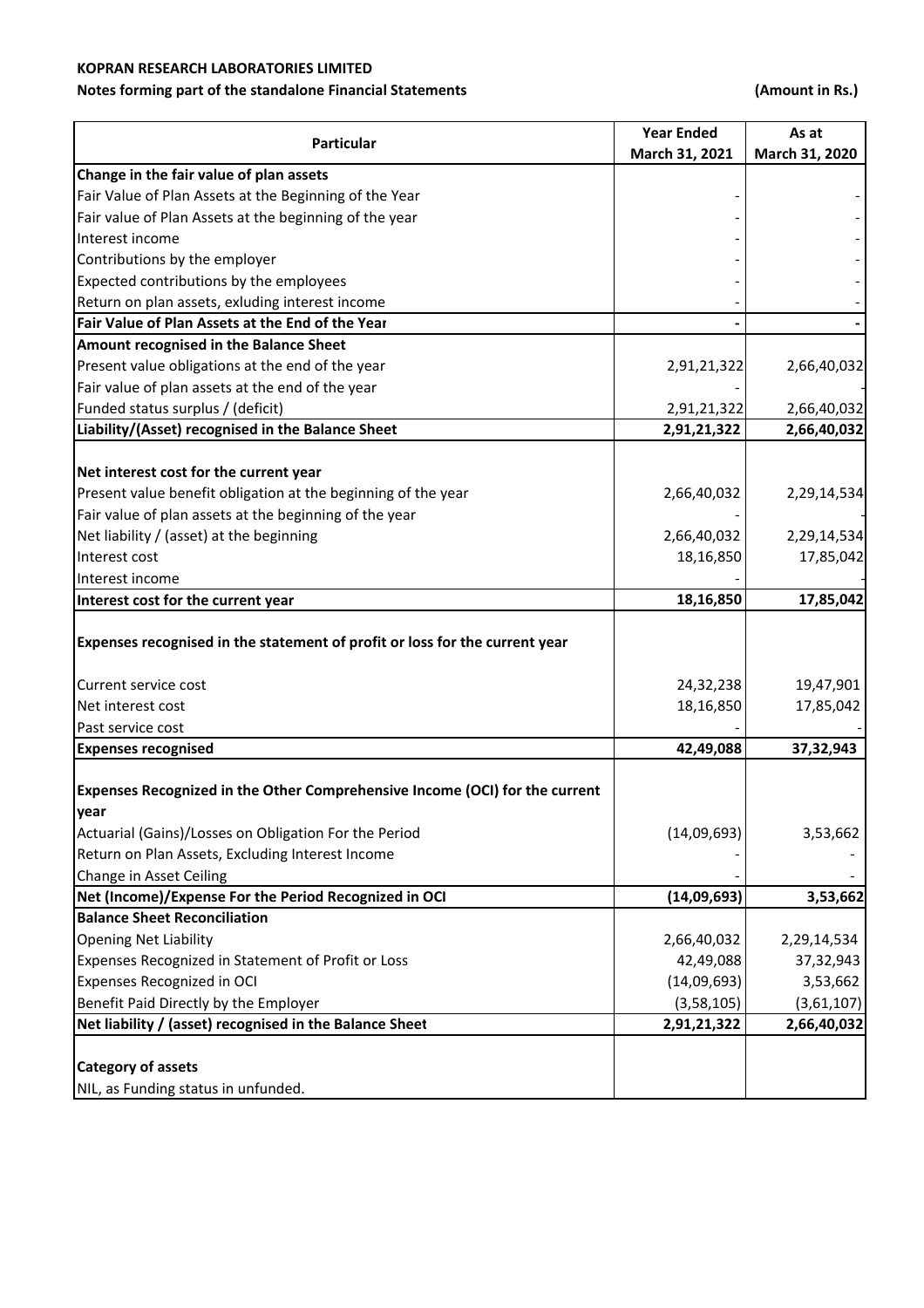**KOPRAN RESEARCH LABORATORIES LIMITED**

**Notes forming part of the standalone Financial Statements** **(Amount in Rs.)**

| Particular | Year Ended March 31, 2021 | As at March 31, 2020 |
|---|---|---|
| **Change in the fair value of plan assets** | | |
| Fair Value of Plan Assets at the Beginning of the Year | - | - |
| Fair value of Plan Assets at the beginning of the year | - | - |
| Interest income | - | - |
| Contributions by the employer | - | - |
| Expected contributions by the employees | - | - |
| Return on plan assets, exluding interest income | - | - |
| **Fair Value of Plan Assets at the End of the Year** | **-** | **-** |
| **Amount recognised in the Balance Sheet** | | |
| Present value obligations at the end of the year | 2,91,21,322 | 2,66,40,032 |
| Fair value of plan assets at the end of the year | - | - |
| Funded status surplus / (deficit) | 2,91,21,322 | 2,66,40,032 |
| **Liability/(Asset) recognised in the Balance Sheet** | **2,91,21,322** | **2,66,40,032** |
| **Net interest cost for the current year** | | |
| Present value benefit obligation at the beginning of the year | 2,66,40,032 | 2,29,14,534 |
| Fair value of plan assets at the beginning of the year | - | - |
| Net liability / (asset) at the beginning | 2,66,40,032 | 2,29,14,534 |
| Interest cost | 18,16,850 | 17,85,042 |
| Interest income | - | - |
| **Interest cost for the current year** | **18,16,850** | **17,85,042** |
| **Expenses recognised in the statement of profit or loss for the current year** | | |
| Current service cost | 24,32,238 | 19,47,901 |
| Net interest cost | 18,16,850 | 17,85,042 |
| Past service cost | - | - |
| **Expenses recognised** | **42,49,088** | **37,32,943** |
| **Expenses Recognized in the Other Comprehensive Income (OCI) for the current year** | | |
| Actuarial (Gains)/Losses on Obligation For the Period | (14,09,693) | 3,53,662 |
| Return on Plan Assets, Excluding Interest Income | - | - |
| Change in Asset Ceiling | - | - |
| **Net (Income)/Expense For the Period Recognized in OCI** | **(14,09,693)** | **3,53,662** |
| **Balance Sheet Reconciliation** | | |
| Opening Net Liability | 2,66,40,032 | 2,29,14,534 |
| Expenses Recognized in Statement of Profit or Loss | 42,49,088 | 37,32,943 |
| Expenses Recognized in OCI | (14,09,693) | 3,53,662 |
| Benefit Paid Directly by the Employer | (3,58,105) | (3,61,107) |
| **Net liability / (asset) recognised in the Balance Sheet** | **2,91,21,322** | **2,66,40,032** |
| **Category of assets** | | |
| NIL, as Funding status in unfunded. | | |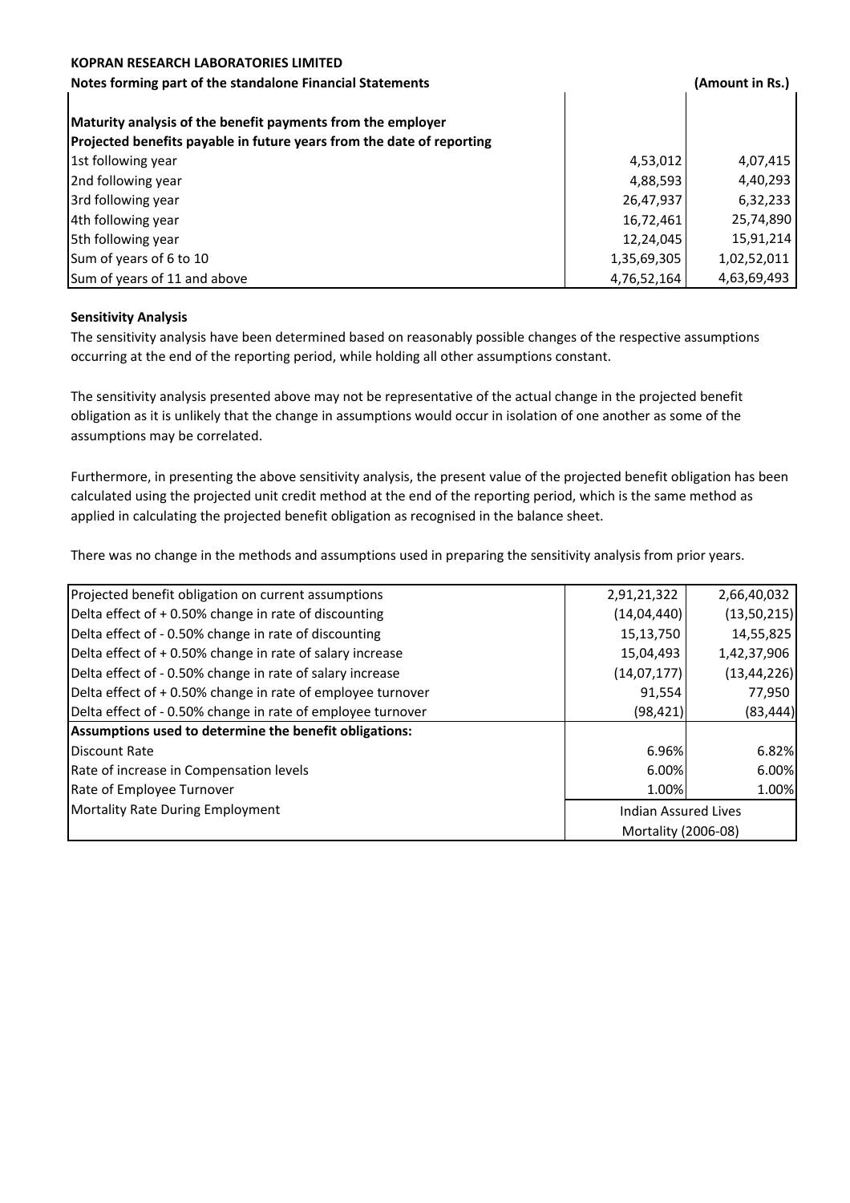**KOPRAN RESEARCH LABORATORIES LIMITED**

**Notes forming part of the standalone Financial Statements** **(Amount in Rs.)**

| **Maturity analysis of the benefit payments from the employer** | | |
|---|---|---|
| **Projected benefits payable in future years from the date of reporting** | | |
| 1st following year | 4,53,012 | 4,07,415 |
| 2nd following year | 4,88,593 | 4,40,293 |
| 3rd following year | 26,47,937 | 6,32,233 |
| 4th following year | 16,72,461 | 25,74,890 |
| 5th following year | 12,24,045 | 15,91,214 |
| Sum of years of 6 to 10 | 1,35,69,305 | 1,02,52,011 |
| Sum of years of 11 and above | 4,76,52,164 | 4,63,69,493 |

**Sensitivity Analysis**

The sensitivity analysis have been determined based on reasonably possible changes of the respective assumptions occurring at the end of the reporting period, while holding all other assumptions constant.

The sensitivity analysis presented above may not be representative of the actual change in the projected benefit obligation as it is unlikely that the change in assumptions would occur in isolation of one another as some of the assumptions may be correlated.

Furthermore, in presenting the above sensitivity analysis, the present value of the projected benefit obligation has been calculated using the projected unit credit method at the end of the reporting period, which is the same method as applied in calculating the projected benefit obligation as recognised in the balance sheet.

There was no change in the methods and assumptions used in preparing the sensitivity analysis from prior years.

| Projected benefit obligation on current assumptions | 2,91,21,322 | 2,66,40,032 |
|---|---|---|
| Delta effect of + 0.50% change in rate of discounting | (14,04,440) | (13,50,215) |
| Delta effect of - 0.50% change in rate of discounting | 15,13,750 | 14,55,825 |
| Delta effect of + 0.50% change in rate of salary increase | 15,04,493 | 1,42,37,906 |
| Delta effect of - 0.50% change in rate of salary increase | (14,07,177) | (13,44,226) |
| Delta effect of + 0.50% change in rate of employee turnover | 91,554 | 77,950 |
| Delta effect of - 0.50% change in rate of employee turnover | (98,421) | (83,444) |
| **Assumptions used to determine the benefit obligations:** | | |
| Discount Rate | 6.96% | 6.82% |
| Rate of increase in Compensation levels | 6.00% | 6.00% |
| Rate of Employee Turnover | 1.00% | 1.00% |
| Mortality Rate During Employment | Indian Assured Lives Mortality (2006-08) | |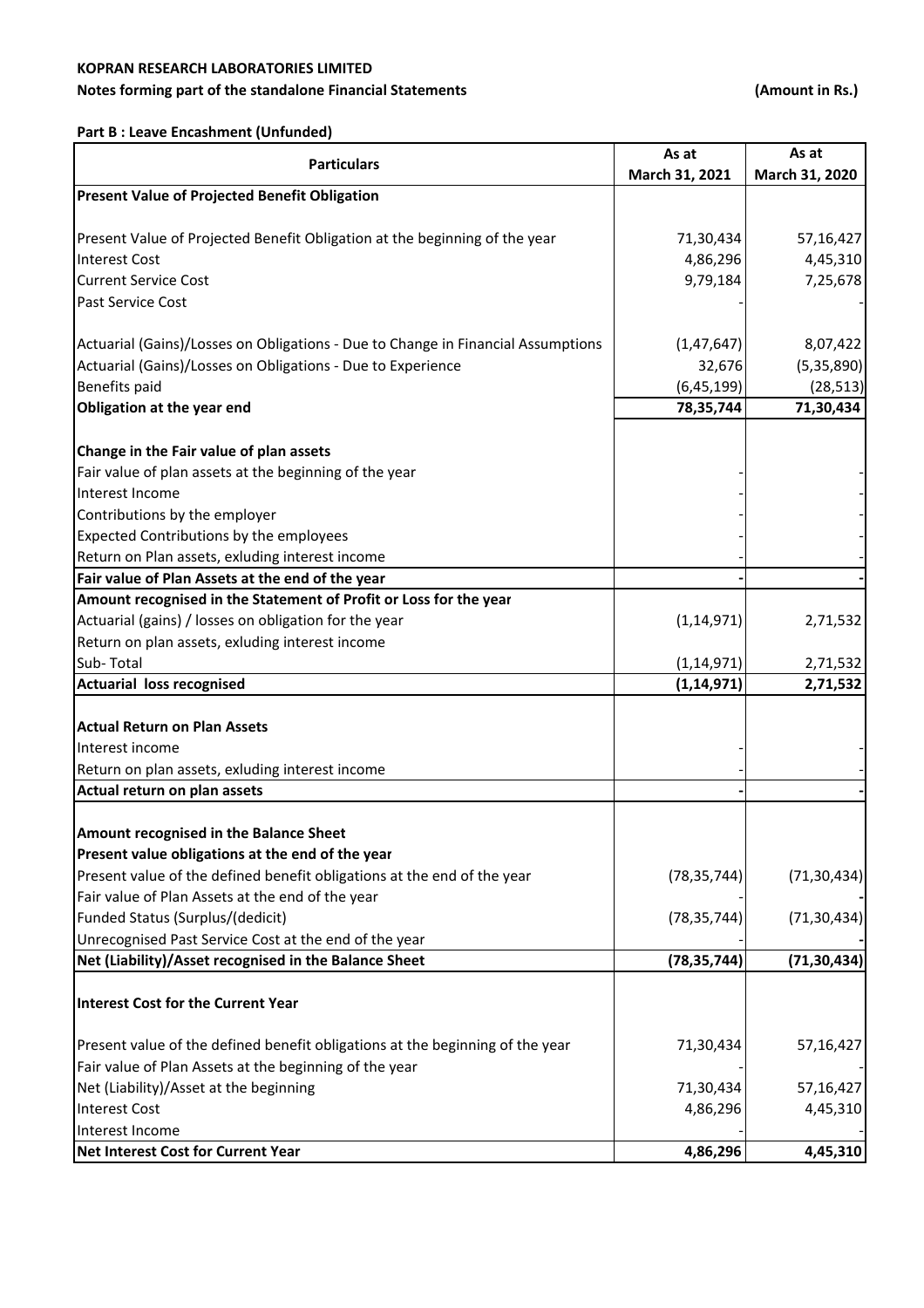**KOPRAN RESEARCH LABORATORIES LIMITED**

**Notes forming part of the standalone Financial Statements** **(Amount in Rs.)**

**Part B : Leave Encashment (Unfunded)**

| Particulars | As at March 31, 2021 | As at March 31, 2020 |
|---|---|---|
| **Present Value of Projected Benefit Obligation** | | |
| Present Value of Projected Benefit Obligation at the beginning of the year | 71,30,434 | 57,16,427 |
| Interest Cost | 4,86,296 | 4,45,310 |
| Current Service Cost | 9,79,184 | 7,25,678 |
| Past Service Cost | - | - |
| Actuarial (Gains)/Losses on Obligations - Due to Change in Financial Assumptions | (1,47,647) | 8,07,422 |
| Actuarial (Gains)/Losses on Obligations - Due to Experience | 32,676 | (5,35,890) |
| Benefits paid | (6,45,199) | (28,513) |
| **Obligation at the year end** | **78,35,744** | **71,30,434** |
| **Change in the Fair value of plan assets** | | |
| Fair value of plan assets at the beginning of the year | - | - |
| Interest Income | - | - |
| Contributions by the employer | - | - |
| Expected Contributions by the employees | - | - |
| Return on Plan assets, exluding interest income | - | - |
| **Fair value of Plan Assets at the end of the year** | **-** | **-** |
| **Amount recognised in the Statement of Profit or Loss for the year** | | |
| Actuarial (gains) / losses on obligation for the year | (1,14,971) | 2,71,532 |
| Return on plan assets, exluding interest income | | |
| Sub- Total | (1,14,971) | 2,71,532 |
| **Actuarial loss recognised** | **(1,14,971)** | **2,71,532** |
| **Actual Return on Plan Assets** | | |
| Interest income | - | - |
| Return on plan assets, exluding interest income | - | - |
| **Actual return on plan assets** | **-** | **-** |
| **Amount recognised in the Balance Sheet** | | |
| **Present value obligations at the end of the year** | | |
| Present value of the defined benefit obligations at the end of the year | (78,35,744) | (71,30,434) |
| Fair value of Plan Assets at the end of the year | - | - |
| Funded Status (Surplus/(dedicit) | (78,35,744) | (71,30,434) |
| Unrecognised Past Service Cost at the end of the year | - | - |
| **Net (Liability)/Asset recognised in the Balance Sheet** | **(78,35,744)** | **(71,30,434)** |
| **Interest Cost for the Current Year** | | |
| Present value of the defined benefit obligations at the beginning of the year | 71,30,434 | 57,16,427 |
| Fair value of Plan Assets at the beginning of the year | - | - |
| Net (Liability)/Asset at the beginning | 71,30,434 | 57,16,427 |
| Interest Cost | 4,86,296 | 4,45,310 |
| Interest Income | - | - |
| **Net Interest Cost for Current Year** | **4,86,296** | **4,45,310** |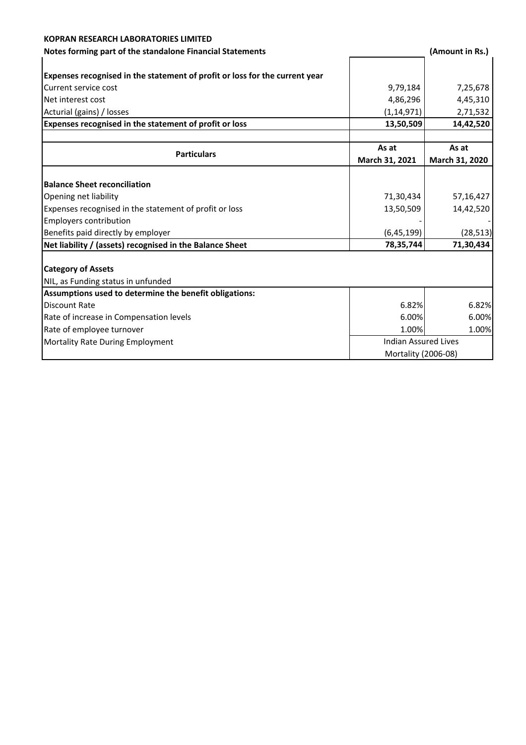**KOPRAN RESEARCH LABORATORIES LIMITED**

**Notes forming part of the standalone Financial Statements** (Amount in Rs.)

| Particulars | As at March 31, 2021 | As at March 31, 2020 |
|---|---|---|
| **Expenses recognised in the statement of profit or loss for the current year** | | |
| Current service cost | 9,79,184 | 7,25,678 |
| Net interest cost | 4,86,296 | 4,45,310 |
| Acturial (gains) / losses | (1,14,971) | 2,71,532 |
| **Expenses recognised in the statement of profit or loss** | **13,50,509** | **14,42,520** |
| **Balance Sheet reconciliation** | | |
| Opening net liability | 71,30,434 | 57,16,427 |
| Expenses recognised in the statement of profit or loss | 13,50,509 | 14,42,520 |
| Employers contribution | - | - |
| Benefits paid directly by employer | (6,45,199) | (28,513) |
| **Net liability / (assets) recognised in the Balance Sheet** | **78,35,744** | **71,30,434** |
| **Category of Assets** | | |
| NIL, as Funding status in unfunded | | |
| **Assumptions used to determine the benefit obligations:** | | |
| Discount Rate | 6.82% | 6.82% |
| Rate of increase in Compensation levels | 6.00% | 6.00% |
| Rate of employee turnover | 1.00% | 1.00% |
| Mortality Rate During Employment | Indian Assured Lives Mortality (2006-08) | |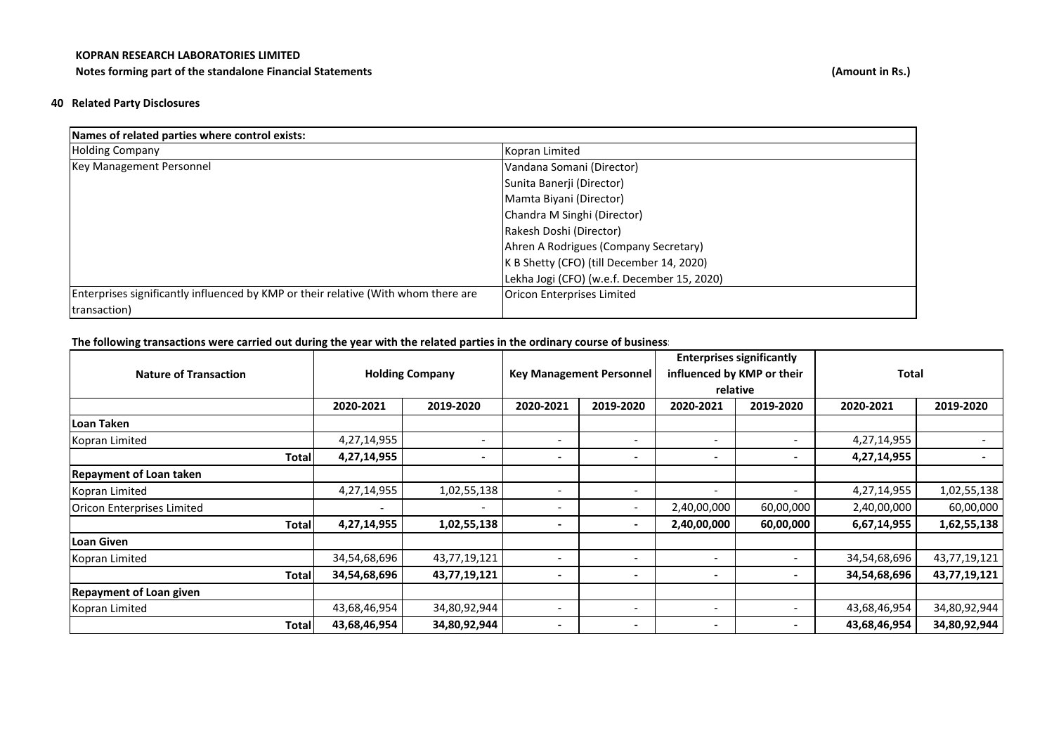**KOPRAN RESEARCH LABORATORIES LIMITED**

**Notes forming part of the standalone Financial Statements** **(Amount in Rs.)**

## 40 Related Party Disclosures

| Names of related parties where control exists: | |
|---|---|
| Holding Company | Kopran Limited |
| Key Management Personnel | Vandana Somani (Director) |
| | Sunita Banerji (Director) |
| | Mamta Biyani (Director) |
| | Chandra M Singhi (Director) |
| | Rakesh Doshi (Director) |
| | Ahren A Rodrigues (Company Secretary) |
| | K B Shetty (CFO) (till December 14, 2020) |
| | Lekha Jogi (CFO) (w.e.f. December 15, 2020) |
| Enterprises significantly influenced by KMP or their relative (With whom there are transaction) | Oricon Enterprises Limited |

**The following transactions were carried out during the year with the related parties in the ordinary course of business:**

| Nature of Transaction | Holding Company | | Key Management Personnel | | Enterprises significantly influenced by KMP or their relative | | Total | |
|---|---|---|---|---|---|---|---|---|
| | 2020-2021 | 2019-2020 | 2020-2021 | 2019-2020 | 2020-2021 | 2019-2020 | 2020-2021 | 2019-2020 |
| **Loan Taken** | | | | | | | | |
| Kopran Limited | 4,27,14,955 | - | - | - | - | - | 4,27,14,955 | - |
| **Total** | **4,27,14,955** | **-** | **-** | **-** | **-** | **-** | **4,27,14,955** | **-** |
| **Repayment of Loan taken** | | | | | | | | |
| Kopran Limited | 4,27,14,955 | 1,02,55,138 | - | - | - | - | 4,27,14,955 | 1,02,55,138 |
| Oricon Enterprises Limited | - | - | - | - | 2,40,00,000 | 60,00,000 | 2,40,00,000 | 60,00,000 |
| **Total** | **4,27,14,955** | **1,02,55,138** | **-** | **-** | **2,40,00,000** | **60,00,000** | **6,67,14,955** | **1,62,55,138** |
| **Loan Given** | | | | | | | | |
| Kopran Limited | 34,54,68,696 | 43,77,19,121 | - | - | - | - | 34,54,68,696 | 43,77,19,121 |
| **Total** | **34,54,68,696** | **43,77,19,121** | **-** | **-** | **-** | **-** | **34,54,68,696** | **43,77,19,121** |
| **Repayment of Loan given** | | | | | | | | |
| Kopran Limited | 43,68,46,954 | 34,80,92,944 | - | - | - | - | 43,68,46,954 | 34,80,92,944 |
| **Total** | **43,68,46,954** | **34,80,92,944** | **-** | **-** | **-** | **-** | **43,68,46,954** | **34,80,92,944** |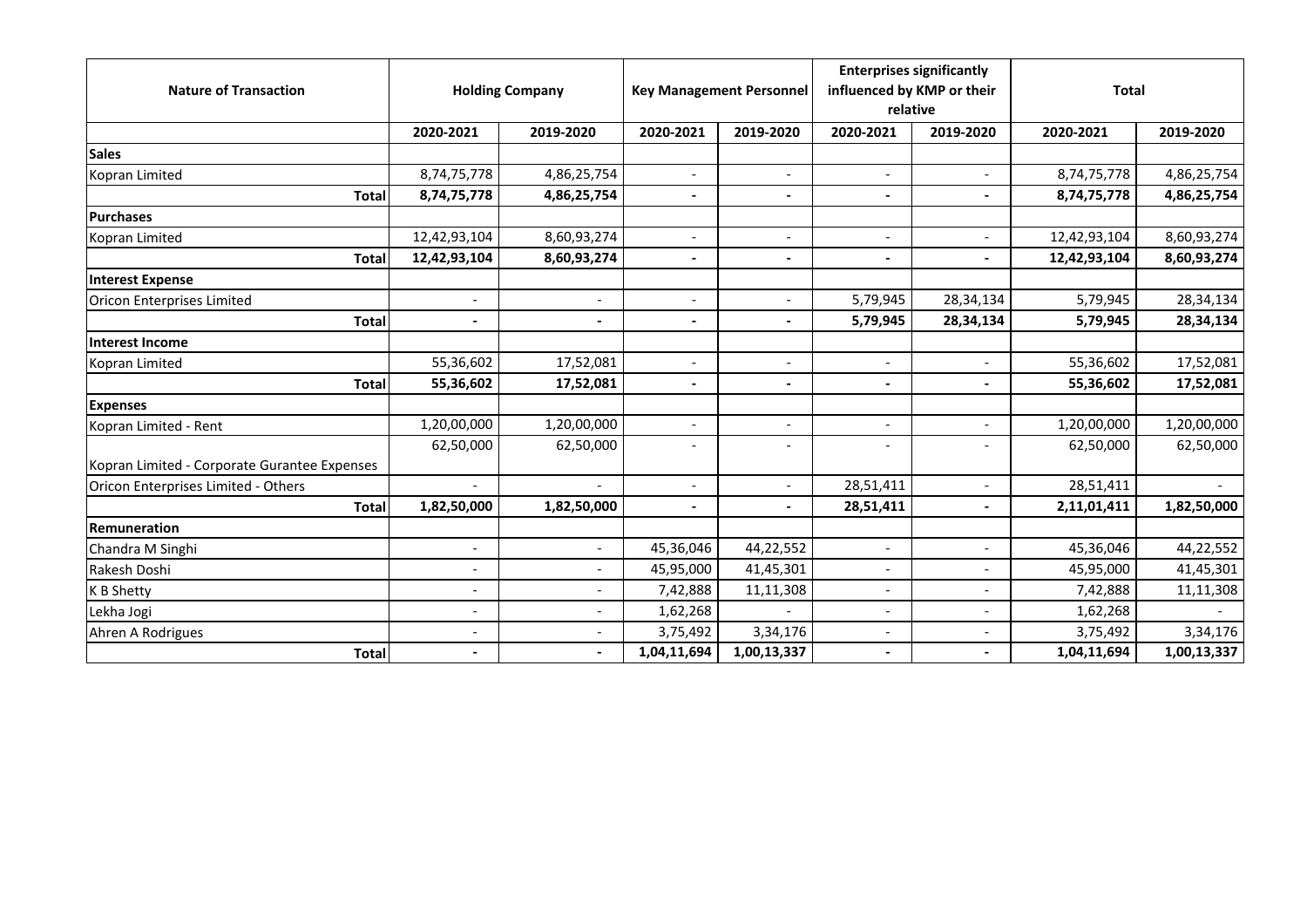| Nature of Transaction | Holding Company | | Key Management Personnel | | Enterprises significantly influenced by KMP or their relative | | Total | |
|---|---|---|---|---|---|---|---|---|
| | 2020-2021 | 2019-2020 | 2020-2021 | 2019-2020 | 2020-2021 | 2019-2020 | 2020-2021 | 2019-2020 |
| **Sales** | | | | | | | | |
| Kopran Limited | 8,74,75,778 | 4,86,25,754 | - | - | - | - | 8,74,75,778 | 4,86,25,754 |
| **Total** | **8,74,75,778** | **4,86,25,754** | **-** | **-** | **-** | **-** | **8,74,75,778** | **4,86,25,754** |
| **Purchases** | | | | | | | | |
| Kopran Limited | 12,42,93,104 | 8,60,93,274 | - | - | - | - | 12,42,93,104 | 8,60,93,274 |
| **Total** | **12,42,93,104** | **8,60,93,274** | **-** | **-** | **-** | **-** | **12,42,93,104** | **8,60,93,274** |
| **Interest Expense** | | | | | | | | |
| Oricon Enterprises Limited | - | - | - | - | 5,79,945 | 28,34,134 | 5,79,945 | 28,34,134 |
| **Total** | **-** | **-** | **-** | **-** | **5,79,945** | **28,34,134** | **5,79,945** | **28,34,134** |
| **Interest Income** | | | | | | | | |
| Kopran Limited | 55,36,602 | 17,52,081 | - | - | - | - | 55,36,602 | 17,52,081 |
| **Total** | **55,36,602** | **17,52,081** | **-** | **-** | **-** | **-** | **55,36,602** | **17,52,081** |
| **Expenses** | | | | | | | | |
| Kopran Limited - Rent | 1,20,00,000 | 1,20,00,000 | - | - | - | - | 1,20,00,000 | 1,20,00,000 |
| Kopran Limited - Corporate Gurantee Expenses | 62,50,000 | 62,50,000 | - | - | - | - | 62,50,000 | 62,50,000 |
| Oricon Enterprises Limited - Others | - | - | - | - | 28,51,411 | - | 28,51,411 | - |
| **Total** | **1,82,50,000** | **1,82,50,000** | **-** | **-** | **28,51,411** | **-** | **2,11,01,411** | **1,82,50,000** |
| **Remuneration** | | | | | | | | |
| Chandra M Singhi | - | - | 45,36,046 | 44,22,552 | - | - | 45,36,046 | 44,22,552 |
| Rakesh Doshi | - | - | 45,95,000 | 41,45,301 | - | - | 45,95,000 | 41,45,301 |
| K B Shetty | - | - | 7,42,888 | 11,11,308 | - | - | 7,42,888 | 11,11,308 |
| Lekha Jogi | - | - | 1,62,268 | - | - | - | 1,62,268 | - |
| Ahren A Rodrigues | - | - | 3,75,492 | 3,34,176 | - | - | 3,75,492 | 3,34,176 |
| **Total** | **-** | **-** | **1,04,11,694** | **1,00,13,337** | **-** | **-** | **1,04,11,694** | **1,00,13,337** |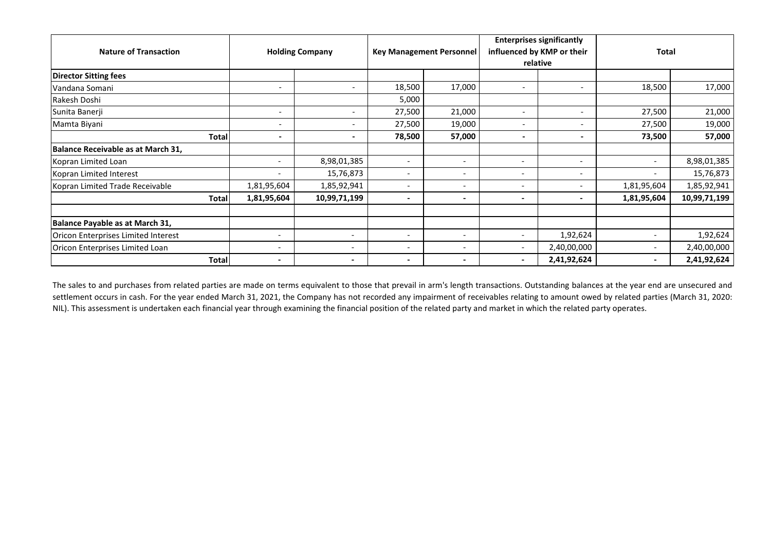| Nature of Transaction | Holding Company | | Key Management Personnel | | Enterprises significantly influenced by KMP or their relative | | Total | |
|---|---|---|---|---|---|---|---|---|
| **Director Sitting fees** | | | | | | | | |
| Vandana Somani | - | - | 18,500 | 17,000 | - | - | 18,500 | 17,000 |
| Rakesh Doshi | | | 5,000 | | | | | |
| Sunita Banerji | - | - | 27,500 | 21,000 | - | - | 27,500 | 21,000 |
| Mamta Biyani | - | - | 27,500 | 19,000 | - | - | 27,500 | 19,000 |
| **Total** | **-** | **-** | **78,500** | **57,000** | **-** | **-** | **73,500** | **57,000** |
| **Balance Receivable as at March 31,** | | | | | | | | |
| Kopran Limited Loan | - | 8,98,01,385 | - | - | - | - | - | 8,98,01,385 |
| Kopran Limited Interest | - | 15,76,873 | - | - | - | - | - | 15,76,873 |
| Kopran Limited Trade Receivable | 1,81,95,604 | 1,85,92,941 | - | - | - | - | 1,81,95,604 | 1,85,92,941 |
| **Total** | **1,81,95,604** | **10,99,71,199** | **-** | **-** | **-** | **-** | **1,81,95,604** | **10,99,71,199** |
| | | | | | | | | |
| **Balance Payable as at March 31,** | | | | | | | | |
| Oricon Enterprises Limited Interest | - | - | - | - | - | 1,92,624 | - | 1,92,624 |
| Oricon Enterprises Limited Loan | - | - | - | - | - | 2,40,00,000 | - | 2,40,00,000 |
| **Total** | **-** | **-** | **-** | **-** | **-** | **2,41,92,624** | **-** | **2,41,92,624** |

The sales to and purchases from related parties are made on terms equivalent to those that prevail in arm's length transactions. Outstanding balances at the year end are unsecured and settlement occurs in cash. For the year ended March 31, 2021, the Company has not recorded any impairment of receivables relating to amount owed by related parties (March 31, 2020: NIL). This assessment is undertaken each financial year through examining the financial position of the related party and market in which the related party operates.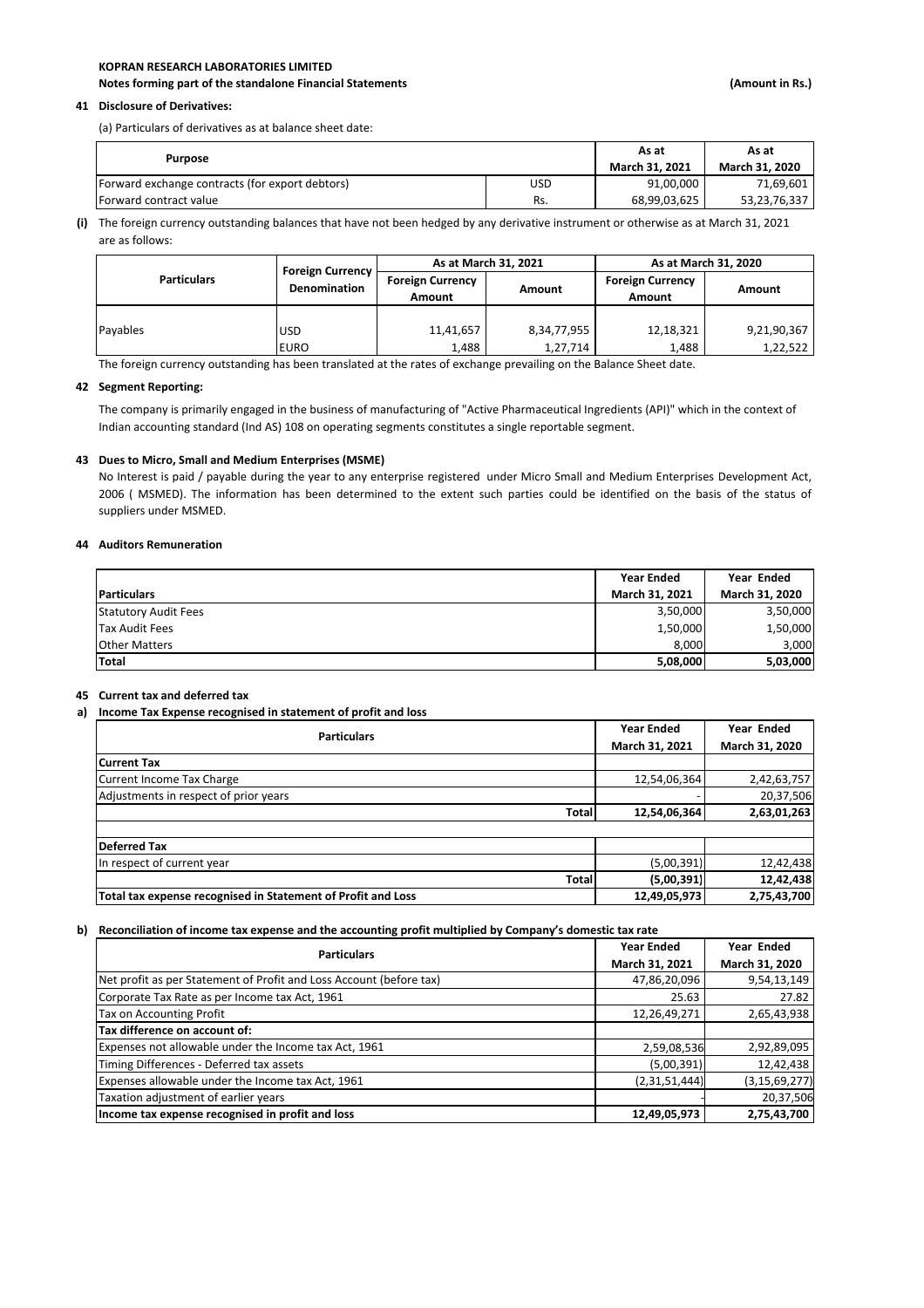**KOPRAN RESEARCH LABORATORIES LIMITED**
**Notes forming part of the standalone Financial Statements** **(Amount in Rs.)**

**41 Disclosure of Derivatives:**

(a) Particulars of derivatives as at balance sheet date:

| Purpose | | As at March 31, 2021 | As at March 31, 2020 |
|---|---|---|---|
| Forward exchange contracts (for export debtors) | USD | 91,00,000 | 71,69,601 |
| Forward contract value | Rs. | 68,99,03,625 | 53,23,76,337 |

**(i)** The foreign currency outstanding balances that have not been hedged by any derivative instrument or otherwise as at March 31, 2021 are as follows:

| Particulars | Foreign Currency Denomination | As at March 31, 2021 | | As at March 31, 2020 | |
|---|---|---|---|---|---|
| | | Foreign Currency Amount | Amount | Foreign Currency Amount | Amount |
| Payables | USD | 11,41,657 | 8,34,77,955 | 12,18,321 | 9,21,90,367 |
| | EURO | 1,488 | 1,27,714 | 1,488 | 1,22,522 |

The foreign currency outstanding has been translated at the rates of exchange prevailing on the Balance Sheet date.

**42 Segment Reporting:**

The company is primarily engaged in the business of manufacturing of "Active Pharmaceutical Ingredients (API)" which in the context of Indian accounting standard (Ind AS) 108 on operating segments constitutes a single reportable segment.

**43 Dues to Micro, Small and Medium Enterprises (MSME)**

No Interest is paid / payable during the year to any enterprise registered under Micro Small and Medium Enterprises Development Act, 2006 ( MSMED). The information has been determined to the extent such parties could be identified on the basis of the status of suppliers under MSMED.

**44 Auditors Remuneration**

| Particulars | Year Ended March 31, 2021 | Year Ended March 31, 2020 |
|---|---|---|
| Statutory Audit Fees | 3,50,000 | 3,50,000 |
| Tax Audit Fees | 1,50,000 | 1,50,000 |
| Other Matters | 8,000 | 3,000 |
| **Total** | **5,08,000** | **5,03,000** |

**45 Current tax and deferred tax**

**a) Income Tax Expense recognised in statement of profit and loss**

| Particulars | Year Ended March 31, 2021 | Year Ended March 31, 2020 |
|---|---|---|
| **Current Tax** | | |
| Current Income Tax Charge | 12,54,06,364 | 2,42,63,757 |
| Adjustments in respect of prior years | - | 20,37,506 |
| **Total** | **12,54,06,364** | **2,63,01,263** |
| | | |
| **Deferred Tax** | | |
| In respect of current year | (5,00,391) | 12,42,438 |
| **Total** | **(5,00,391)** | **12,42,438** |
| **Total tax expense recognised in Statement of Profit and Loss** | **12,49,05,973** | **2,75,43,700** |

**b) Reconciliation of income tax expense and the accounting profit multiplied by Company's domestic tax rate**

| Particulars | Year Ended March 31, 2021 | Year Ended March 31, 2020 |
|---|---|---|
| Net profit as per Statement of Profit and Loss Account (before tax) | 47,86,20,096 | 9,54,13,149 |
| Corporate Tax Rate as per Income tax Act, 1961 | 25.63 | 27.82 |
| Tax on Accounting Profit | 12,26,49,271 | 2,65,43,938 |
| **Tax difference on account of:** | | |
| Expenses not allowable under the Income tax Act, 1961 | 2,59,08,536 | 2,92,89,095 |
| Timing Differences - Deferred tax assets | (5,00,391) | 12,42,438 |
| Expenses allowable under the Income tax Act, 1961 | (2,31,51,444) | (3,15,69,277) |
| Taxation adjustment of earlier years | - | 20,37,506 |
| **Income tax expense recognised in profit and loss** | **12,49,05,973** | **2,75,43,700** |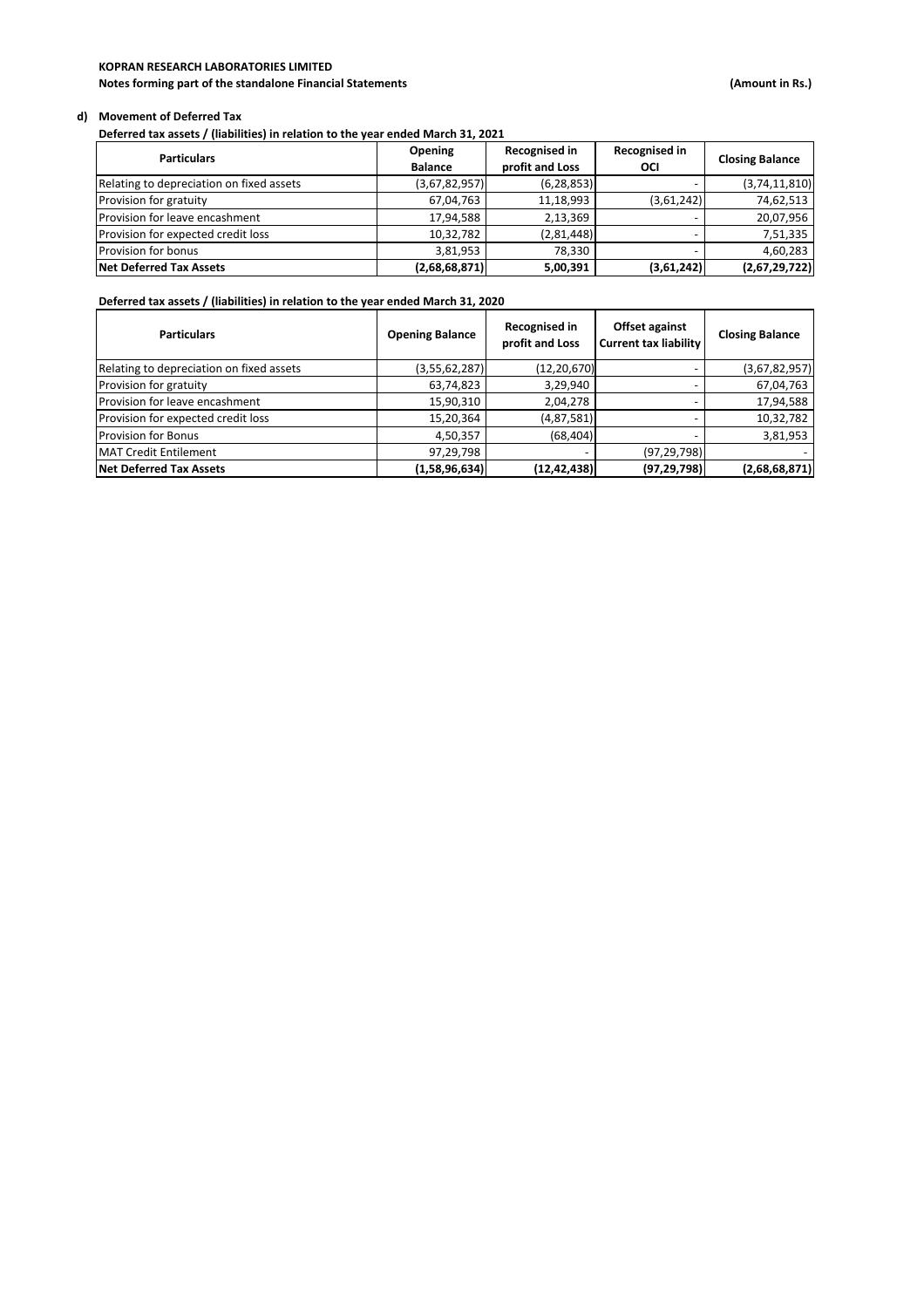**KOPRAN RESEARCH LABORATORIES LIMITED**

**Notes forming part of the standalone Financial Statements** **(Amount in Rs.)**

**d) Movement of Deferred Tax**

**Deferred tax assets / (liabilities) in relation to the year ended March 31, 2021**

| Particulars | Opening Balance | Recognised in profit and Loss | Recognised in OCI | Closing Balance |
|---|---|---|---|---|
| Relating to depreciation on fixed assets | (3,67,82,957) | (6,28,853) | - | (3,74,11,810) |
| Provision for gratuity | 67,04,763 | 11,18,993 | (3,61,242) | 74,62,513 |
| Provision for leave encashment | 17,94,588 | 2,13,369 | - | 20,07,956 |
| Provision for expected credit loss | 10,32,782 | (2,81,448) | - | 7,51,335 |
| Provision for bonus | 3,81,953 | 78,330 | - | 4,60,283 |
| **Net Deferred Tax Assets** | **(2,68,68,871)** | **5,00,391** | **(3,61,242)** | **(2,67,29,722)** |

**Deferred tax assets / (liabilities) in relation to the year ended March 31, 2020**

| Particulars | Opening Balance | Recognised in profit and Loss | Offset against Current tax liability | Closing Balance |
|---|---|---|---|---|
| Relating to depreciation on fixed assets | (3,55,62,287) | (12,20,670) | - | (3,67,82,957) |
| Provision for gratuity | 63,74,823 | 3,29,940 | - | 67,04,763 |
| Provision for leave encashment | 15,90,310 | 2,04,278 | - | 17,94,588 |
| Provision for expected credit loss | 15,20,364 | (4,87,581) | - | 10,32,782 |
| Provision for Bonus | 4,50,357 | (68,404) | - | 3,81,953 |
| MAT Credit Entilement | 97,29,798 | - | (97,29,798) | - |
| **Net Deferred Tax Assets** | **(1,58,96,634)** | **(12,42,438)** | **(97,29,798)** | **(2,68,68,871)** |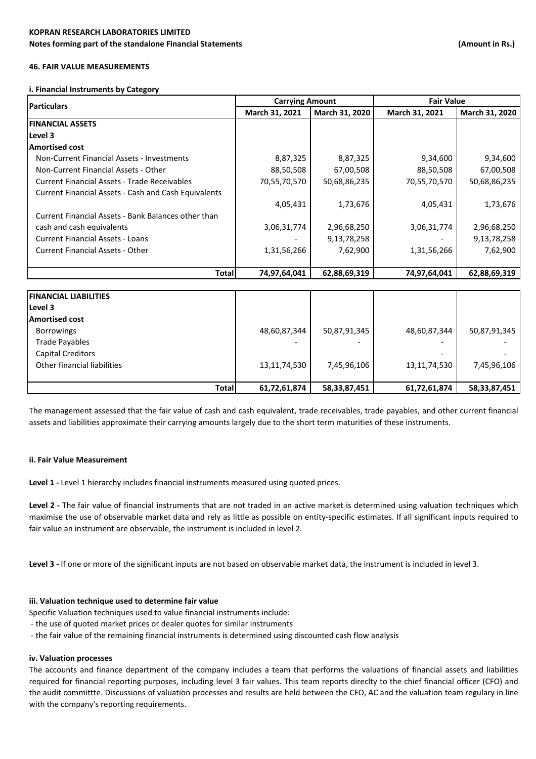KOPRAN RESEARCH LABORATORIES LIMITED

Notes forming part of the standalone Financial Statements (Amount in Rs.)

### 46. FAIR VALUE MEASUREMENTS

#### i. Financial Instruments by Category

| Particulars | Carrying Amount | | Fair Value | |
|---|---|---|---|---|
| | March 31, 2021 | March 31, 2020 | March 31, 2021 | March 31, 2020 |
| **FINANCIAL ASSETS** | | | | |
| **Level 3** | | | | |
| **Amortised cost** | | | | |
| Non-Current Financial Assets - Investments | 8,87,325 | 8,87,325 | 9,34,600 | 9,34,600 |
| Non-Current Financial Assets - Other | 88,50,508 | 67,00,508 | 88,50,508 | 67,00,508 |
| Current Financial Assets - Trade Receivables | 70,55,70,570 | 50,68,86,235 | 70,55,70,570 | 50,68,86,235 |
| Current Financial Assets - Cash and Cash Equivalents | 4,05,431 | 1,73,676 | 4,05,431 | 1,73,676 |
| Current Financial Assets - Bank Balances other than cash and cash equivalents | 3,06,31,774 | 2,96,68,250 | 3,06,31,774 | 2,96,68,250 |
| Current Financial Assets - Loans | - | 9,13,78,258 | - | 9,13,78,258 |
| Current Financial Assets - Other | 1,31,56,266 | 7,62,900 | 1,31,56,266 | 7,62,900 |
| **Total** | **74,97,64,041** | **62,88,69,319** | **74,97,64,041** | **62,88,69,319** |

| Particulars | March 31, 2021 | March 31, 2020 | March 31, 2021 | March 31, 2020 |
|---|---|---|---|---|
| **FINANCIAL LIABILITIES** | | | | |
| **Level 3** | | | | |
| **Amortised cost** | | | | |
| Borrowings | 48,60,87,344 | 50,87,91,345 | 48,60,87,344 | 50,87,91,345 |
| Trade Payables | - | - | - | - |
| Capital Creditors | | | - | - |
| Other financial liabilities | 13,11,74,530 | 7,45,96,106 | 13,11,74,530 | 7,45,96,106 |
| **Total** | **61,72,61,874** | **58,33,87,451** | **61,72,61,874** | **58,33,87,451** |

The management assessed that the fair value of cash and cash equivalent, trade receivables, trade payables, and other current financial assets and liabilities approximate their carrying amounts largely due to the short term maturities of these instruments.

#### ii. Fair Value Measurement

**Level 1 -** Level 1 hierarchy includes financial instruments measured using quoted prices.

**Level 2 -** The fair value of financial instruments that are not traded in an active market is determined using valuation techniques which maximise the use of observable market data and rely as little as possible on entity-specific estimates. If all significant inputs required to fair value an instrument are observable, the instrument is included in level 2.

**Level 3 -** If one or more of the significant inputs are not based on observable market data, the instrument is included in level 3.

#### iii. Valuation technique used to determine fair value

Specific Valuation techniques used to value financial instruments include:

- the use of quoted market prices or dealer quotes for similar instruments
- the fair value of the remaining financial instruments is determined using discounted cash flow analysis

#### iv. Valuation processes

The accounts and finance department of the company includes a team that performs the valuations of financial assets and liabilities required for financial reporting purposes, including level 3 fair values. This team reports direclty to the chief financial officer (CFO) and the audit committte. Discussions of valuation processes and results are held between the CFO, AC and the valuation team regulary in line with the company's reporting requirements.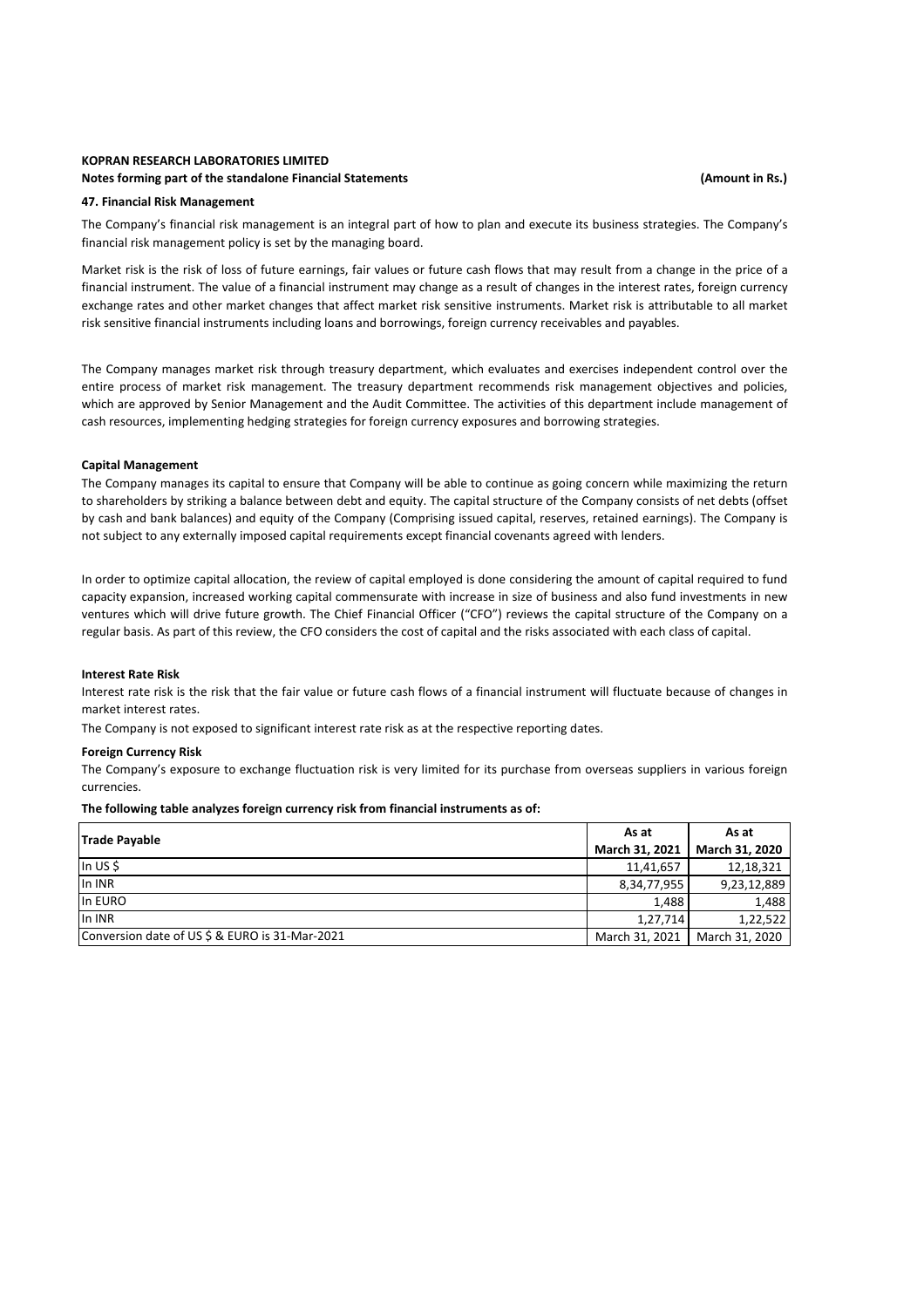**KOPRAN RESEARCH LABORATORIES LIMITED**
**Notes forming part of the standalone Financial Statements** **(Amount in Rs.)**

### 47. Financial Risk Management

The Company's financial risk management is an integral part of how to plan and execute its business strategies. The Company's financial risk management policy is set by the managing board.

Market risk is the risk of loss of future earnings, fair values or future cash flows that may result from a change in the price of a financial instrument. The value of a financial instrument may change as a result of changes in the interest rates, foreign currency exchange rates and other market changes that affect market risk sensitive instruments. Market risk is attributable to all market risk sensitive financial instruments including loans and borrowings, foreign currency receivables and payables.

The Company manages market risk through treasury department, which evaluates and exercises independent control over the entire process of market risk management. The treasury department recommends risk management objectives and policies, which are approved by Senior Management and the Audit Committee. The activities of this department include management of cash resources, implementing hedging strategies for foreign currency exposures and borrowing strategies.

**Capital Management**

The Company manages its capital to ensure that Company will be able to continue as going concern while maximizing the return to shareholders by striking a balance between debt and equity. The capital structure of the Company consists of net debts (offset by cash and bank balances) and equity of the Company (Comprising issued capital, reserves, retained earnings). The Company is not subject to any externally imposed capital requirements except financial covenants agreed with lenders.

In order to optimize capital allocation, the review of capital employed is done considering the amount of capital required to fund capacity expansion, increased working capital commensurate with increase in size of business and also fund investments in new ventures which will drive future growth. The Chief Financial Officer ("CFO") reviews the capital structure of the Company on a regular basis. As part of this review, the CFO considers the cost of capital and the risks associated with each class of capital.

**Interest Rate Risk**

Interest rate risk is the risk that the fair value or future cash flows of a financial instrument will fluctuate because of changes in market interest rates.

The Company is not exposed to significant interest rate risk as at the respective reporting dates.

**Foreign Currency Risk**

The Company's exposure to exchange fluctuation risk is very limited for its purchase from overseas suppliers in various foreign currencies.

**The following table analyzes foreign currency risk from financial instruments as of:**

| Trade Payable | As at March 31, 2021 | As at March 31, 2020 |
|---|---|---|
| In US $ | 11,41,657 | 12,18,321 |
| In INR | 8,34,77,955 | 9,23,12,889 |
| In EURO | 1,488 | 1,488 |
| In INR | 1,27,714 | 1,22,522 |
| Conversion date of US $ & EURO is 31-Mar-2021 | March 31, 2021 | March 31, 2020 |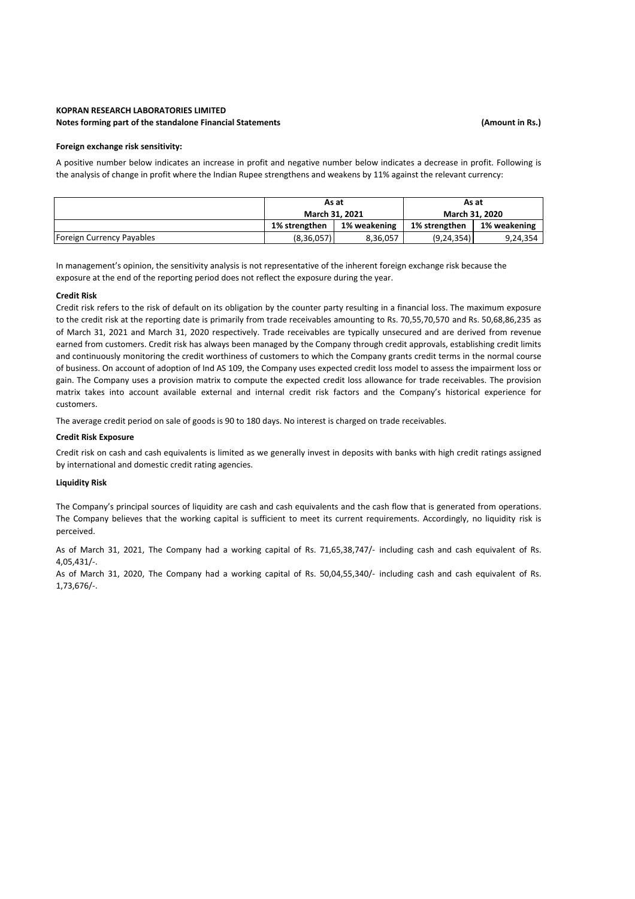**KOPRAN RESEARCH LABORATORIES LIMITED**

**Notes forming part of the standalone Financial Statements** **(Amount in Rs.)**

**Foreign exchange risk sensitivity:**

A positive number below indicates an increase in profit and negative number below indicates a decrease in profit. Following is the analysis of change in profit where the Indian Rupee strengthens and weakens by 11% against the relevant currency:

| | As at March 31, 2021 | | As at March 31, 2020 | |
|---|---|---|---|---|
| | 1% strengthen | 1% weakening | 1% strengthen | 1% weakening |
| Foreign Currency Payables | (8,36,057) | 8,36,057 | (9,24,354) | 9,24,354 |

In management's opinion, the sensitivity analysis is not representative of the inherent foreign exchange risk because the exposure at the end of the reporting period does not reflect the exposure during the year.

**Credit Risk**

Credit risk refers to the risk of default on its obligation by the counter party resulting in a financial loss. The maximum exposure to the credit risk at the reporting date is primarily from trade receivables amounting to Rs. 70,55,70,570 and Rs. 50,68,86,235 as of March 31, 2021 and March 31, 2020 respectively. Trade receivables are typically unsecured and are derived from revenue earned from customers. Credit risk has always been managed by the Company through credit approvals, establishing credit limits and continuously monitoring the credit worthiness of customers to which the Company grants credit terms in the normal course of business. On account of adoption of Ind AS 109, the Company uses expected credit loss model to assess the impairment loss or gain. The Company uses a provision matrix to compute the expected credit loss allowance for trade receivables. The provision matrix takes into account available external and internal credit risk factors and the Company's historical experience for customers.

The average credit period on sale of goods is 90 to 180 days. No interest is charged on trade receivables.

**Credit Risk Exposure**

Credit risk on cash and cash equivalents is limited as we generally invest in deposits with banks with high credit ratings assigned by international and domestic credit rating agencies.

**Liquidity Risk**

The Company's principal sources of liquidity are cash and cash equivalents and the cash flow that is generated from operations. The Company believes that the working capital is sufficient to meet its current requirements. Accordingly, no liquidity risk is perceived.

As of March 31, 2021, The Company had a working capital of Rs. 71,65,38,747/- including cash and cash equivalent of Rs. 4,05,431/-.

As of March 31, 2020, The Company had a working capital of Rs. 50,04,55,340/- including cash and cash equivalent of Rs. 1,73,676/-.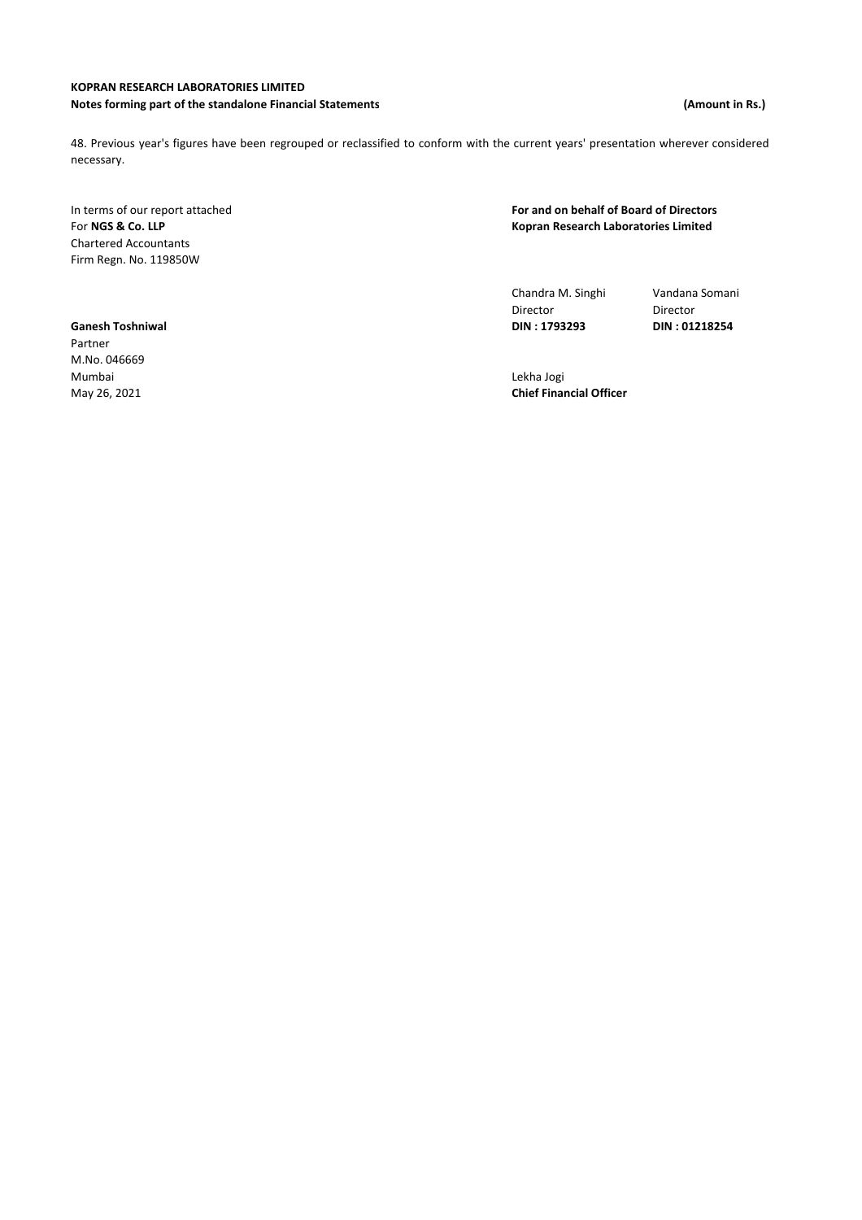**KOPRAN RESEARCH LABORATORIES LIMITED**
**Notes forming part of the standalone Financial Statements** **(Amount in Rs.)**

48. Previous year's figures have been regrouped or reclassified to conform with the current years' presentation wherever considered necessary.

In terms of our report attached
For **NGS & Co. LLP**
Chartered Accountants
Firm Regn. No. 119850W

**Ganesh Toshniwal**
Partner
M.No. 046669
Mumbai
May 26, 2021

**For and on behalf of Board of Directors**
**Kopran Research Laboratories Limited**

Chandra M. Singhi
Director
**DIN : 1793293**

Vandana Somani
Director
**DIN : 01218254**

Lekha Jogi
**Chief Financial Officer**